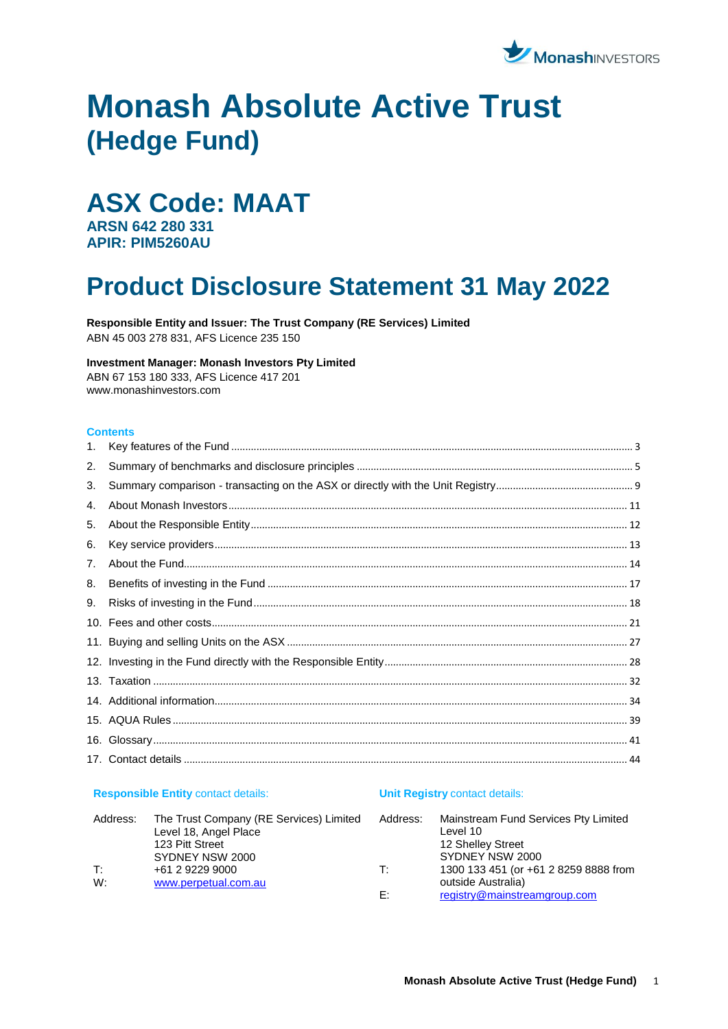MonashINVESTORS

# Monash Absolute Active Trust
## (Hedge Fund)

# ASX Code: MAAT

**ARSN 642 280 331**
**APIR: PIM5260AU**

# Product Disclosure Statement 31 May 2022

**Responsible Entity and Issuer: The Trust Company (RE Services) Limited**
ABN 45 003 278 831, AFS Licence 235 150

**Investment Manager: Monash Investors Pty Limited**
ABN 67 153 180 333, AFS Licence 417 201
www.monashinvestors.com

**Contents**

1. Key features of the Fund ..... 3
2. Summary of benchmarks and disclosure principles ..... 5
3. Summary comparison - transacting on the ASX or directly with the Unit Registry ..... 9
4. About Monash Investors ..... 11
5. About the Responsible Entity ..... 12
6. Key service providers ..... 13
7. About the Fund ..... 14
8. Benefits of investing in the Fund ..... 17
9. Risks of investing in the Fund ..... 18
10. Fees and other costs ..... 21
11. Buying and selling Units on the ASX ..... 27
12. Investing in the Fund directly with the Responsible Entity ..... 28
13. Taxation ..... 32
14. Additional information ..... 34
15. AQUA Rules ..... 39
16. Glossary ..... 41
17. Contact details ..... 44

**Responsible Entity** contact details:

| | |
|---|---|
| Address: | The Trust Company (RE Services) Limited<br>Level 18, Angel Place<br>123 Pitt Street<br>SYDNEY NSW 2000 |
| T: | +61 2 9229 9000 |
| W: | www.perpetual.com.au |

**Unit Registry** contact details:

| | |
|---|---|
| Address: | Mainstream Fund Services Pty Limited<br>Level 10<br>12 Shelley Street<br>SYDNEY NSW 2000 |
| T: | 1300 133 451 (or +61 2 8259 8888 from outside Australia) |
| E: | registry@mainstreamgroup.com |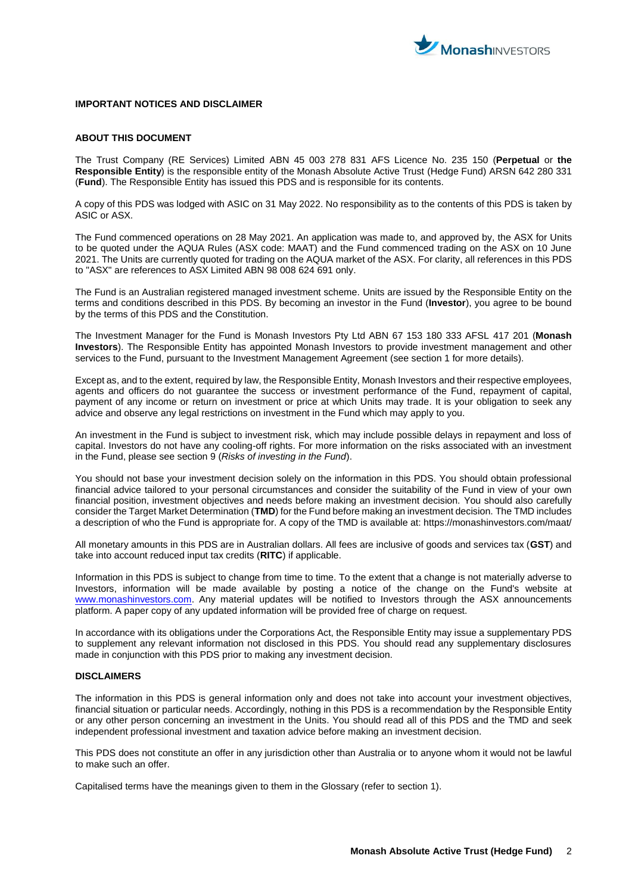## IMPORTANT NOTICES AND DISCLAIMER

### ABOUT THIS DOCUMENT

The Trust Company (RE Services) Limited ABN 45 003 278 831 AFS Licence No. 235 150 (**Perpetual** or **the Responsible Entity**) is the responsible entity of the Monash Absolute Active Trust (Hedge Fund) ARSN 642 280 331 (**Fund**). The Responsible Entity has issued this PDS and is responsible for its contents.

A copy of this PDS was lodged with ASIC on 31 May 2022. No responsibility as to the contents of this PDS is taken by ASIC or ASX.

The Fund commenced operations on 28 May 2021. An application was made to, and approved by, the ASX for Units to be quoted under the AQUA Rules (ASX code: MAAT) and the Fund commenced trading on the ASX on 10 June 2021. The Units are currently quoted for trading on the AQUA market of the ASX. For clarity, all references in this PDS to "ASX" are references to ASX Limited ABN 98 008 624 691 only.

The Fund is an Australian registered managed investment scheme. Units are issued by the Responsible Entity on the terms and conditions described in this PDS. By becoming an investor in the Fund (**Investor**), you agree to be bound by the terms of this PDS and the Constitution.

The Investment Manager for the Fund is Monash Investors Pty Ltd ABN 67 153 180 333 AFSL 417 201 (**Monash Investors**). The Responsible Entity has appointed Monash Investors to provide investment management and other services to the Fund, pursuant to the Investment Management Agreement (see section 1 for more details).

Except as, and to the extent, required by law, the Responsible Entity, Monash Investors and their respective employees, agents and officers do not guarantee the success or investment performance of the Fund, repayment of capital, payment of any income or return on investment or price at which Units may trade. It is your obligation to seek any advice and observe any legal restrictions on investment in the Fund which may apply to you.

An investment in the Fund is subject to investment risk, which may include possible delays in repayment and loss of capital. Investors do not have any cooling-off rights. For more information on the risks associated with an investment in the Fund, please see section 9 (*Risks of investing in the Fund*).

You should not base your investment decision solely on the information in this PDS. You should obtain professional financial advice tailored to your personal circumstances and consider the suitability of the Fund in view of your own financial position, investment objectives and needs before making an investment decision. You should also carefully consider the Target Market Determination (**TMD**) for the Fund before making an investment decision. The TMD includes a description of who the Fund is appropriate for. A copy of the TMD is available at: https://monashinvestors.com/maat/

All monetary amounts in this PDS are in Australian dollars. All fees are inclusive of goods and services tax (**GST**) and take into account reduced input tax credits (**RITC**) if applicable.

Information in this PDS is subject to change from time to time. To the extent that a change is not materially adverse to Investors, information will be made available by posting a notice of the change on the Fund's website at www.monashinvestors.com. Any material updates will be notified to Investors through the ASX announcements platform. A paper copy of any updated information will be provided free of charge on request.

In accordance with its obligations under the Corporations Act, the Responsible Entity may issue a supplementary PDS to supplement any relevant information not disclosed in this PDS. You should read any supplementary disclosures made in conjunction with this PDS prior to making any investment decision.

### DISCLAIMERS

The information in this PDS is general information only and does not take into account your investment objectives, financial situation or particular needs. Accordingly, nothing in this PDS is a recommendation by the Responsible Entity or any other person concerning an investment in the Units. You should read all of this PDS and the TMD and seek independent professional investment and taxation advice before making an investment decision.

This PDS does not constitute an offer in any jurisdiction other than Australia or to anyone whom it would not be lawful to make such an offer.

Capitalised terms have the meanings given to them in the Glossary (refer to section 1).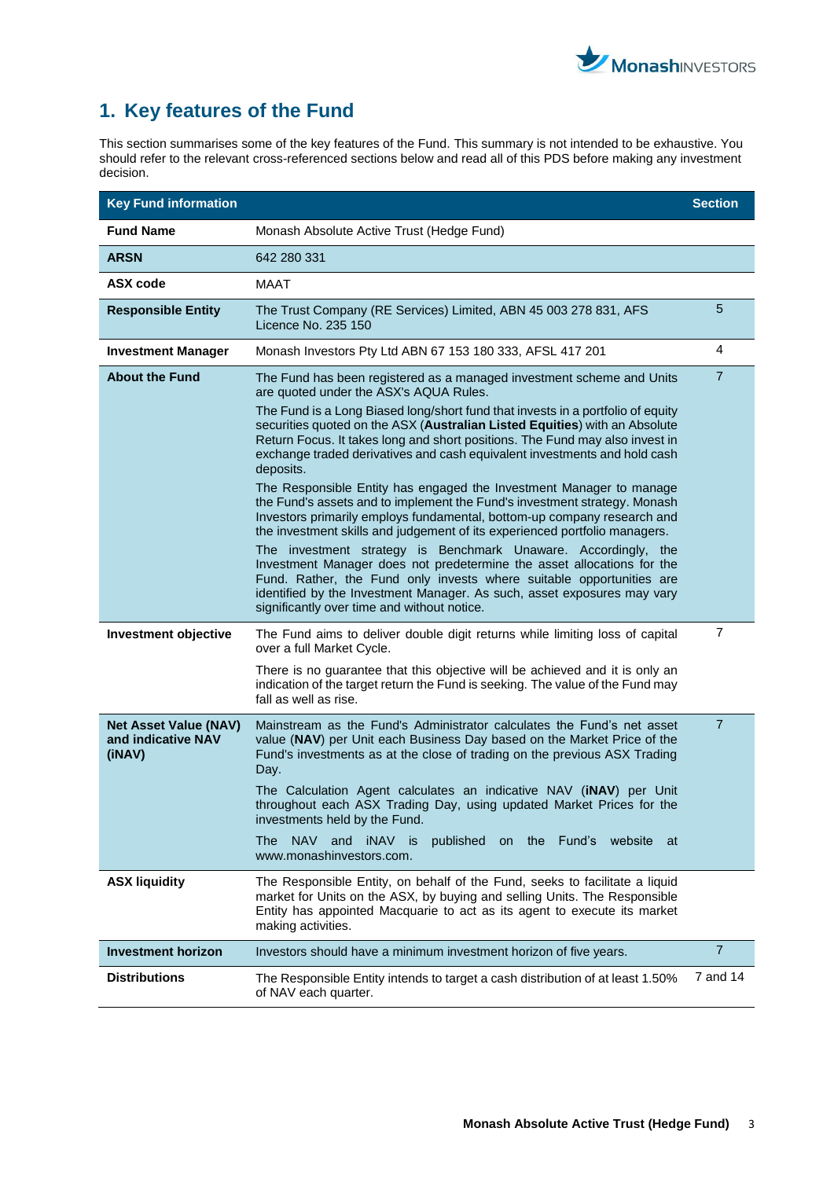# 1. Key features of the Fund

This section summarises some of the key features of the Fund. This summary is not intended to be exhaustive. You should refer to the relevant cross-referenced sections below and read all of this PDS before making any investment decision.

| Key Fund information | | Section |
|---|---|---|
| **Fund Name** | Monash Absolute Active Trust (Hedge Fund) | |
| **ARSN** | 642 280 331 | |
| **ASX code** | MAAT | |
| **Responsible Entity** | The Trust Company (RE Services) Limited, ABN 45 003 278 831, AFS Licence No. 235 150 | 5 |
| **Investment Manager** | Monash Investors Pty Ltd ABN 67 153 180 333, AFSL 417 201 | 4 |
| **About the Fund** | The Fund has been registered as a managed investment scheme and Units are quoted under the ASX's AQUA Rules.<br><br>The Fund is a Long Biased long/short fund that invests in a portfolio of equity securities quoted on the ASX (**Australian Listed Equities**) with an Absolute Return Focus. It takes long and short positions. The Fund may also invest in exchange traded derivatives and cash equivalent investments and hold cash deposits.<br><br>The Responsible Entity has engaged the Investment Manager to manage the Fund's assets and to implement the Fund's investment strategy. Monash Investors primarily employs fundamental, bottom-up company research and the investment skills and judgement of its experienced portfolio managers.<br><br>The investment strategy is Benchmark Unaware. Accordingly, the Investment Manager does not predetermine the asset allocations for the Fund. Rather, the Fund only invests where suitable opportunities are identified by the Investment Manager. As such, asset exposures may vary significantly over time and without notice. | 7 |
| **Investment objective** | The Fund aims to deliver double digit returns while limiting loss of capital over a full Market Cycle.<br><br>There is no guarantee that this objective will be achieved and it is only an indication of the target return the Fund is seeking. The value of the Fund may fall as well as rise. | 7 |
| **Net Asset Value (NAV) and indicative NAV (iNAV)** | Mainstream as the Fund's Administrator calculates the Fund's net asset value (**NAV**) per Unit each Business Day based on the Market Price of the Fund's investments as at the close of trading on the previous ASX Trading Day.<br><br>The Calculation Agent calculates an indicative NAV (**iNAV**) per Unit throughout each ASX Trading Day, using updated Market Prices for the investments held by the Fund.<br><br>The NAV and iNAV is published on the Fund's website at www.monashinvestors.com. | 7 |
| **ASX liquidity** | The Responsible Entity, on behalf of the Fund, seeks to facilitate a liquid market for Units on the ASX, by buying and selling Units. The Responsible Entity has appointed Macquarie to act as its agent to execute its market making activities. | |
| **Investment horizon** | Investors should have a minimum investment horizon of five years. | 7 |
| **Distributions** | The Responsible Entity intends to target a cash distribution of at least 1.50% of NAV each quarter. | 7 and 14 |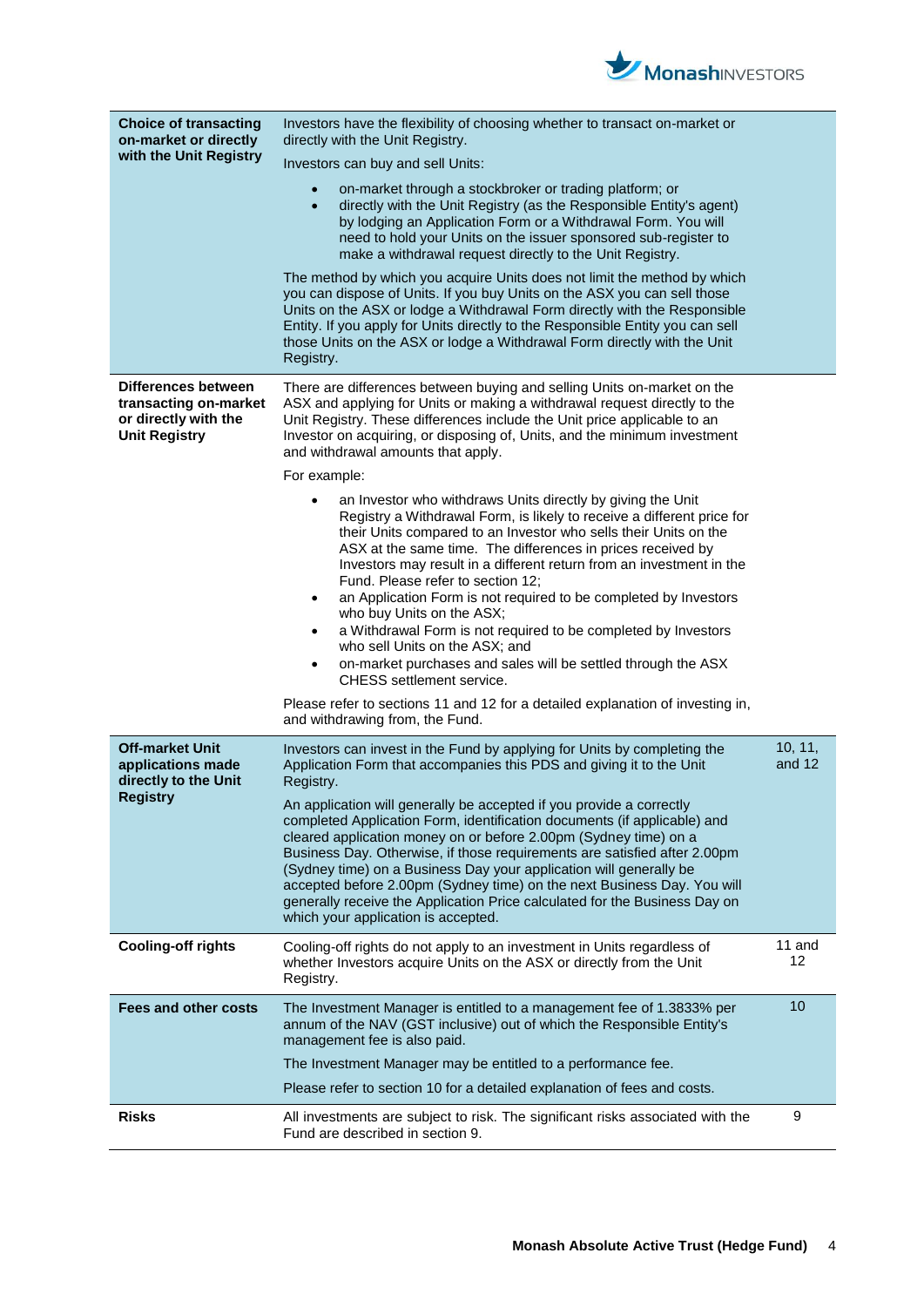| | | |
|---|---|---|
| **Choice of transacting on-market or directly with the Unit Registry** | Investors have the flexibility of choosing whether to transact on-market or directly with the Unit Registry.<br><br>Investors can buy and sell Units:<br><br>• on-market through a stockbroker or trading platform; or<br>• directly with the Unit Registry (as the Responsible Entity's agent) by lodging an Application Form or a Withdrawal Form. You will need to hold your Units on the issuer sponsored sub-register to make a withdrawal request directly to the Unit Registry.<br><br>The method by which you acquire Units does not limit the method by which you can dispose of Units. If you buy Units on the ASX you can sell those Units on the ASX or lodge a Withdrawal Form directly with the Responsible Entity. If you apply for Units directly to the Responsible Entity you can sell those Units on the ASX or lodge a Withdrawal Form directly with the Unit Registry. | |
| **Differences between transacting on-market or directly with the Unit Registry** | There are differences between buying and selling Units on-market on the ASX and applying for Units or making a withdrawal request directly to the Unit Registry. These differences include the Unit price applicable to an Investor on acquiring, or disposing of, Units, and the minimum investment and withdrawal amounts that apply.<br><br>For example:<br><br>• an Investor who withdraws Units directly by giving the Unit Registry a Withdrawal Form, is likely to receive a different price for their Units compared to an Investor who sells their Units on the ASX at the same time. The differences in prices received by Investors may result in a different return from an investment in the Fund. Please refer to section 12;<br>• an Application Form is not required to be completed by Investors who buy Units on the ASX;<br>• a Withdrawal Form is not required to be completed by Investors who sell Units on the ASX; and<br>• on-market purchases and sales will be settled through the ASX CHESS settlement service.<br><br>Please refer to sections 11 and 12 for a detailed explanation of investing in, and withdrawing from, the Fund. | |
| **Off-market Unit applications made directly to the Unit Registry** | Investors can invest in the Fund by applying for Units by completing the Application Form that accompanies this PDS and giving it to the Unit Registry.<br><br>An application will generally be accepted if you provide a correctly completed Application Form, identification documents (if applicable) and cleared application money on or before 2.00pm (Sydney time) on a Business Day. Otherwise, if those requirements are satisfied after 2.00pm (Sydney time) on a Business Day your application will generally be accepted before 2.00pm (Sydney time) on the next Business Day. You will generally receive the Application Price calculated for the Business Day on which your application is accepted. | 10, 11, and 12 |
| **Cooling-off rights** | Cooling-off rights do not apply to an investment in Units regardless of whether Investors acquire Units on the ASX or directly from the Unit Registry. | 11 and 12 |
| **Fees and other costs** | The Investment Manager is entitled to a management fee of 1.3833% per annum of the NAV (GST inclusive) out of which the Responsible Entity's management fee is also paid.<br><br>The Investment Manager may be entitled to a performance fee.<br><br>Please refer to section 10 for a detailed explanation of fees and costs. | 10 |
| **Risks** | All investments are subject to risk. The significant risks associated with the Fund are described in section 9. | 9 |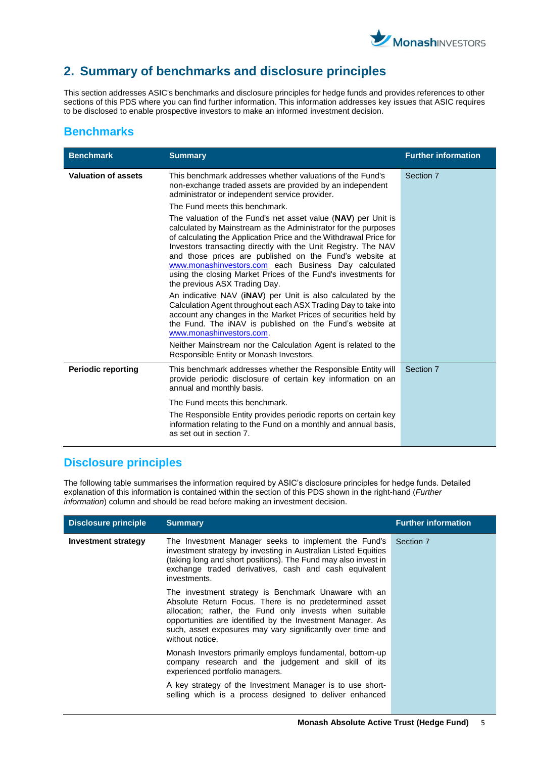## 2. Summary of benchmarks and disclosure principles

This section addresses ASIC's benchmarks and disclosure principles for hedge funds and provides references to other sections of this PDS where you can find further information. This information addresses key issues that ASIC requires to be disclosed to enable prospective investors to make an informed investment decision.

### Benchmarks

| Benchmark | Summary | Further information |
| --- | --- | --- |
| **Valuation of assets** | This benchmark addresses whether valuations of the Fund's non-exchange traded assets are provided by an independent administrator or independent service provider.<br><br>The Fund meets this benchmark.<br><br>The valuation of the Fund's net asset value (**NAV**) per Unit is calculated by Mainstream as the Administrator for the purposes of calculating the Application Price and the Withdrawal Price for Investors transacting directly with the Unit Registry. The NAV and those prices are published on the Fund's website at www.monashinvestors.com each Business Day calculated using the closing Market Prices of the Fund's investments for the previous ASX Trading Day.<br><br>An indicative NAV (**iNAV**) per Unit is also calculated by the Calculation Agent throughout each ASX Trading Day to take into account any changes in the Market Prices of securities held by the Fund. The iNAV is published on the Fund's website at www.monashinvestors.com.<br><br>Neither Mainstream nor the Calculation Agent is related to the Responsible Entity or Monash Investors. | Section 7 |
| **Periodic reporting** | This benchmark addresses whether the Responsible Entity will provide periodic disclosure of certain key information on an annual and monthly basis.<br><br>The Fund meets this benchmark.<br><br>The Responsible Entity provides periodic reports on certain key information relating to the Fund on a monthly and annual basis, as set out in section 7. | Section 7 |

### Disclosure principles

The following table summarises the information required by ASIC's disclosure principles for hedge funds. Detailed explanation of this information is contained within the section of this PDS shown in the right-hand (*Further information*) column and should be read before making an investment decision.

| Disclosure principle | Summary | Further information |
| --- | --- | --- |
| **Investment strategy** | The Investment Manager seeks to implement the Fund's investment strategy by investing in Australian Listed Equities (taking long and short positions). The Fund may also invest in exchange traded derivatives, cash and cash equivalent investments.<br><br>The investment strategy is Benchmark Unaware with an Absolute Return Focus. There is no predetermined asset allocation; rather, the Fund only invests when suitable opportunities are identified by the Investment Manager. As such, asset exposures may vary significantly over time and without notice.<br><br>Monash Investors primarily employs fundamental, bottom-up company research and the judgement and skill of its experienced portfolio managers.<br><br>A key strategy of the Investment Manager is to use short-selling which is a process designed to deliver enhanced | Section 7 |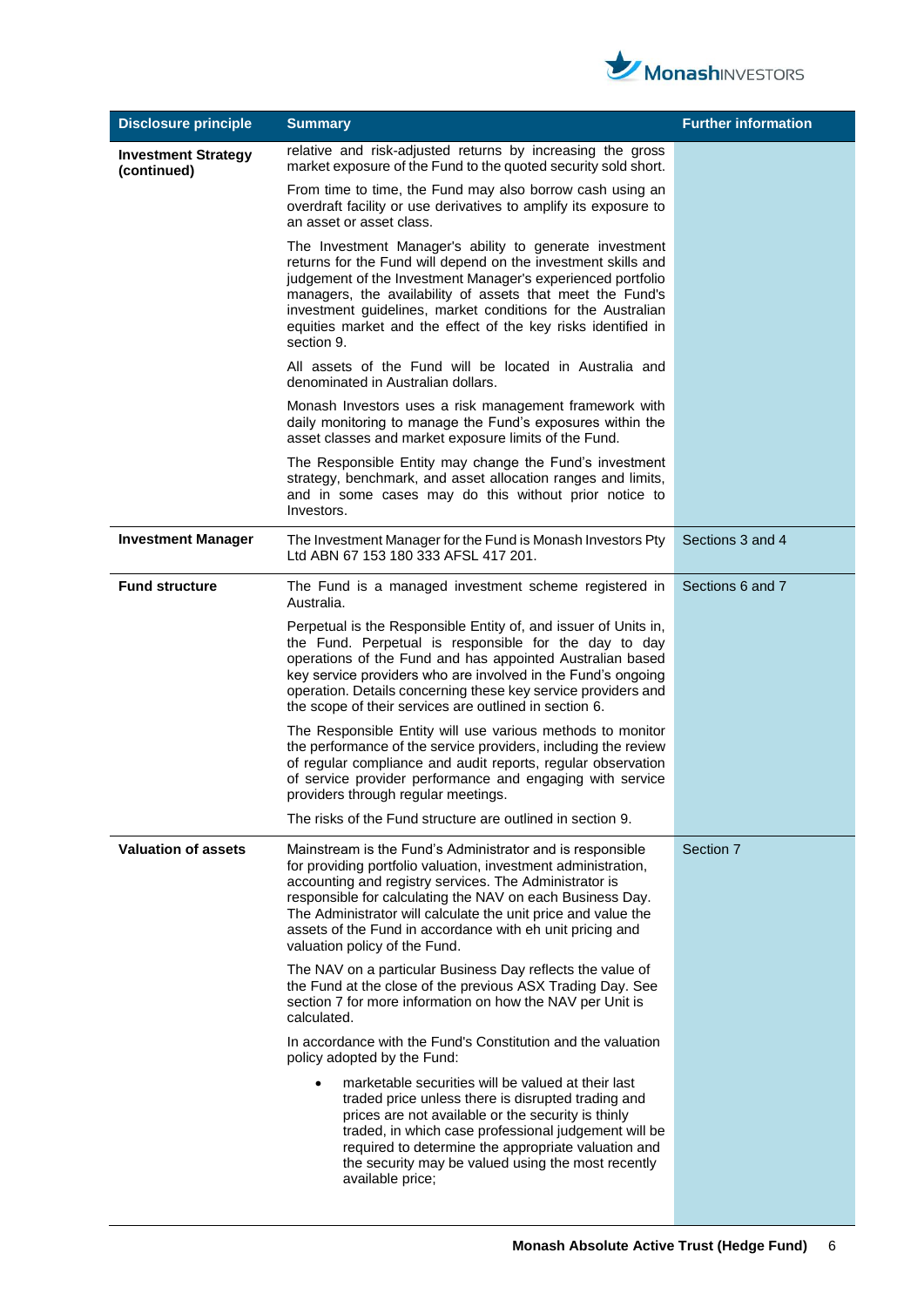| Disclosure principle | Summary | Further information |
|---|---|---|
| **Investment Strategy (continued)** | relative and risk-adjusted returns by increasing the gross market exposure of the Fund to the quoted security sold short.<br><br>From time to time, the Fund may also borrow cash using an overdraft facility or use derivatives to amplify its exposure to an asset or asset class.<br><br>The Investment Manager's ability to generate investment returns for the Fund will depend on the investment skills and judgement of the Investment Manager's experienced portfolio managers, the availability of assets that meet the Fund's investment guidelines, market conditions for the Australian equities market and the effect of the key risks identified in section 9.<br><br>All assets of the Fund will be located in Australia and denominated in Australian dollars.<br><br>Monash Investors uses a risk management framework with daily monitoring to manage the Fund's exposures within the asset classes and market exposure limits of the Fund.<br><br>The Responsible Entity may change the Fund's investment strategy, benchmark, and asset allocation ranges and limits, and in some cases may do this without prior notice to Investors. | |
| **Investment Manager** | The Investment Manager for the Fund is Monash Investors Pty Ltd ABN 67 153 180 333 AFSL 417 201. | Sections 3 and 4 |
| **Fund structure** | The Fund is a managed investment scheme registered in Australia.<br><br>Perpetual is the Responsible Entity of, and issuer of Units in, the Fund. Perpetual is responsible for the day to day operations of the Fund and has appointed Australian based key service providers who are involved in the Fund's ongoing operation. Details concerning these key service providers and the scope of their services are outlined in section 6.<br><br>The Responsible Entity will use various methods to monitor the performance of the service providers, including the review of regular compliance and audit reports, regular observation of service provider performance and engaging with service providers through regular meetings.<br><br>The risks of the Fund structure are outlined in section 9. | Sections 6 and 7 |
| **Valuation of assets** | Mainstream is the Fund's Administrator and is responsible for providing portfolio valuation, investment administration, accounting and registry services. The Administrator is responsible for calculating the NAV on each Business Day. The Administrator will calculate the unit price and value the assets of the Fund in accordance with eh unit pricing and valuation policy of the Fund.<br><br>The NAV on a particular Business Day reflects the value of the Fund at the close of the previous ASX Trading Day. See section 7 for more information on how the NAV per Unit is calculated.<br><br>In accordance with the Fund's Constitution and the valuation policy adopted by the Fund:<br><br>• marketable securities will be valued at their last traded price unless there is disrupted trading and prices are not available or the security is thinly traded, in which case professional judgement will be required to determine the appropriate valuation and the security may be valued using the most recently available price; | Section 7 |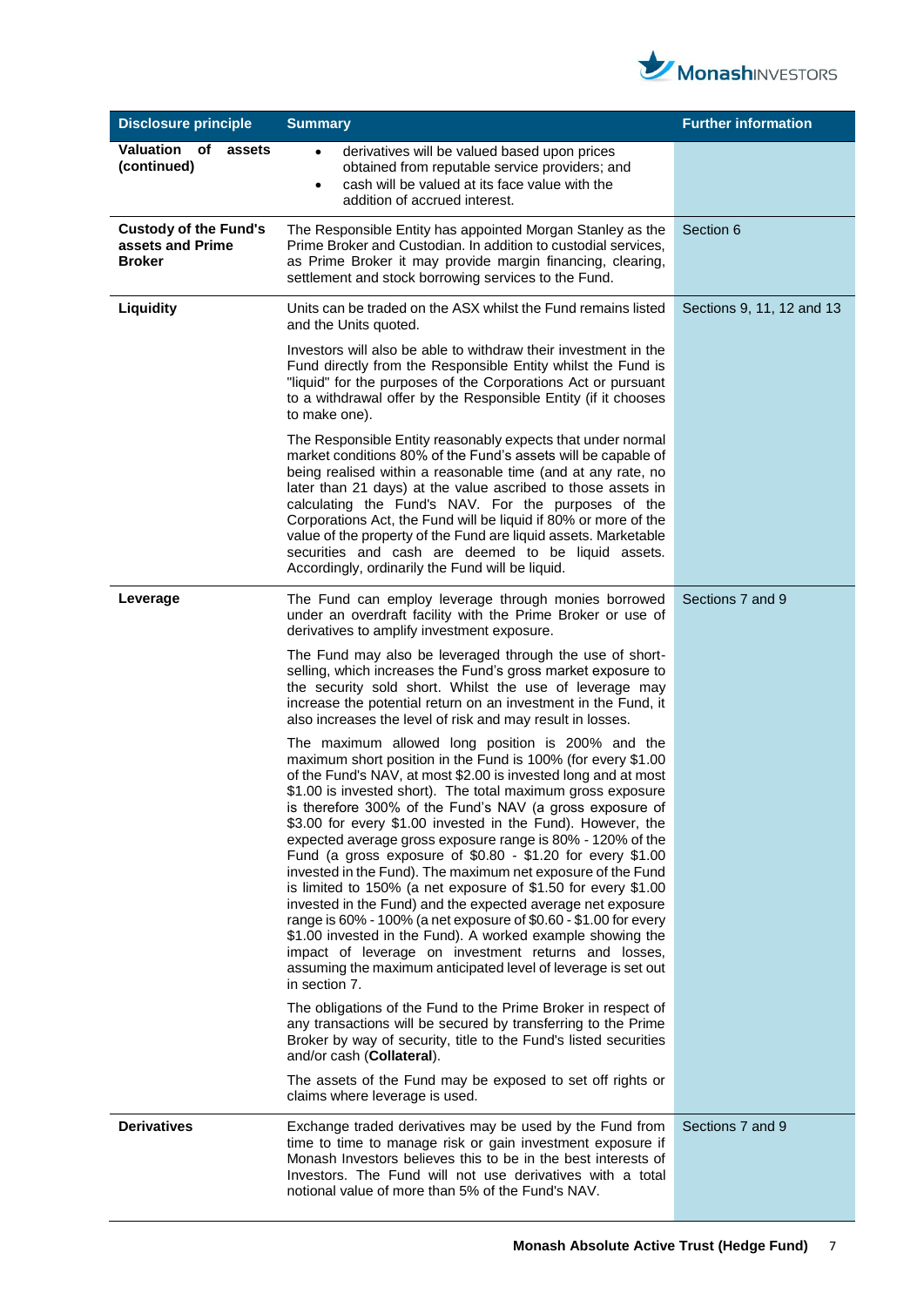| Disclosure principle | Summary | Further information |
|---|---|---|
| **Valuation of assets (continued)** | • derivatives will be valued based upon prices obtained from reputable service providers; and<br>• cash will be valued at its face value with the addition of accrued interest. | |
| **Custody of the Fund's assets and Prime Broker** | The Responsible Entity has appointed Morgan Stanley as the Prime Broker and Custodian. In addition to custodial services, as Prime Broker it may provide margin financing, clearing, settlement and stock borrowing services to the Fund. | Section 6 |
| **Liquidity** | Units can be traded on the ASX whilst the Fund remains listed and the Units quoted.<br><br>Investors will also be able to withdraw their investment in the Fund directly from the Responsible Entity whilst the Fund is "liquid" for the purposes of the Corporations Act or pursuant to a withdrawal offer by the Responsible Entity (if it chooses to make one).<br><br>The Responsible Entity reasonably expects that under normal market conditions 80% of the Fund's assets will be capable of being realised within a reasonable time (and at any rate, no later than 21 days) at the value ascribed to those assets in calculating the Fund's NAV. For the purposes of the Corporations Act, the Fund will be liquid if 80% or more of the value of the property of the Fund are liquid assets. Marketable securities and cash are deemed to be liquid assets. Accordingly, ordinarily the Fund will be liquid. | Sections 9, 11, 12 and 13 |
| **Leverage** | The Fund can employ leverage through monies borrowed under an overdraft facility with the Prime Broker or use of derivatives to amplify investment exposure.<br><br>The Fund may also be leveraged through the use of short-selling, which increases the Fund's gross market exposure to the security sold short. Whilst the use of leverage may increase the potential return on an investment in the Fund, it also increases the level of risk and may result in losses.<br><br>The maximum allowed long position is 200% and the maximum short position in the Fund is 100% (for every $1.00 of the Fund's NAV, at most $2.00 is invested long and at most $1.00 is invested short). The total maximum gross exposure is therefore 300% of the Fund's NAV (a gross exposure of $3.00 for every $1.00 invested in the Fund). However, the expected average gross exposure range is 80% - 120% of the Fund (a gross exposure of $0.80 - $1.20 for every $1.00 invested in the Fund). The maximum net exposure of the Fund is limited to 150% (a net exposure of $1.50 for every $1.00 invested in the Fund) and the expected average net exposure range is 60% - 100% (a net exposure of $0.60 - $1.00 for every $1.00 invested in the Fund). A worked example showing the impact of leverage on investment returns and losses, assuming the maximum anticipated level of leverage is set out in section 7.<br><br>The obligations of the Fund to the Prime Broker in respect of any transactions will be secured by transferring to the Prime Broker by way of security, title to the Fund's listed securities and/or cash (**Collateral**).<br><br>The assets of the Fund may be exposed to set off rights or claims where leverage is used. | Sections 7 and 9 |
| **Derivatives** | Exchange traded derivatives may be used by the Fund from time to time to manage risk or gain investment exposure if Monash Investors believes this to be in the best interests of Investors. The Fund will not use derivatives with a total notional value of more than 5% of the Fund's NAV. | Sections 7 and 9 |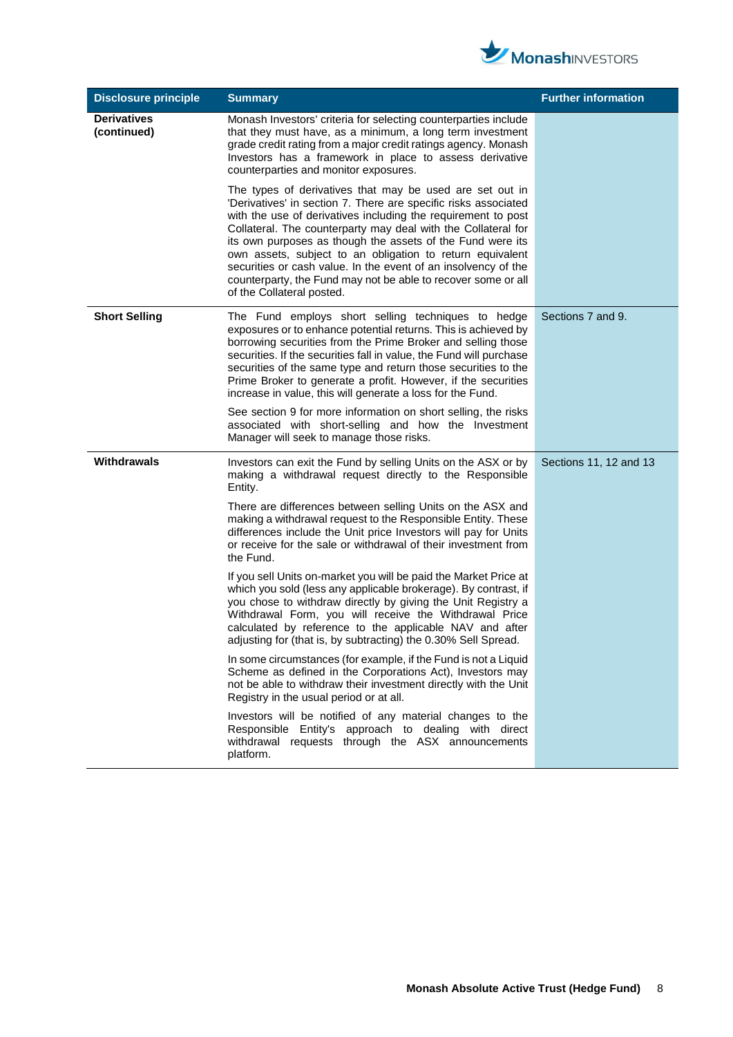| Disclosure principle | Summary | Further information |
| --- | --- | --- |
| **Derivatives (continued)** | Monash Investors' criteria for selecting counterparties include that they must have, as a minimum, a long term investment grade credit rating from a major credit ratings agency. Monash Investors has a framework in place to assess derivative counterparties and monitor exposures.<br><br>The types of derivatives that may be used are set out in 'Derivatives' in section 7. There are specific risks associated with the use of derivatives including the requirement to post Collateral. The counterparty may deal with the Collateral for its own purposes as though the assets of the Fund were its own assets, subject to an obligation to return equivalent securities or cash value. In the event of an insolvency of the counterparty, the Fund may not be able to recover some or all of the Collateral posted. | |
| **Short Selling** | The Fund employs short selling techniques to hedge exposures or to enhance potential returns. This is achieved by borrowing securities from the Prime Broker and selling those securities. If the securities fall in value, the Fund will purchase securities of the same type and return those securities to the Prime Broker to generate a profit. However, if the securities increase in value, this will generate a loss for the Fund.<br><br>See section 9 for more information on short selling, the risks associated with short-selling and how the Investment Manager will seek to manage those risks. | Sections 7 and 9. |
| **Withdrawals** | Investors can exit the Fund by selling Units on the ASX or by making a withdrawal request directly to the Responsible Entity.<br><br>There are differences between selling Units on the ASX and making a withdrawal request to the Responsible Entity. These differences include the Unit price Investors will pay for Units or receive for the sale or withdrawal of their investment from the Fund.<br><br>If you sell Units on-market you will be paid the Market Price at which you sold (less any applicable brokerage). By contrast, if you chose to withdraw directly by giving the Unit Registry a Withdrawal Form, you will receive the Withdrawal Price calculated by reference to the applicable NAV and after adjusting for (that is, by subtracting) the 0.30% Sell Spread.<br><br>In some circumstances (for example, if the Fund is not a Liquid Scheme as defined in the Corporations Act), Investors may not be able to withdraw their investment directly with the Unit Registry in the usual period or at all.<br><br>Investors will be notified of any material changes to the Responsible Entity's approach to dealing with direct withdrawal requests through the ASX announcements platform. | Sections 11, 12 and 13 |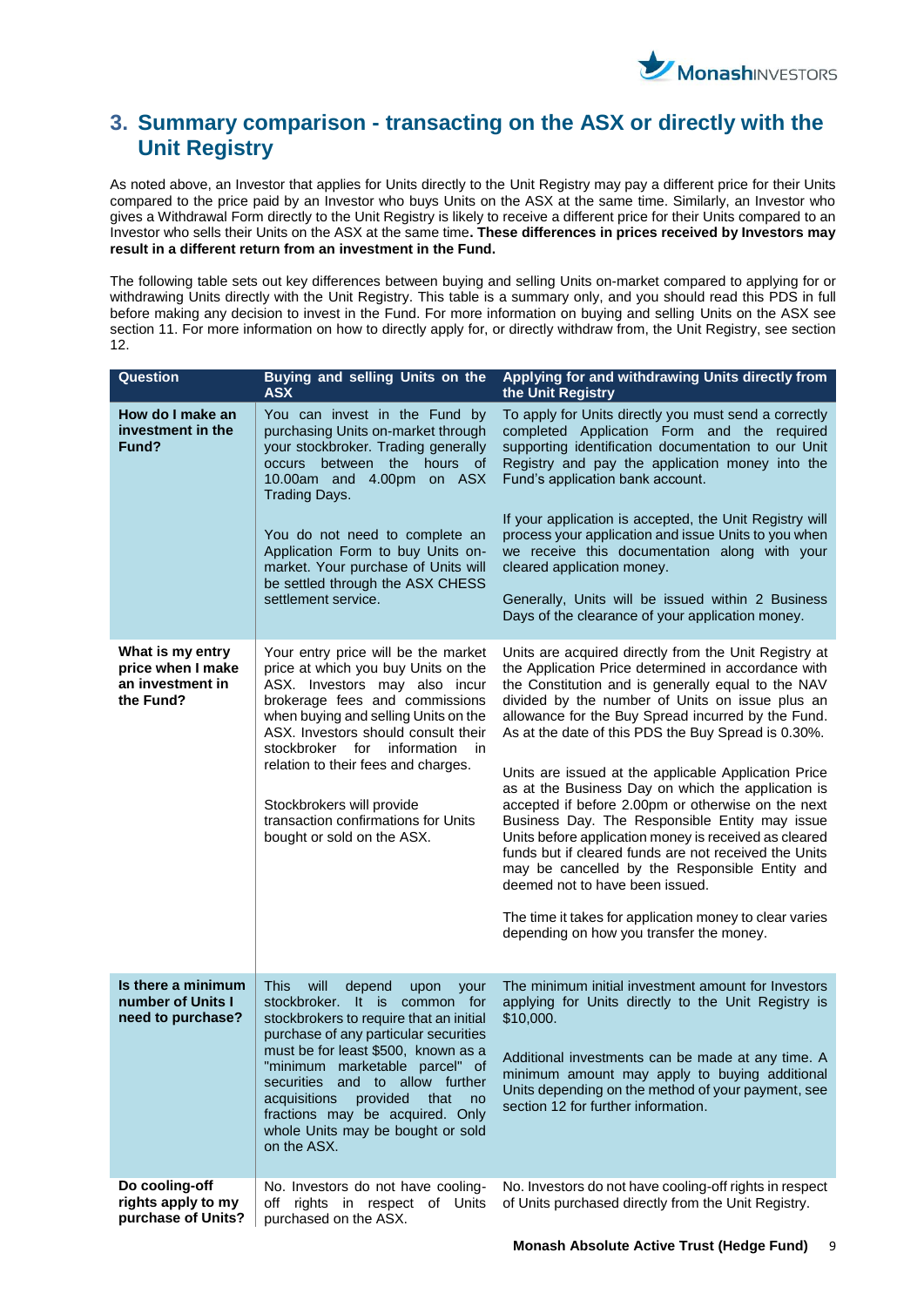## 3. Summary comparison - transacting on the ASX or directly with the Unit Registry

As noted above, an Investor that applies for Units directly to the Unit Registry may pay a different price for their Units compared to the price paid by an Investor who buys Units on the ASX at the same time. Similarly, an Investor who gives a Withdrawal Form directly to the Unit Registry is likely to receive a different price for their Units compared to an Investor who sells their Units on the ASX at the same time. **These differences in prices received by Investors may result in a different return from an investment in the Fund.**

The following table sets out key differences between buying and selling Units on-market compared to applying for or withdrawing Units directly with the Unit Registry. This table is a summary only, and you should read this PDS in full before making any decision to invest in the Fund. For more information on buying and selling Units on the ASX see section 11. For more information on how to directly apply for, or directly withdraw from, the Unit Registry, see section 12.

| Question | Buying and selling Units on the ASX | Applying for and withdrawing Units directly from the Unit Registry |
|---|---|---|
| **How do I make an investment in the Fund?** | You can invest in the Fund by purchasing Units on-market through your stockbroker. Trading generally occurs between the hours of 10.00am and 4.00pm on ASX Trading Days.<br><br>You do not need to complete an Application Form to buy Units on-market. Your purchase of Units will be settled through the ASX CHESS settlement service. | To apply for Units directly you must send a correctly completed Application Form and the required supporting identification documentation to our Unit Registry and pay the application money into the Fund's application bank account.<br><br>If your application is accepted, the Unit Registry will process your application and issue Units to you when we receive this documentation along with your cleared application money.<br><br>Generally, Units will be issued within 2 Business Days of the clearance of your application money. |
| **What is my entry price when I make an investment in the Fund?** | Your entry price will be the market price at which you buy Units on the ASX. Investors may also incur brokerage fees and commissions when buying and selling Units on the ASX. Investors should consult their stockbroker for information in relation to their fees and charges.<br><br>Stockbrokers will provide transaction confirmations for Units bought or sold on the ASX. | Units are acquired directly from the Unit Registry at the Application Price determined in accordance with the Constitution and is generally equal to the NAV divided by the number of Units on issue plus an allowance for the Buy Spread incurred by the Fund. As at the date of this PDS the Buy Spread is 0.30%.<br><br>Units are issued at the applicable Application Price as at the Business Day on which the application is accepted if before 2.00pm or otherwise on the next Business Day. The Responsible Entity may issue Units before application money is received as cleared funds but if cleared funds are not received the Units may be cancelled by the Responsible Entity and deemed not to have been issued.<br><br>The time it takes for application money to clear varies depending on how you transfer the money. |
| **Is there a minimum number of Units I need to purchase?** | This will depend upon your stockbroker. It is common for stockbrokers to require that an initial purchase of any particular securities must be for least $500, known as a "minimum marketable parcel" of securities and to allow further acquisitions provided that no fractions may be acquired. Only whole Units may be bought or sold on the ASX. | The minimum initial investment amount for Investors applying for Units directly to the Unit Registry is $10,000.<br><br>Additional investments can be made at any time. A minimum amount may apply to buying additional Units depending on the method of your payment, see section 12 for further information. |
| **Do cooling-off rights apply to my purchase of Units?** | No. Investors do not have cooling-off rights in respect of Units purchased on the ASX. | No. Investors do not have cooling-off rights in respect of Units purchased directly from the Unit Registry. |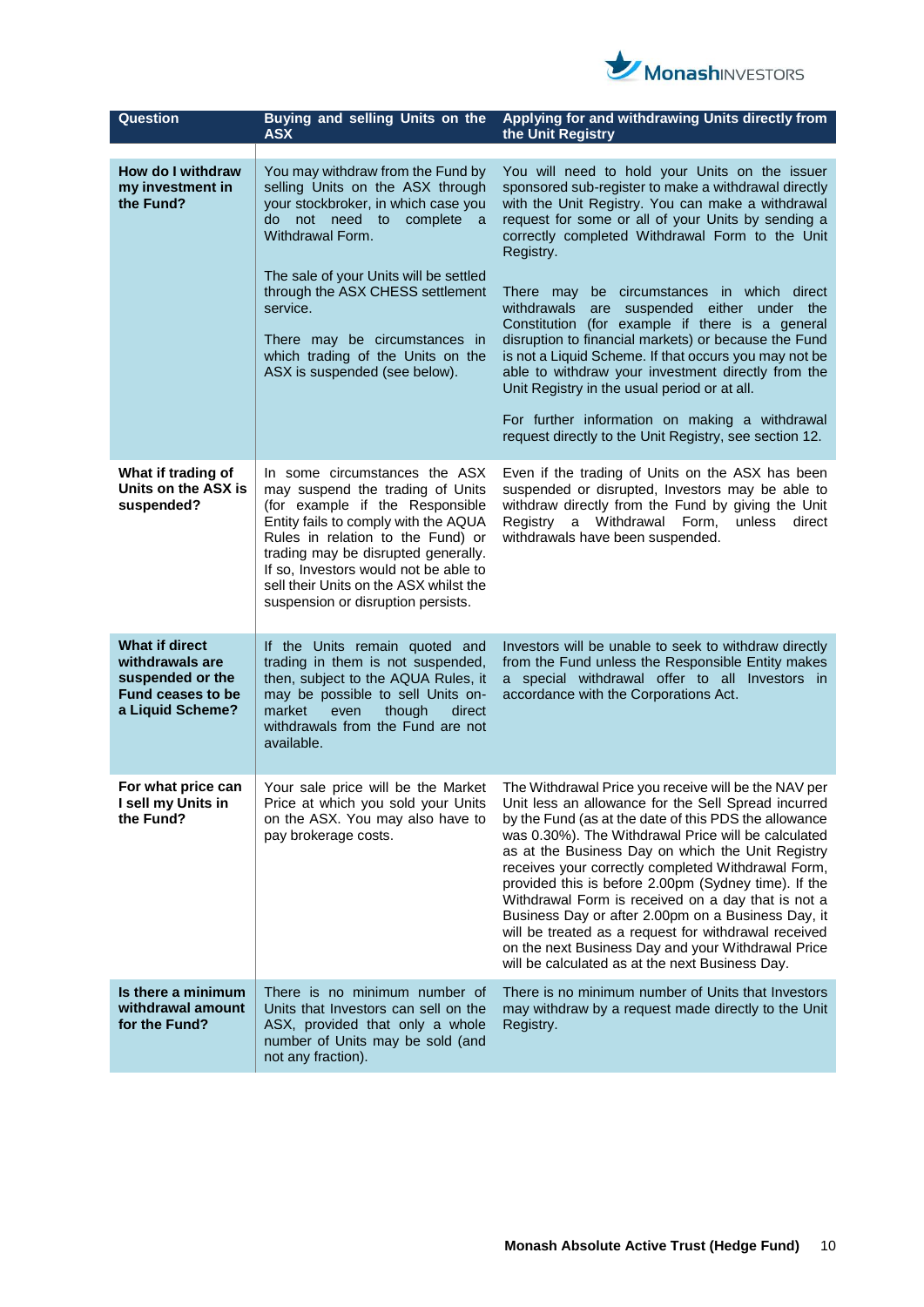| Question | Buying and selling Units on the ASX | Applying for and withdrawing Units directly from the Unit Registry |
|---|---|---|
| **How do I withdraw my investment in the Fund?** | You may withdraw from the Fund by selling Units on the ASX through your stockbroker, in which case you do not need to complete a Withdrawal Form.<br><br>The sale of your Units will be settled through the ASX CHESS settlement service.<br><br>There may be circumstances in which trading of the Units on the ASX is suspended (see below). | You will need to hold your Units on the issuer sponsored sub-register to make a withdrawal directly with the Unit Registry. You can make a withdrawal request for some or all of your Units by sending a correctly completed Withdrawal Form to the Unit Registry.<br><br>There may be circumstances in which direct withdrawals are suspended either under the Constitution (for example if there is a general disruption to financial markets) or because the Fund is not a Liquid Scheme. If that occurs you may not be able to withdraw your investment directly from the Unit Registry in the usual period or at all.<br><br>For further information on making a withdrawal request directly to the Unit Registry, see section 12. |
| **What if trading of Units on the ASX is suspended?** | In some circumstances the ASX may suspend the trading of Units (for example if the Responsible Entity fails to comply with the AQUA Rules in relation to the Fund) or trading may be disrupted generally. If so, Investors would not be able to sell their Units on the ASX whilst the suspension or disruption persists. | Even if the trading of Units on the ASX has been suspended or disrupted, Investors may be able to withdraw directly from the Fund by giving the Unit Registry a Withdrawal Form, unless direct withdrawals have been suspended. |
| **What if direct withdrawals are suspended or the Fund ceases to be a Liquid Scheme?** | If the Units remain quoted and trading in them is not suspended, then, subject to the AQUA Rules, it may be possible to sell Units on-market even though direct withdrawals from the Fund are not available. | Investors will be unable to seek to withdraw directly from the Fund unless the Responsible Entity makes a special withdrawal offer to all Investors in accordance with the Corporations Act. |
| **For what price can I sell my Units in the Fund?** | Your sale price will be the Market Price at which you sold your Units on the ASX. You may also have to pay brokerage costs. | The Withdrawal Price you receive will be the NAV per Unit less an allowance for the Sell Spread incurred by the Fund (as at the date of this PDS the allowance was 0.30%). The Withdrawal Price will be calculated as at the Business Day on which the Unit Registry receives your correctly completed Withdrawal Form, provided this is before 2.00pm (Sydney time). If the Withdrawal Form is received on a day that is not a Business Day or after 2.00pm on a Business Day, it will be treated as a request for withdrawal received on the next Business Day and your Withdrawal Price will be calculated as at the next Business Day. |
| **Is there a minimum withdrawal amount for the Fund?** | There is no minimum number of Units that Investors can sell on the ASX, provided that only a whole number of Units may be sold (and not any fraction). | There is no minimum number of Units that Investors may withdraw by a request made directly to the Unit Registry. |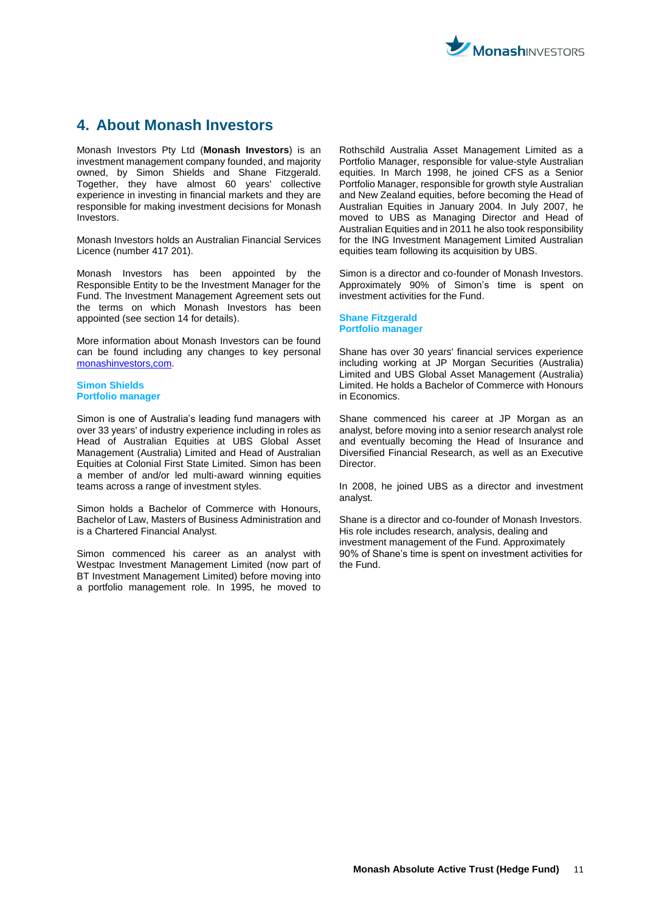## 4. About Monash Investors

Monash Investors Pty Ltd (**Monash Investors**) is an investment management company founded, and majority owned, by Simon Shields and Shane Fitzgerald. Together, they have almost 60 years' collective experience in investing in financial markets and they are responsible for making investment decisions for Monash Investors.

Monash Investors holds an Australian Financial Services Licence (number 417 201).

Monash Investors has been appointed by the Responsible Entity to be the Investment Manager for the Fund. The Investment Management Agreement sets out the terms on which Monash Investors has been appointed (see section 14 for details).

More information about Monash Investors can be found can be found including any changes to key personal monashinvestors,com.

### Simon Shields
### Portfolio manager

Simon is one of Australia's leading fund managers with over 33 years' of industry experience including in roles as Head of Australian Equities at UBS Global Asset Management (Australia) Limited and Head of Australian Equities at Colonial First State Limited. Simon has been a member of and/or led multi-award winning equities teams across a range of investment styles.

Simon holds a Bachelor of Commerce with Honours, Bachelor of Law, Masters of Business Administration and is a Chartered Financial Analyst.

Simon commenced his career as an analyst with Westpac Investment Management Limited (now part of BT Investment Management Limited) before moving into a portfolio management role. In 1995, he moved to Rothschild Australia Asset Management Limited as a Portfolio Manager, responsible for value-style Australian equities. In March 1998, he joined CFS as a Senior Portfolio Manager, responsible for growth style Australian and New Zealand equities, before becoming the Head of Australian Equities in January 2004. In July 2007, he moved to UBS as Managing Director and Head of Australian Equities and in 2011 he also took responsibility for the ING Investment Management Limited Australian equities team following its acquisition by UBS.

Simon is a director and co-founder of Monash Investors. Approximately 90% of Simon's time is spent on investment activities for the Fund.

### Shane Fitzgerald
### Portfolio manager

Shane has over 30 years' financial services experience including working at JP Morgan Securities (Australia) Limited and UBS Global Asset Management (Australia) Limited. He holds a Bachelor of Commerce with Honours in Economics.

Shane commenced his career at JP Morgan as an analyst, before moving into a senior research analyst role and eventually becoming the Head of Insurance and Diversified Financial Research, as well as an Executive Director.

In 2008, he joined UBS as a director and investment analyst.

Shane is a director and co-founder of Monash Investors. His role includes research, analysis, dealing and investment management of the Fund. Approximately 90% of Shane's time is spent on investment activities for the Fund.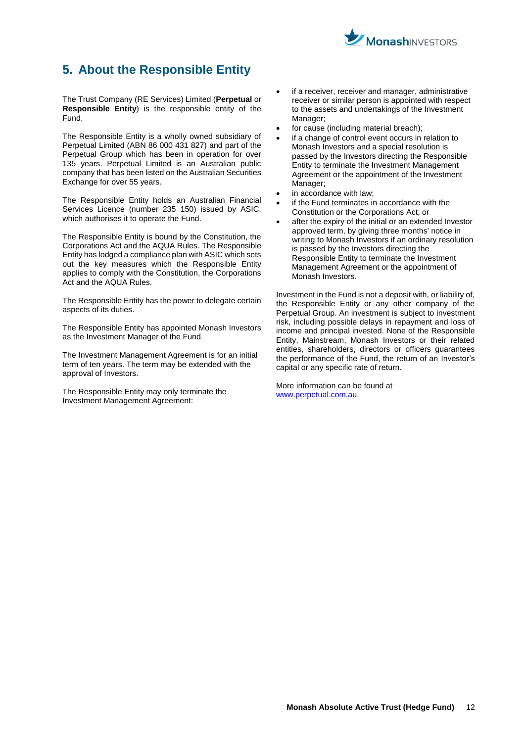## 5. About the Responsible Entity

The Trust Company (RE Services) Limited (**Perpetual** or **Responsible Entity**) is the responsible entity of the Fund.

The Responsible Entity is a wholly owned subsidiary of Perpetual Limited (ABN 86 000 431 827) and part of the Perpetual Group which has been in operation for over 135 years. Perpetual Limited is an Australian public company that has been listed on the Australian Securities Exchange for over 55 years.

The Responsible Entity holds an Australian Financial Services Licence (number 235 150) issued by ASIC, which authorises it to operate the Fund.

The Responsible Entity is bound by the Constitution, the Corporations Act and the AQUA Rules. The Responsible Entity has lodged a compliance plan with ASIC which sets out the key measures which the Responsible Entity applies to comply with the Constitution, the Corporations Act and the AQUA Rules.

The Responsible Entity has the power to delegate certain aspects of its duties.

The Responsible Entity has appointed Monash Investors as the Investment Manager of the Fund.

The Investment Management Agreement is for an initial term of ten years. The term may be extended with the approval of Investors.

The Responsible Entity may only terminate the Investment Management Agreement:

- if a receiver, receiver and manager, administrative receiver or similar person is appointed with respect to the assets and undertakings of the Investment Manager;
- for cause (including material breach);
- if a change of control event occurs in relation to Monash Investors and a special resolution is passed by the Investors directing the Responsible Entity to terminate the Investment Management Agreement or the appointment of the Investment Manager;
- in accordance with law;
- if the Fund terminates in accordance with the Constitution or the Corporations Act; or
- after the expiry of the initial or an extended Investor approved term, by giving three months' notice in writing to Monash Investors if an ordinary resolution is passed by the Investors directing the Responsible Entity to terminate the Investment Management Agreement or the appointment of Monash Investors.

Investment in the Fund is not a deposit with, or liability of, the Responsible Entity or any other company of the Perpetual Group. An investment is subject to investment risk, including possible delays in repayment and loss of income and principal invested. None of the Responsible Entity, Mainstream, Monash Investors or their related entities, shareholders, directors or officers guarantees the performance of the Fund, the return of an Investor's capital or any specific rate of return.

More information can be found at [www.perpetual.com.au.](http://www.perpetual.com.au)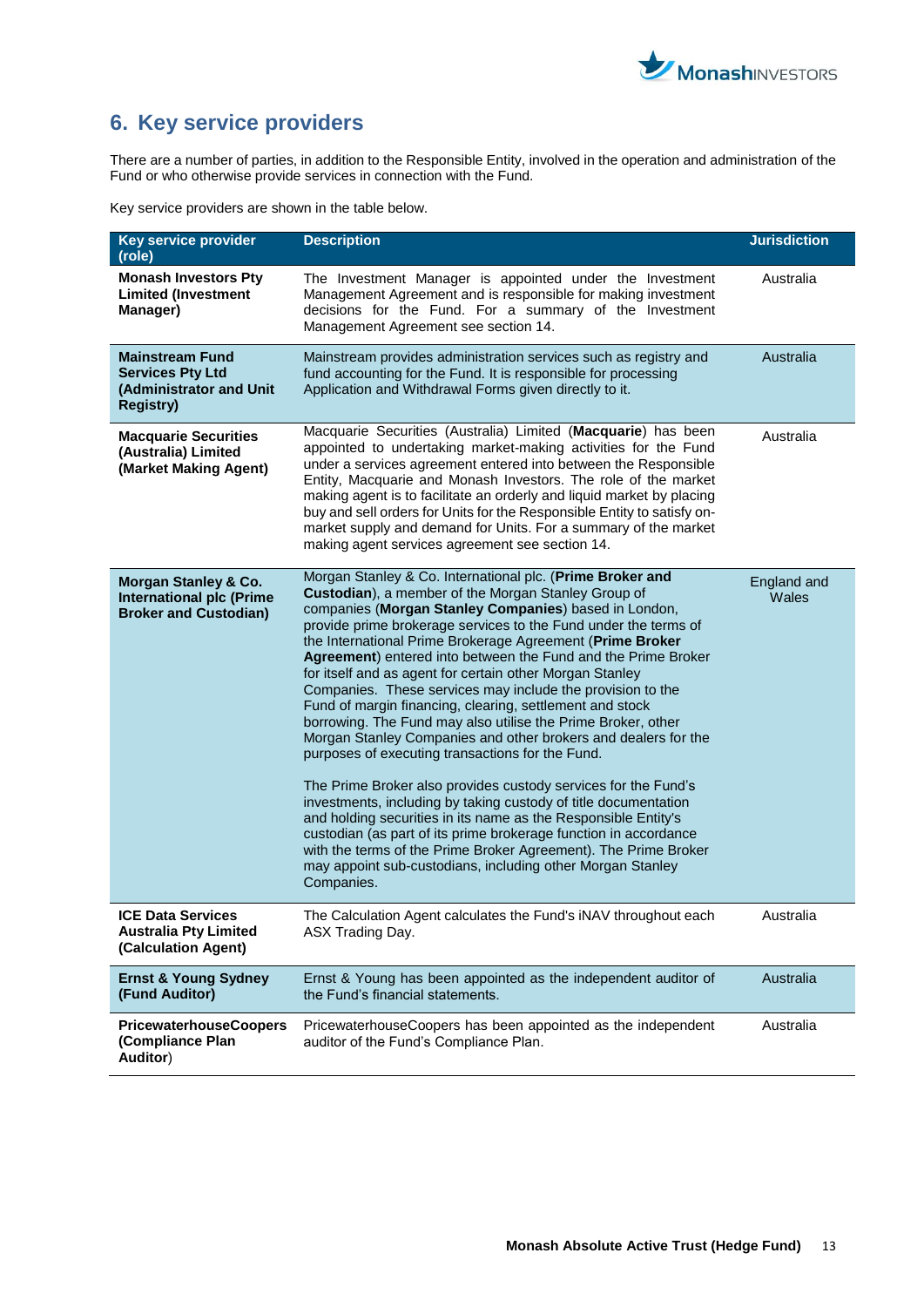## 6. Key service providers

There are a number of parties, in addition to the Responsible Entity, involved in the operation and administration of the Fund or who otherwise provide services in connection with the Fund.

Key service providers are shown in the table below.

| Key service provider (role) | Description | Jurisdiction |
|---|---|---|
| **Monash Investors Pty Limited (Investment Manager)** | The Investment Manager is appointed under the Investment Management Agreement and is responsible for making investment decisions for the Fund. For a summary of the Investment Management Agreement see section 14. | Australia |
| **Mainstream Fund Services Pty Ltd (Administrator and Unit Registry)** | Mainstream provides administration services such as registry and fund accounting for the Fund. It is responsible for processing Application and Withdrawal Forms given directly to it. | Australia |
| **Macquarie Securities (Australia) Limited (Market Making Agent)** | Macquarie Securities (Australia) Limited (**Macquarie**) has been appointed to undertaking market-making activities for the Fund under a services agreement entered into between the Responsible Entity, Macquarie and Monash Investors. The role of the market making agent is to facilitate an orderly and liquid market by placing buy and sell orders for Units for the Responsible Entity to satisfy on-market supply and demand for Units. For a summary of the market making agent services agreement see section 14. | Australia |
| **Morgan Stanley & Co. International plc (Prime Broker and Custodian)** | Morgan Stanley & Co. International plc. (**Prime Broker and Custodian**), a member of the Morgan Stanley Group of companies (**Morgan Stanley Companies**) based in London, provide prime brokerage services to the Fund under the terms of the International Prime Brokerage Agreement (**Prime Broker Agreement**) entered into between the Fund and the Prime Broker for itself and as agent for certain other Morgan Stanley Companies. These services may include the provision to the Fund of margin financing, clearing, settlement and stock borrowing. The Fund may also utilise the Prime Broker, other Morgan Stanley Companies and other brokers and dealers for the purposes of executing transactions for the Fund.<br><br>The Prime Broker also provides custody services for the Fund's investments, including by taking custody of title documentation and holding securities in its name as the Responsible Entity's custodian (as part of its prime brokerage function in accordance with the terms of the Prime Broker Agreement). The Prime Broker may appoint sub-custodians, including other Morgan Stanley Companies. | England and Wales |
| **ICE Data Services Australia Pty Limited (Calculation Agent)** | The Calculation Agent calculates the Fund's iNAV throughout each ASX Trading Day. | Australia |
| **Ernst & Young Sydney (Fund Auditor)** | Ernst & Young has been appointed as the independent auditor of the Fund's financial statements. | Australia |
| **PricewaterhouseCoopers (Compliance Plan Auditor)** | PricewaterhouseCoopers has been appointed as the independent auditor of the Fund's Compliance Plan. | Australia |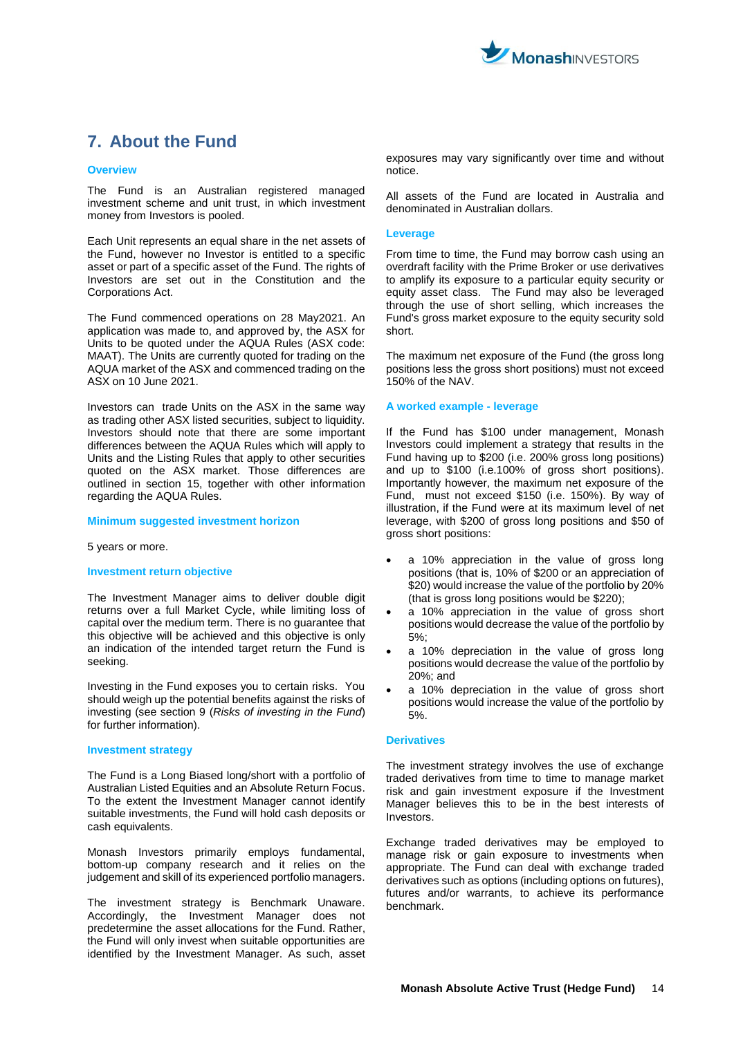# 7. About the Fund

### Overview

The Fund is an Australian registered managed investment scheme and unit trust, in which investment money from Investors is pooled.

Each Unit represents an equal share in the net assets of the Fund, however no Investor is entitled to a specific asset or part of a specific asset of the Fund. The rights of Investors are set out in the Constitution and the Corporations Act.

The Fund commenced operations on 28 May2021. An application was made to, and approved by, the ASX for Units to be quoted under the AQUA Rules (ASX code: MAAT). The Units are currently quoted for trading on the AQUA market of the ASX and commenced trading on the ASX on 10 June 2021.

Investors can trade Units on the ASX in the same way as trading other ASX listed securities, subject to liquidity. Investors should note that there are some important differences between the AQUA Rules which will apply to Units and the Listing Rules that apply to other securities quoted on the ASX market. Those differences are outlined in section 15, together with other information regarding the AQUA Rules.

### Minimum suggested investment horizon

5 years or more.

### Investment return objective

The Investment Manager aims to deliver double digit returns over a full Market Cycle, while limiting loss of capital over the medium term. There is no guarantee that this objective will be achieved and this objective is only an indication of the intended target return the Fund is seeking.

Investing in the Fund exposes you to certain risks. You should weigh up the potential benefits against the risks of investing (see section 9 (*Risks of investing in the Fund*) for further information).

### Investment strategy

The Fund is a Long Biased long/short with a portfolio of Australian Listed Equities and an Absolute Return Focus. To the extent the Investment Manager cannot identify suitable investments, the Fund will hold cash deposits or cash equivalents.

Monash Investors primarily employs fundamental, bottom-up company research and it relies on the judgement and skill of its experienced portfolio managers.

The investment strategy is Benchmark Unaware. Accordingly, the Investment Manager does not predetermine the asset allocations for the Fund. Rather, the Fund will only invest when suitable opportunities are identified by the Investment Manager. As such, asset exposures may vary significantly over time and without notice.

All assets of the Fund are located in Australia and denominated in Australian dollars.

### Leverage

From time to time, the Fund may borrow cash using an overdraft facility with the Prime Broker or use derivatives to amplify its exposure to a particular equity security or equity asset class. The Fund may also be leveraged through the use of short selling, which increases the Fund's gross market exposure to the equity security sold short.

The maximum net exposure of the Fund (the gross long positions less the gross short positions) must not exceed 150% of the NAV.

### A worked example - leverage

If the Fund has $100 under management, Monash Investors could implement a strategy that results in the Fund having up to $200 (i.e. 200% gross long positions) and up to $100 (i.e.100% of gross short positions). Importantly however, the maximum net exposure of the Fund, must not exceed $150 (i.e. 150%). By way of illustration, if the Fund were at its maximum level of net leverage, with $200 of gross long positions and $50 of gross short positions:

- a 10% appreciation in the value of gross long positions (that is, 10% of $200 or an appreciation of $20) would increase the value of the portfolio by 20% (that is gross long positions would be $220);
- a 10% appreciation in the value of gross short positions would decrease the value of the portfolio by 5%;
- a 10% depreciation in the value of gross long positions would decrease the value of the portfolio by 20%; and
- a 10% depreciation in the value of gross short positions would increase the value of the portfolio by 5%.

### Derivatives

The investment strategy involves the use of exchange traded derivatives from time to time to manage market risk and gain investment exposure if the Investment Manager believes this to be in the best interests of Investors.

Exchange traded derivatives may be employed to manage risk or gain exposure to investments when appropriate. The Fund can deal with exchange traded derivatives such as options (including options on futures), futures and/or warrants, to achieve its performance benchmark.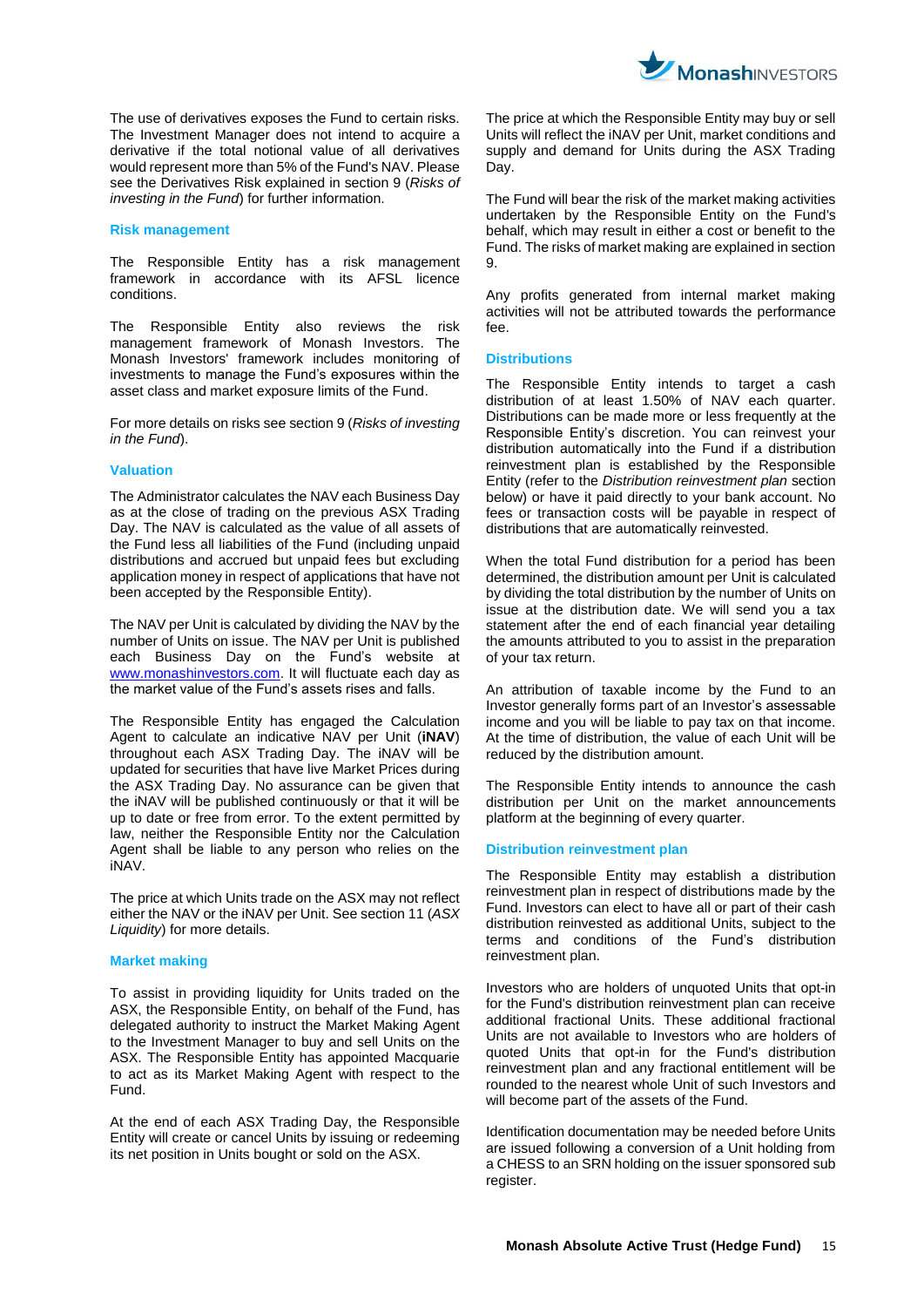The use of derivatives exposes the Fund to certain risks. The Investment Manager does not intend to acquire a derivative if the total notional value of all derivatives would represent more than 5% of the Fund's NAV. Please see the Derivatives Risk explained in section 9 (*Risks of investing in the Fund*) for further information.

### Risk management

The Responsible Entity has a risk management framework in accordance with its AFSL licence conditions.

The Responsible Entity also reviews the risk management framework of Monash Investors. The Monash Investors' framework includes monitoring of investments to manage the Fund's exposures within the asset class and market exposure limits of the Fund.

For more details on risks see section 9 (*Risks of investing in the Fund*).

### Valuation

The Administrator calculates the NAV each Business Day as at the close of trading on the previous ASX Trading Day. The NAV is calculated as the value of all assets of the Fund less all liabilities of the Fund (including unpaid distributions and accrued but unpaid fees but excluding application money in respect of applications that have not been accepted by the Responsible Entity).

The NAV per Unit is calculated by dividing the NAV by the number of Units on issue. The NAV per Unit is published each Business Day on the Fund's website at www.monashinvestors.com. It will fluctuate each day as the market value of the Fund's assets rises and falls.

The Responsible Entity has engaged the Calculation Agent to calculate an indicative NAV per Unit (**iNAV**) throughout each ASX Trading Day. The iNAV will be updated for securities that have live Market Prices during the ASX Trading Day. No assurance can be given that the iNAV will be published continuously or that it will be up to date or free from error. To the extent permitted by law, neither the Responsible Entity nor the Calculation Agent shall be liable to any person who relies on the iNAV.

The price at which Units trade on the ASX may not reflect either the NAV or the iNAV per Unit. See section 11 (*ASX Liquidity*) for more details.

### Market making

To assist in providing liquidity for Units traded on the ASX, the Responsible Entity, on behalf of the Fund, has delegated authority to instruct the Market Making Agent to the Investment Manager to buy and sell Units on the ASX. The Responsible Entity has appointed Macquarie to act as its Market Making Agent with respect to the Fund.

At the end of each ASX Trading Day, the Responsible Entity will create or cancel Units by issuing or redeeming its net position in Units bought or sold on the ASX.

The price at which the Responsible Entity may buy or sell Units will reflect the iNAV per Unit, market conditions and supply and demand for Units during the ASX Trading Day.

The Fund will bear the risk of the market making activities undertaken by the Responsible Entity on the Fund's behalf, which may result in either a cost or benefit to the Fund. The risks of market making are explained in section 9.

Any profits generated from internal market making activities will not be attributed towards the performance fee.

### Distributions

The Responsible Entity intends to target a cash distribution of at least 1.50% of NAV each quarter. Distributions can be made more or less frequently at the Responsible Entity's discretion. You can reinvest your distribution automatically into the Fund if a distribution reinvestment plan is established by the Responsible Entity (refer to the *Distribution reinvestment plan* section below) or have it paid directly to your bank account. No fees or transaction costs will be payable in respect of distributions that are automatically reinvested.

When the total Fund distribution for a period has been determined, the distribution amount per Unit is calculated by dividing the total distribution by the number of Units on issue at the distribution date. We will send you a tax statement after the end of each financial year detailing the amounts attributed to you to assist in the preparation of your tax return.

An attribution of taxable income by the Fund to an Investor generally forms part of an Investor's assessable income and you will be liable to pay tax on that income. At the time of distribution, the value of each Unit will be reduced by the distribution amount.

The Responsible Entity intends to announce the cash distribution per Unit on the market announcements platform at the beginning of every quarter.

### Distribution reinvestment plan

The Responsible Entity may establish a distribution reinvestment plan in respect of distributions made by the Fund. Investors can elect to have all or part of their cash distribution reinvested as additional Units, subject to the terms and conditions of the Fund's distribution reinvestment plan.

Investors who are holders of unquoted Units that opt-in for the Fund's distribution reinvestment plan can receive additional fractional Units. These additional fractional Units are not available to Investors who are holders of quoted Units that opt-in for the Fund's distribution reinvestment plan and any fractional entitlement will be rounded to the nearest whole Unit of such Investors and will become part of the assets of the Fund.

Identification documentation may be needed before Units are issued following a conversion of a Unit holding from a CHESS to an SRN holding on the issuer sponsored sub register.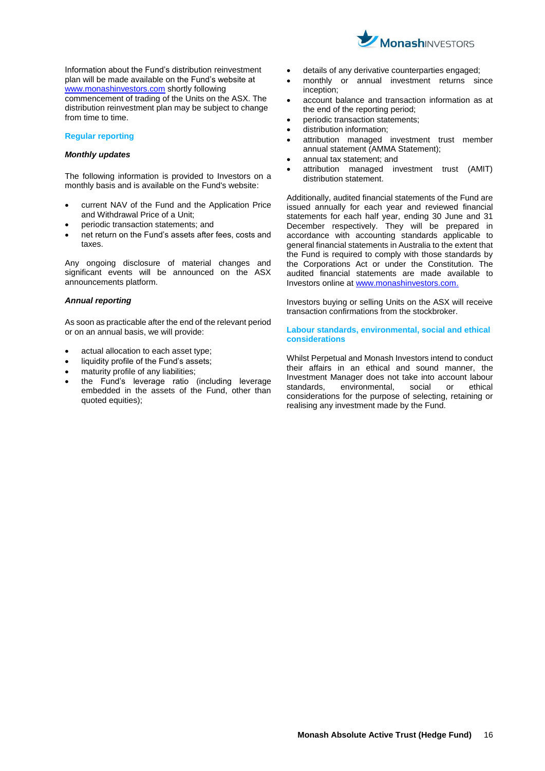Information about the Fund's distribution reinvestment plan will be made available on the Fund's website at www.monashinvestors.com shortly following commencement of trading of the Units on the ASX. The distribution reinvestment plan may be subject to change from time to time.

## Regular reporting

### *Monthly updates*

The following information is provided to Investors on a monthly basis and is available on the Fund's website:

- current NAV of the Fund and the Application Price and Withdrawal Price of a Unit;
- periodic transaction statements; and
- net return on the Fund's assets after fees, costs and taxes.

Any ongoing disclosure of material changes and significant events will be announced on the ASX announcements platform.

### *Annual reporting*

As soon as practicable after the end of the relevant period or on an annual basis, we will provide:

- actual allocation to each asset type;
- liquidity profile of the Fund's assets;
- maturity profile of any liabilities;
- the Fund's leverage ratio (including leverage embedded in the assets of the Fund, other than quoted equities);
- details of any derivative counterparties engaged;
- monthly or annual investment returns since inception;
- account balance and transaction information as at the end of the reporting period;
- periodic transaction statements;
- distribution information;
- attribution managed investment trust member annual statement (AMMA Statement);
- annual tax statement; and
- attribution managed investment trust (AMIT) distribution statement.

Additionally, audited financial statements of the Fund are issued annually for each year and reviewed financial statements for each half year, ending 30 June and 31 December respectively. They will be prepared in accordance with accounting standards applicable to general financial statements in Australia to the extent that the Fund is required to comply with those standards by the Corporations Act or under the Constitution. The audited financial statements are made available to Investors online at www.monashinvestors.com.

Investors buying or selling Units on the ASX will receive transaction confirmations from the stockbroker.

## Labour standards, environmental, social and ethical considerations

Whilst Perpetual and Monash Investors intend to conduct their affairs in an ethical and sound manner, the Investment Manager does not take into account labour standards, environmental, social or ethical considerations for the purpose of selecting, retaining or realising any investment made by the Fund.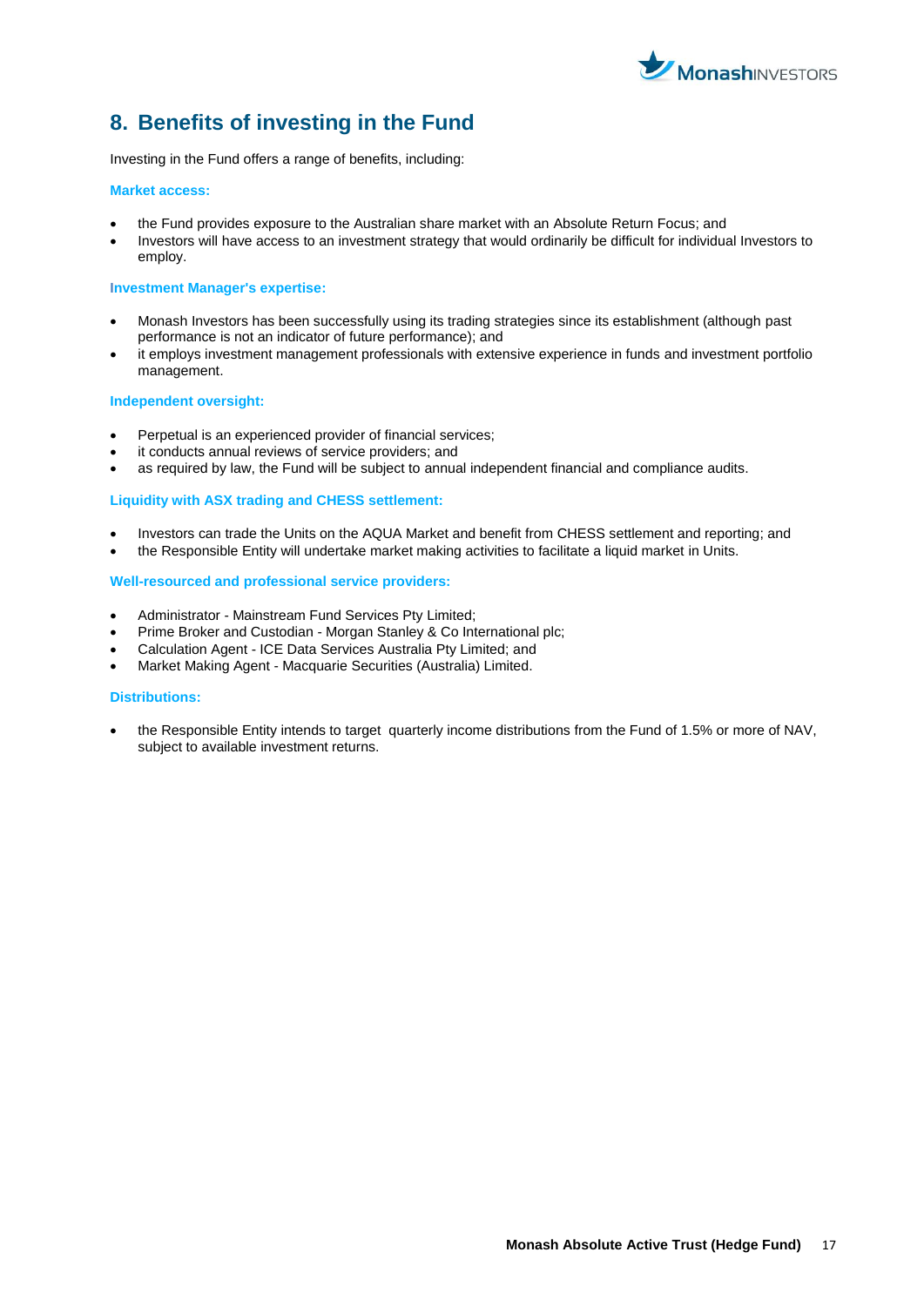## 8. Benefits of investing in the Fund

Investing in the Fund offers a range of benefits, including:

**Market access:**

- the Fund provides exposure to the Australian share market with an Absolute Return Focus; and
- Investors will have access to an investment strategy that would ordinarily be difficult for individual Investors to employ.

**Investment Manager's expertise:**

- Monash Investors has been successfully using its trading strategies since its establishment (although past performance is not an indicator of future performance); and
- it employs investment management professionals with extensive experience in funds and investment portfolio management.

**Independent oversight:**

- Perpetual is an experienced provider of financial services;
- it conducts annual reviews of service providers; and
- as required by law, the Fund will be subject to annual independent financial and compliance audits.

**Liquidity with ASX trading and CHESS settlement:**

- Investors can trade the Units on the AQUA Market and benefit from CHESS settlement and reporting; and
- the Responsible Entity will undertake market making activities to facilitate a liquid market in Units.

**Well-resourced and professional service providers:**

- Administrator - Mainstream Fund Services Pty Limited;
- Prime Broker and Custodian - Morgan Stanley & Co International plc;
- Calculation Agent - ICE Data Services Australia Pty Limited; and
- Market Making Agent - Macquarie Securities (Australia) Limited.

**Distributions:**

- the Responsible Entity intends to target quarterly income distributions from the Fund of 1.5% or more of NAV, subject to available investment returns.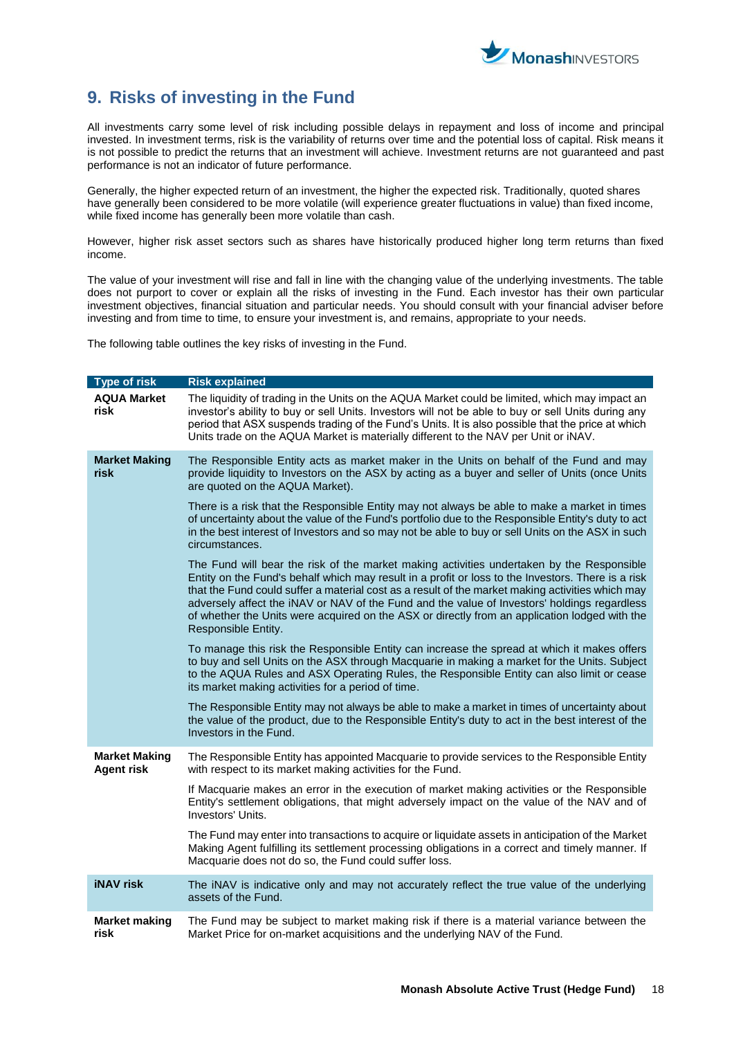## 9. Risks of investing in the Fund

All investments carry some level of risk including possible delays in repayment and loss of income and principal invested. In investment terms, risk is the variability of returns over time and the potential loss of capital. Risk means it is not possible to predict the returns that an investment will achieve. Investment returns are not guaranteed and past performance is not an indicator of future performance.

Generally, the higher expected return of an investment, the higher the expected risk. Traditionally, quoted shares have generally been considered to be more volatile (will experience greater fluctuations in value) than fixed income, while fixed income has generally been more volatile than cash.

However, higher risk asset sectors such as shares have historically produced higher long term returns than fixed income.

The value of your investment will rise and fall in line with the changing value of the underlying investments. The table does not purport to cover or explain all the risks of investing in the Fund. Each investor has their own particular investment objectives, financial situation and particular needs. You should consult with your financial adviser before investing and from time to time, to ensure your investment is, and remains, appropriate to your needs.

The following table outlines the key risks of investing in the Fund.

| Type of risk | Risk explained |
|---|---|
| **AQUA Market risk** | The liquidity of trading in the Units on the AQUA Market could be limited, which may impact an investor's ability to buy or sell Units. Investors will not be able to buy or sell Units during any period that ASX suspends trading of the Fund's Units. It is also possible that the price at which Units trade on the AQUA Market is materially different to the NAV per Unit or iNAV. |
| **Market Making risk** | The Responsible Entity acts as market maker in the Units on behalf of the Fund and may provide liquidity to Investors on the ASX by acting as a buyer and seller of Units (once Units are quoted on the AQUA Market).<br><br>There is a risk that the Responsible Entity may not always be able to make a market in times of uncertainty about the value of the Fund's portfolio due to the Responsible Entity's duty to act in the best interest of Investors and so may not be able to buy or sell Units on the ASX in such circumstances.<br><br>The Fund will bear the risk of the market making activities undertaken by the Responsible Entity on the Fund's behalf which may result in a profit or loss to the Investors. There is a risk that the Fund could suffer a material cost as a result of the market making activities which may adversely affect the iNAV or NAV of the Fund and the value of Investors' holdings regardless of whether the Units were acquired on the ASX or directly from an application lodged with the Responsible Entity.<br><br>To manage this risk the Responsible Entity can increase the spread at which it makes offers to buy and sell Units on the ASX through Macquarie in making a market for the Units. Subject to the AQUA Rules and ASX Operating Rules, the Responsible Entity can also limit or cease its market making activities for a period of time.<br><br>The Responsible Entity may not always be able to make a market in times of uncertainty about the value of the product, due to the Responsible Entity's duty to act in the best interest of the Investors in the Fund. |
| **Market Making Agent risk** | The Responsible Entity has appointed Macquarie to provide services to the Responsible Entity with respect to its market making activities for the Fund.<br><br>If Macquarie makes an error in the execution of market making activities or the Responsible Entity's settlement obligations, that might adversely impact on the value of the NAV and of Investors' Units.<br><br>The Fund may enter into transactions to acquire or liquidate assets in anticipation of the Market Making Agent fulfilling its settlement processing obligations in a correct and timely manner. If Macquarie does not do so, the Fund could suffer loss. |
| **iNAV risk** | The iNAV is indicative only and may not accurately reflect the true value of the underlying assets of the Fund. |
| **Market making risk** | The Fund may be subject to market making risk if there is a material variance between the Market Price for on-market acquisitions and the underlying NAV of the Fund. |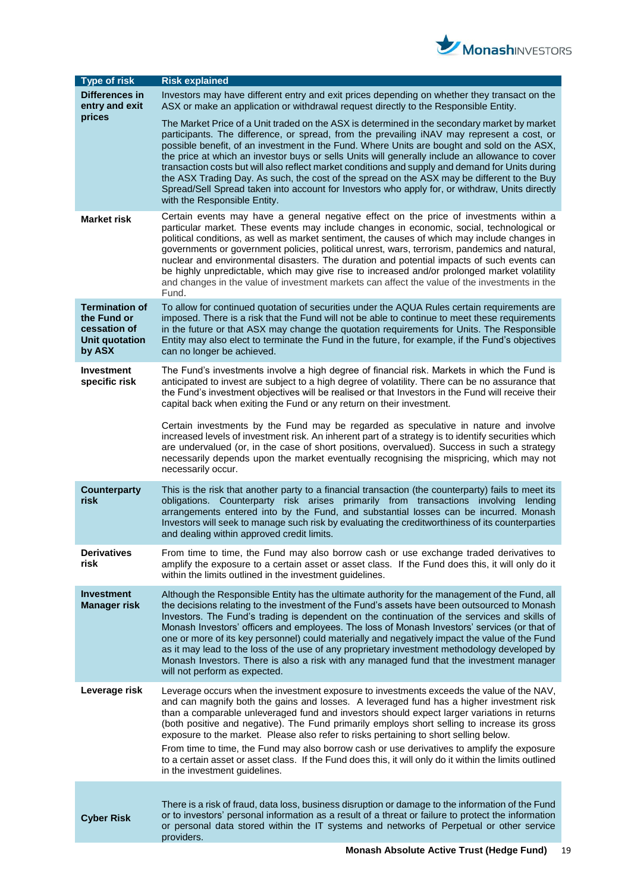| Type of risk | Risk explained |
|---|---|
| **Differences in entry and exit prices** | Investors may have different entry and exit prices depending on whether they transact on the ASX or make an application or withdrawal request directly to the Responsible Entity.<br><br>The Market Price of a Unit traded on the ASX is determined in the secondary market by market participants. The difference, or spread, from the prevailing iNAV may represent a cost, or possible benefit, of an investment in the Fund. Where Units are bought and sold on the ASX, the price at which an investor buys or sells Units will generally include an allowance to cover transaction costs but will also reflect market conditions and supply and demand for Units during the ASX Trading Day. As such, the cost of the spread on the ASX may be different to the Buy Spread/Sell Spread taken into account for Investors who apply for, or withdraw, Units directly with the Responsible Entity. |
| **Market risk** | Certain events may have a general negative effect on the price of investments within a particular market. These events may include changes in economic, social, technological or political conditions, as well as market sentiment, the causes of which may include changes in governments or government policies, political unrest, wars, terrorism, pandemics and natural, nuclear and environmental disasters. The duration and potential impacts of such events can be highly unpredictable, which may give rise to increased and/or prolonged market volatility and changes in the value of investment markets can affect the value of the investments in the Fund. |
| **Termination of the Fund or cessation of Unit quotation by ASX** | To allow for continued quotation of securities under the AQUA Rules certain requirements are imposed. There is a risk that the Fund will not be able to continue to meet these requirements in the future or that ASX may change the quotation requirements for Units. The Responsible Entity may also elect to terminate the Fund in the future, for example, if the Fund's objectives can no longer be achieved. |
| **Investment specific risk** | The Fund's investments involve a high degree of financial risk. Markets in which the Fund is anticipated to invest are subject to a high degree of volatility. There can be no assurance that the Fund's investment objectives will be realised or that Investors in the Fund will receive their capital back when exiting the Fund or any return on their investment.<br><br>Certain investments by the Fund may be regarded as speculative in nature and involve increased levels of investment risk. An inherent part of a strategy is to identify securities which are undervalued (or, in the case of short positions, overvalued). Success in such a strategy necessarily depends upon the market eventually recognising the mispricing, which may not necessarily occur. |
| **Counterparty risk** | This is the risk that another party to a financial transaction (the counterparty) fails to meet its obligations. Counterparty risk arises primarily from transactions involving lending arrangements entered into by the Fund, and substantial losses can be incurred. Monash Investors will seek to manage such risk by evaluating the creditworthiness of its counterparties and dealing within approved credit limits. |
| **Derivatives risk** | From time to time, the Fund may also borrow cash or use exchange traded derivatives to amplify the exposure to a certain asset or asset class. If the Fund does this, it will only do it within the limits outlined in the investment guidelines. |
| **Investment Manager risk** | Although the Responsible Entity has the ultimate authority for the management of the Fund, all the decisions relating to the investment of the Fund's assets have been outsourced to Monash Investors. The Fund's trading is dependent on the continuation of the services and skills of Monash Investors' officers and employees. The loss of Monash Investors' services (or that of one or more of its key personnel) could materially and negatively impact the value of the Fund as it may lead to the loss of the use of any proprietary investment methodology developed by Monash Investors. There is also a risk with any managed fund that the investment manager will not perform as expected. |
| **Leverage risk** | Leverage occurs when the investment exposure to investments exceeds the value of the NAV, and can magnify both the gains and losses. A leveraged fund has a higher investment risk than a comparable unleveraged fund and investors should expect larger variations in returns (both positive and negative). The Fund primarily employs short selling to increase its gross exposure to the market. Please also refer to risks pertaining to short selling below.<br><br>From time to time, the Fund may also borrow cash or use derivatives to amplify the exposure to a certain asset or asset class. If the Fund does this, it will only do it within the limits outlined in the investment guidelines. |
| **Cyber Risk** | There is a risk of fraud, data loss, business disruption or damage to the information of the Fund or to investors' personal information as a result of a threat or failure to protect the information or personal data stored within the IT systems and networks of Perpetual or other service providers. |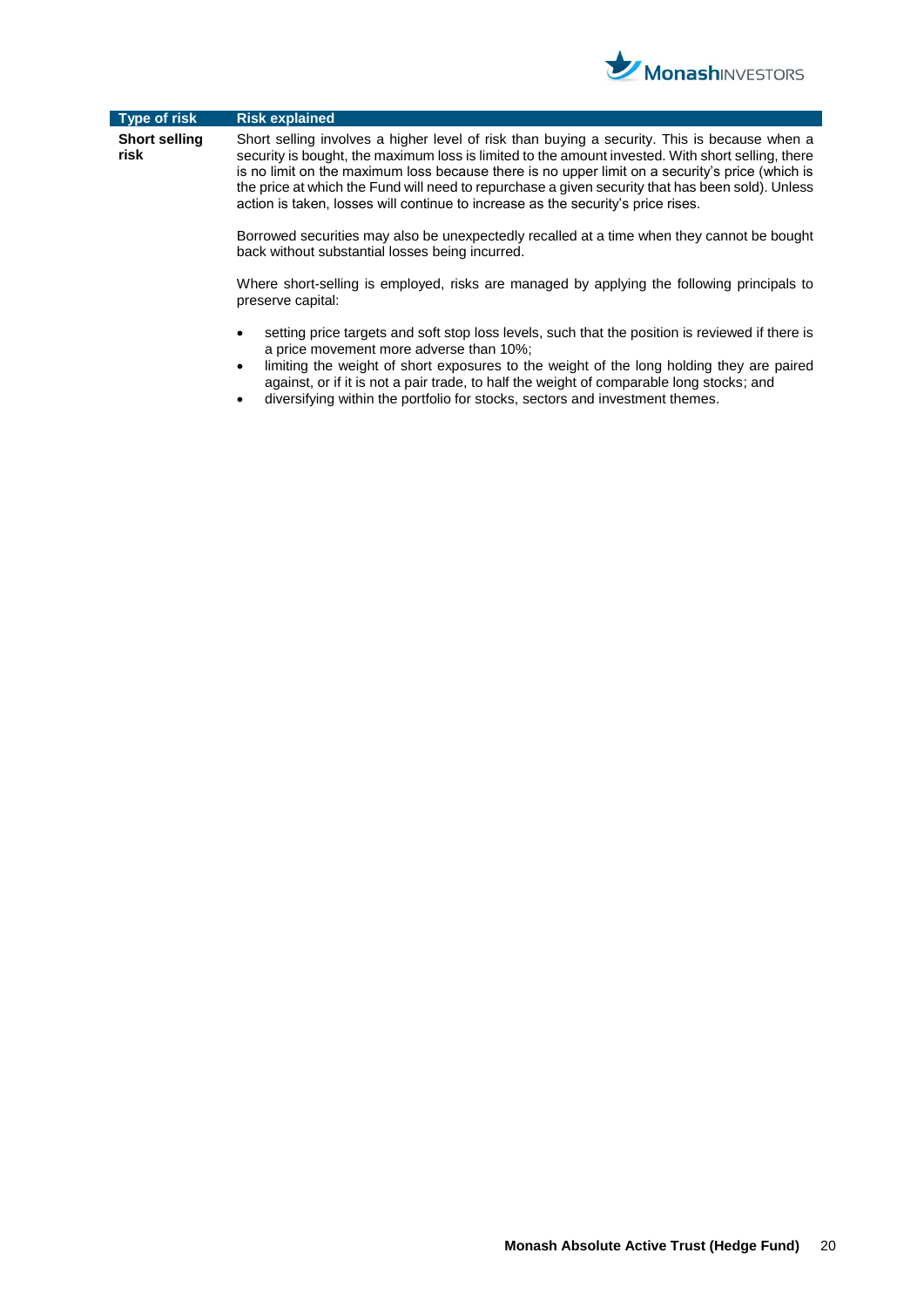| Type of risk | Risk explained |
|---|---|
| **Short selling risk** | Short selling involves a higher level of risk than buying a security. This is because when a security is bought, the maximum loss is limited to the amount invested. With short selling, there is no limit on the maximum loss because there is no upper limit on a security's price (which is the price at which the Fund will need to repurchase a given security that has been sold). Unless action is taken, losses will continue to increase as the security's price rises.<br><br>Borrowed securities may also be unexpectedly recalled at a time when they cannot be bought back without substantial losses being incurred.<br><br>Where short-selling is employed, risks are managed by applying the following principals to preserve capital:<br><br>• setting price targets and soft stop loss levels, such that the position is reviewed if there is a price movement more adverse than 10%;<br>• limiting the weight of short exposures to the weight of the long holding they are paired against, or if it is not a pair trade, to half the weight of comparable long stocks; and<br>• diversifying within the portfolio for stocks, sectors and investment themes. |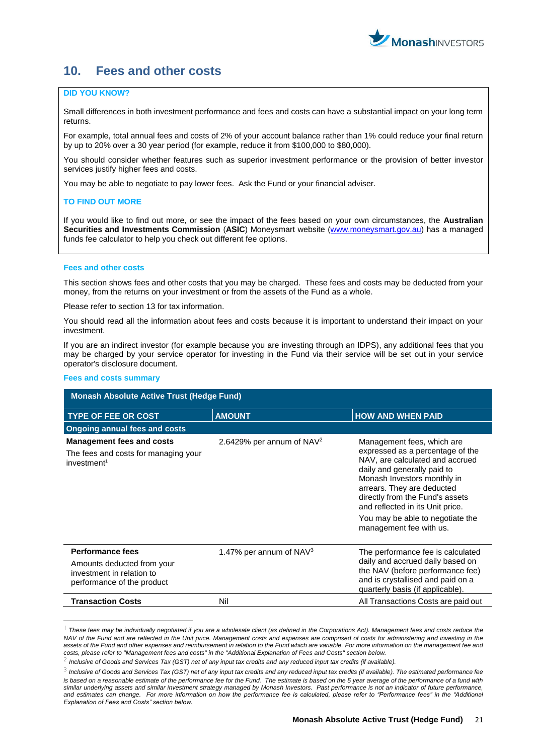## 10. Fees and other costs

**DID YOU KNOW?**

Small differences in both investment performance and fees and costs can have a substantial impact on your long term returns.

For example, total annual fees and costs of 2% of your account balance rather than 1% could reduce your final return by up to 20% over a 30 year period (for example, reduce it from $100,000 to $80,000).

You should consider whether features such as superior investment performance or the provision of better investor services justify higher fees and costs.

You may be able to negotiate to pay lower fees. Ask the Fund or your financial adviser.

**TO FIND OUT MORE**

If you would like to find out more, or see the impact of the fees based on your own circumstances, the **Australian Securities and Investments Commission** (**ASIC**) Moneysmart website (www.moneysmart.gov.au) has a managed funds fee calculator to help you check out different fee options.

### Fees and other costs

This section shows fees and other costs that you may be charged. These fees and costs may be deducted from your money, from the returns on your investment or from the assets of the Fund as a whole.

Please refer to section 13 for tax information.

You should read all the information about fees and costs because it is important to understand their impact on your investment.

If you are an indirect investor (for example because you are investing through an IDPS), any additional fees that you may be charged by your service operator for investing in the Fund via their service will be set out in your service operator's disclosure document.

### Fees and costs summary

| Monash Absolute Active Trust (Hedge Fund) | | |
|---|---|---|
| **TYPE OF FEE OR COST** | **AMOUNT** | **HOW AND WHEN PAID** |
| **Ongoing annual fees and costs** | | |
| **Management fees and costs**<br>The fees and costs for managing your investment[1] | 2.6429% per annum of NAV[2] | Management fees, which are expressed as a percentage of the NAV, are calculated and accrued daily and generally paid to Monash Investors monthly in arrears. They are deducted directly from the Fund's assets and reflected in its Unit price.<br>You may be able to negotiate the management fee with us. |
| **Performance fees**<br>Amounts deducted from your investment in relation to performance of the product | 1.47% per annum of NAV[3] | The performance fee is calculated daily and accrued daily based on the NAV (before performance fee) and is crystallised and paid on a quarterly basis (if applicable). |
| **Transaction Costs** | Nil | All Transactions Costs are paid out |

[1] *These fees may be individually negotiated if you are a wholesale client (as defined in the Corporations Act). Management fees and costs reduce the NAV of the Fund and are reflected in the Unit price. Management costs and expenses are comprised of costs for administering and investing in the assets of the Fund and other expenses and reimbursement in relation to the Fund which are variable. For more information on the management fee and costs, please refer to "Management fees and costs" in the "Additional Explanation of Fees and Costs" section below.*

[2] *Inclusive of Goods and Services Tax (GST) net of any input tax credits and any reduced input tax credits (if available).*

[3] *Inclusive of Goods and Services Tax (GST) net of any input tax credits and any reduced input tax credits (if available). The estimated performance fee is based on a reasonable estimate of the performance fee for the Fund. The estimate is based on the 5 year average of the performance of a fund with similar underlying assets and similar investment strategy managed by Monash Investors. Past performance is not an indicator of future performance, and estimates can change. For more information on how the performance fee is calculated, please refer to "Performance fees" in the "Additional Explanation of Fees and Costs" section below.*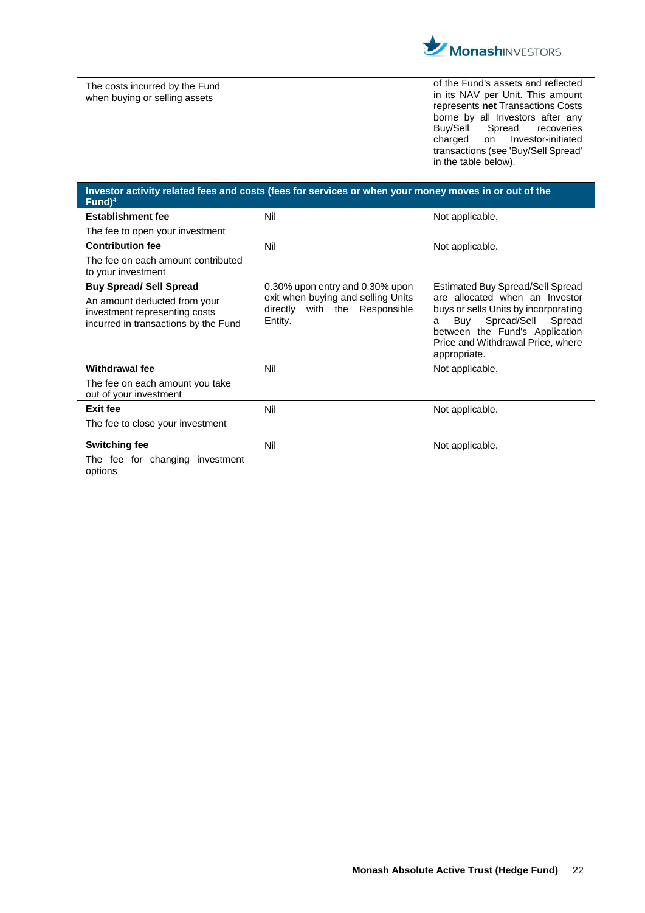| | | |
|---|---|---|
| The costs incurred by the Fund when buying or selling assets | | of the Fund's assets and reflected in its NAV per Unit. This amount represents **net** Transactions Costs borne by all Investors after any Buy/Sell Spread recoveries charged on Investor-initiated transactions (see 'Buy/Sell Spread' in the table below). |

| **Investor activity related fees and costs (fees for services or when your money moves in or out of the Fund)[4]** | | |
|---|---|---|
| **Establishment fee**<br>The fee to open your investment | Nil | Not applicable. |
| **Contribution fee**<br>The fee on each amount contributed to your investment | Nil | Not applicable. |
| **Buy Spread/ Sell Spread**<br>An amount deducted from your investment representing costs incurred in transactions by the Fund | 0.30% upon entry and 0.30% upon exit when buying and selling Units directly with the Responsible Entity. | Estimated Buy Spread/Sell Spread are allocated when an Investor buys or sells Units by incorporating a Buy Spread/Sell Spread between the Fund's Application Price and Withdrawal Price, where appropriate. |
| **Withdrawal fee**<br>The fee on each amount you take out of your investment | Nil | Not applicable. |
| **Exit fee**<br>The fee to close your investment | Nil | Not applicable. |
| **Switching fee**<br>The fee for changing investment options | Nil | Not applicable. |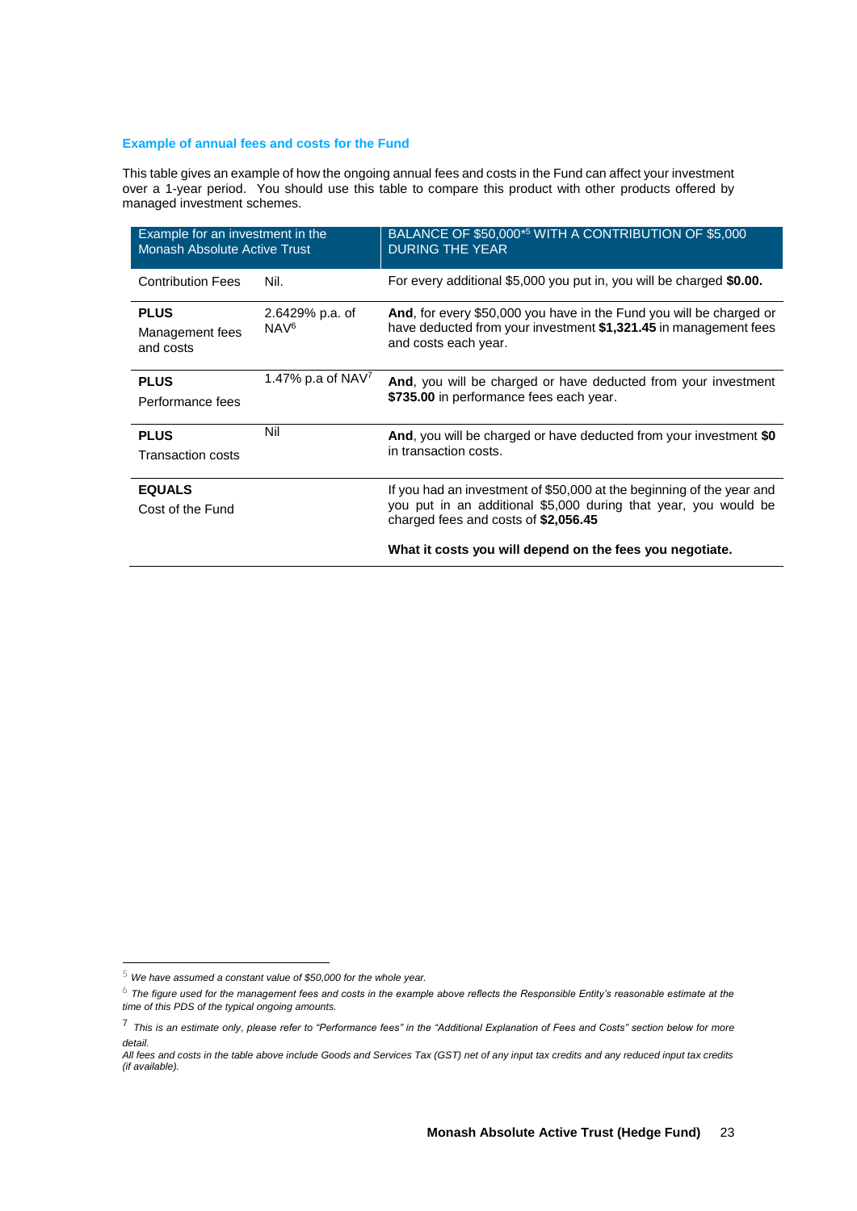### Example of annual fees and costs for the Fund

This table gives an example of how the ongoing annual fees and costs in the Fund can affect your investment over a 1-year period. You should use this table to compare this product with other products offered by managed investment schemes.

| Example for an investment in the Monash Absolute Active Trust | | BALANCE OF $50,000*[5] WITH A CONTRIBUTION OF $5,000 DURING THE YEAR |
|---|---|---|
| Contribution Fees | Nil. | For every additional $5,000 you put in, you will be charged **$0.00.** |
| **PLUS** Management fees and costs | 2.6429% p.a. of NAV[6] | **And**, for every $50,000 you have in the Fund you will be charged or have deducted from your investment **$1,321.45** in management fees and costs each year. |
| **PLUS** Performance fees | 1.47% p.a of NAV[7] | **And**, you will be charged or have deducted from your investment **$735.00** in performance fees each year. |
| **PLUS** Transaction costs | Nil | **And**, you will be charged or have deducted from your investment **$0** in transaction costs. |
| **EQUALS** Cost of the Fund | | If you had an investment of $50,000 at the beginning of the year and you put in an additional $5,000 during that year, you would be charged fees and costs of **$2,056.45** **What it costs you will depend on the fees you negotiate.** |

[5] *We have assumed a constant value of $50,000 for the whole year.*

[6] *The figure used for the management fees and costs in the example above reflects the Responsible Entity's reasonable estimate at the time of this PDS of the typical ongoing amounts.*

[7] *This is an estimate only, please refer to "Performance fees" in the "Additional Explanation of Fees and Costs" section below for more detail.*

*All fees and costs in the table above include Goods and Services Tax (GST) net of any input tax credits and any reduced input tax credits (if available).*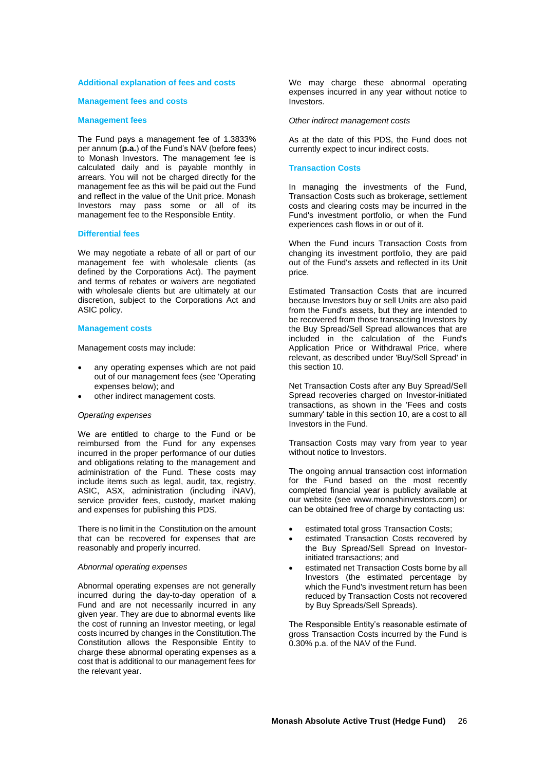## Additional explanation of fees and costs

### Management fees and costs

### Management fees

The Fund pays a management fee of 1.3833% per annum (**p.a.**) of the Fund's NAV (before fees) to Monash Investors. The management fee is calculated daily and is payable monthly in arrears. You will not be charged directly for the management fee as this will be paid out the Fund and reflect in the value of the Unit price. Monash Investors may pass some or all of its management fee to the Responsible Entity.

### Differential fees

We may negotiate a rebate of all or part of our management fee with wholesale clients (as defined by the Corporations Act). The payment and terms of rebates or waivers are negotiated with wholesale clients but are ultimately at our discretion, subject to the Corporations Act and ASIC policy.

### Management costs

Management costs may include:

- any operating expenses which are not paid out of our management fees (see 'Operating expenses below); and
- other indirect management costs.

*Operating expenses*

We are entitled to charge to the Fund or be reimbursed from the Fund for any expenses incurred in the proper performance of our duties and obligations relating to the management and administration of the Fund. These costs may include items such as legal, audit, tax, registry, ASIC, ASX, administration (including iNAV), service provider fees, custody, market making and expenses for publishing this PDS.

There is no limit in the Constitution on the amount that can be recovered for expenses that are reasonably and properly incurred.

*Abnormal operating expenses*

Abnormal operating expenses are not generally incurred during the day-to-day operation of a Fund and are not necessarily incurred in any given year. They are due to abnormal events like the cost of running an Investor meeting, or legal costs incurred by changes in the Constitution.The Constitution allows the Responsible Entity to charge these abnormal operating expenses as a cost that is additional to our management fees for the relevant year.

We may charge these abnormal operating expenses incurred in any year without notice to Investors.

*Other indirect management costs*

As at the date of this PDS, the Fund does not currently expect to incur indirect costs.

### Transaction Costs

In managing the investments of the Fund, Transaction Costs such as brokerage, settlement costs and clearing costs may be incurred in the Fund's investment portfolio, or when the Fund experiences cash flows in or out of it.

When the Fund incurs Transaction Costs from changing its investment portfolio, they are paid out of the Fund's assets and reflected in its Unit price.

Estimated Transaction Costs that are incurred because Investors buy or sell Units are also paid from the Fund's assets, but they are intended to be recovered from those transacting Investors by the Buy Spread/Sell Spread allowances that are included in the calculation of the Fund's Application Price or Withdrawal Price, where relevant, as described under 'Buy/Sell Spread' in this section 10.

Net Transaction Costs after any Buy Spread/Sell Spread recoveries charged on Investor-initiated transactions, as shown in the 'Fees and costs summary' table in this section 10, are a cost to all Investors in the Fund.

Transaction Costs may vary from year to year without notice to Investors.

The ongoing annual transaction cost information for the Fund based on the most recently completed financial year is publicly available at our website (see www.monashinvestors.com) or can be obtained free of charge by contacting us:

- estimated total gross Transaction Costs;
- estimated Transaction Costs recovered by the Buy Spread/Sell Spread on Investor-initiated transactions; and
- estimated net Transaction Costs borne by all Investors (the estimated percentage by which the Fund's investment return has been reduced by Transaction Costs not recovered by Buy Spreads/Sell Spreads).

The Responsible Entity's reasonable estimate of gross Transaction Costs incurred by the Fund is 0.30% p.a. of the NAV of the Fund.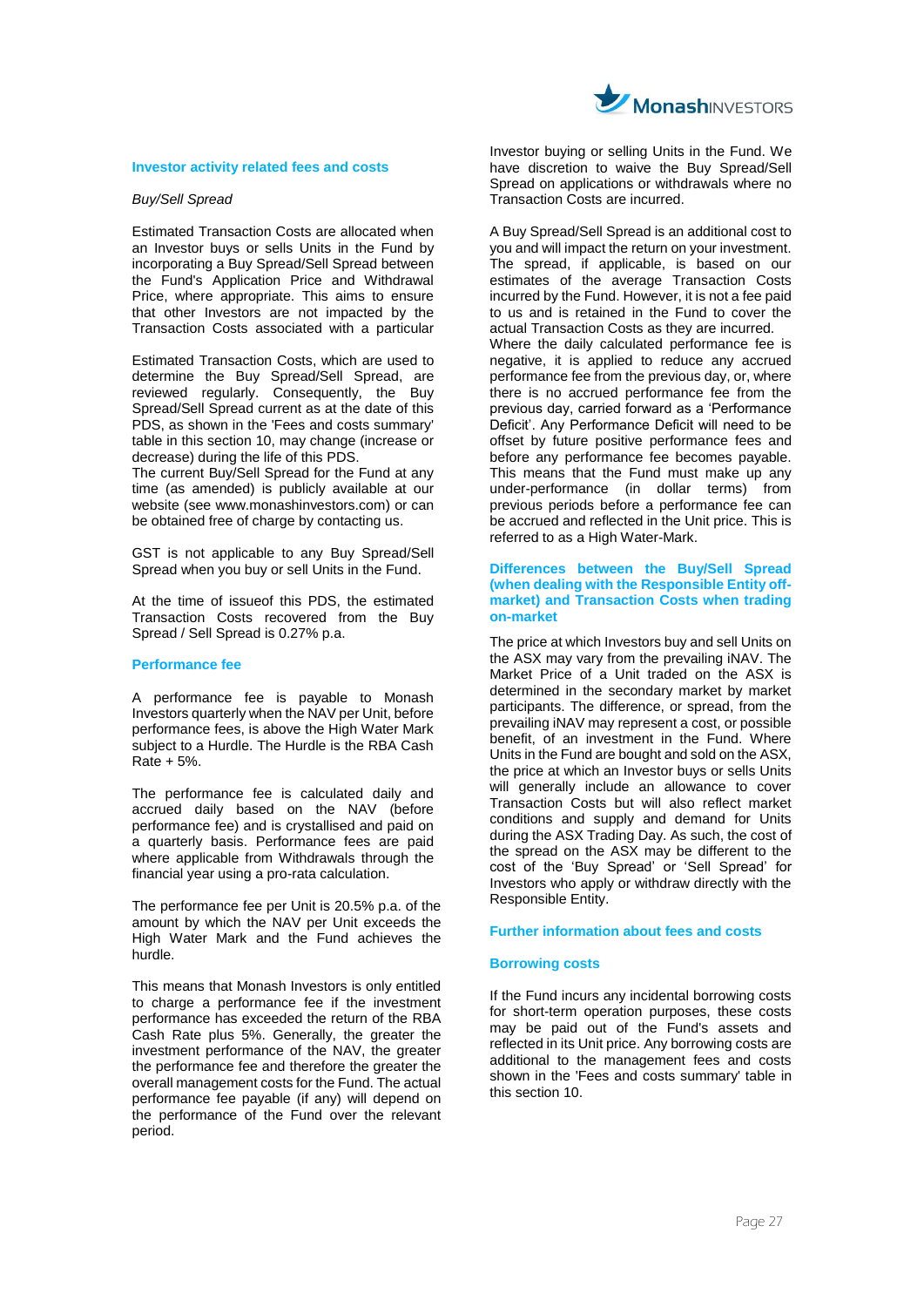### Investor activity related fees and costs

*Buy/Sell Spread*

Estimated Transaction Costs are allocated when an Investor buys or sells Units in the Fund by incorporating a Buy Spread/Sell Spread between the Fund's Application Price and Withdrawal Price, where appropriate. This aims to ensure that other Investors are not impacted by the Transaction Costs associated with a particular Investor buying or selling Units in the Fund. We have discretion to waive the Buy Spread/Sell Spread on applications or withdrawals where no Transaction Costs are incurred.

Estimated Transaction Costs, which are used to determine the Buy Spread/Sell Spread, are reviewed regularly. Consequently, the Buy Spread/Sell Spread current as at the date of this PDS, as shown in the 'Fees and costs summary' table in this section 10, may change (increase or decrease) during the life of this PDS.
The current Buy/Sell Spread for the Fund at any time (as amended) is publicly available at our website (see www.monashinvestors.com) or can be obtained free of charge by contacting us.

GST is not applicable to any Buy Spread/Sell Spread when you buy or sell Units in the Fund.

At the time of issueof this PDS, the estimated Transaction Costs recovered from the Buy Spread / Sell Spread is 0.27% p.a.

### Performance fee

A performance fee is payable to Monash Investors quarterly when the NAV per Unit, before performance fees, is above the High Water Mark subject to a Hurdle. The Hurdle is the RBA Cash Rate + 5%.

The performance fee is calculated daily and accrued daily based on the NAV (before performance fee) and is crystallised and paid on a quarterly basis. Performance fees are paid where applicable from Withdrawals through the financial year using a pro-rata calculation.

The performance fee per Unit is 20.5% p.a. of the amount by which the NAV per Unit exceeds the High Water Mark and the Fund achieves the hurdle.

This means that Monash Investors is only entitled to charge a performance fee if the investment performance has exceeded the return of the RBA Cash Rate plus 5%. Generally, the greater the investment performance of the NAV, the greater the performance fee and therefore the greater the overall management costs for the Fund. The actual performance fee payable (if any) will depend on the performance of the Fund over the relevant period.

A Buy Spread/Sell Spread is an additional cost to you and will impact the return on your investment. The spread, if applicable, is based on our estimates of the average Transaction Costs incurred by the Fund. However, it is not a fee paid to us and is retained in the Fund to cover the actual Transaction Costs as they are incurred.
Where the daily calculated performance fee is negative, it is applied to reduce any accrued performance fee from the previous day, or, where there is no accrued performance fee from the previous day, carried forward as a 'Performance Deficit'. Any Performance Deficit will need to be offset by future positive performance fees and before any performance fee becomes payable. This means that the Fund must make up any under-performance (in dollar terms) from previous periods before a performance fee can be accrued and reflected in the Unit price. This is referred to as a High Water-Mark.

### Differences between the Buy/Sell Spread (when dealing with the Responsible Entity off-market) and Transaction Costs when trading on-market

The price at which Investors buy and sell Units on the ASX may vary from the prevailing iNAV. The Market Price of a Unit traded on the ASX is determined in the secondary market by market participants. The difference, or spread, from the prevailing iNAV may represent a cost, or possible benefit, of an investment in the Fund. Where Units in the Fund are bought and sold on the ASX, the price at which an Investor buys or sells Units will generally include an allowance to cover Transaction Costs but will also reflect market conditions and supply and demand for Units during the ASX Trading Day. As such, the cost of the spread on the ASX may be different to the cost of the 'Buy Spread' or 'Sell Spread' for Investors who apply or withdraw directly with the Responsible Entity.

### Further information about fees and costs

### Borrowing costs

If the Fund incurs any incidental borrowing costs for short-term operation purposes, these costs may be paid out of the Fund's assets and reflected in its Unit price. Any borrowing costs are additional to the management fees and costs shown in the 'Fees and costs summary' table in this section 10.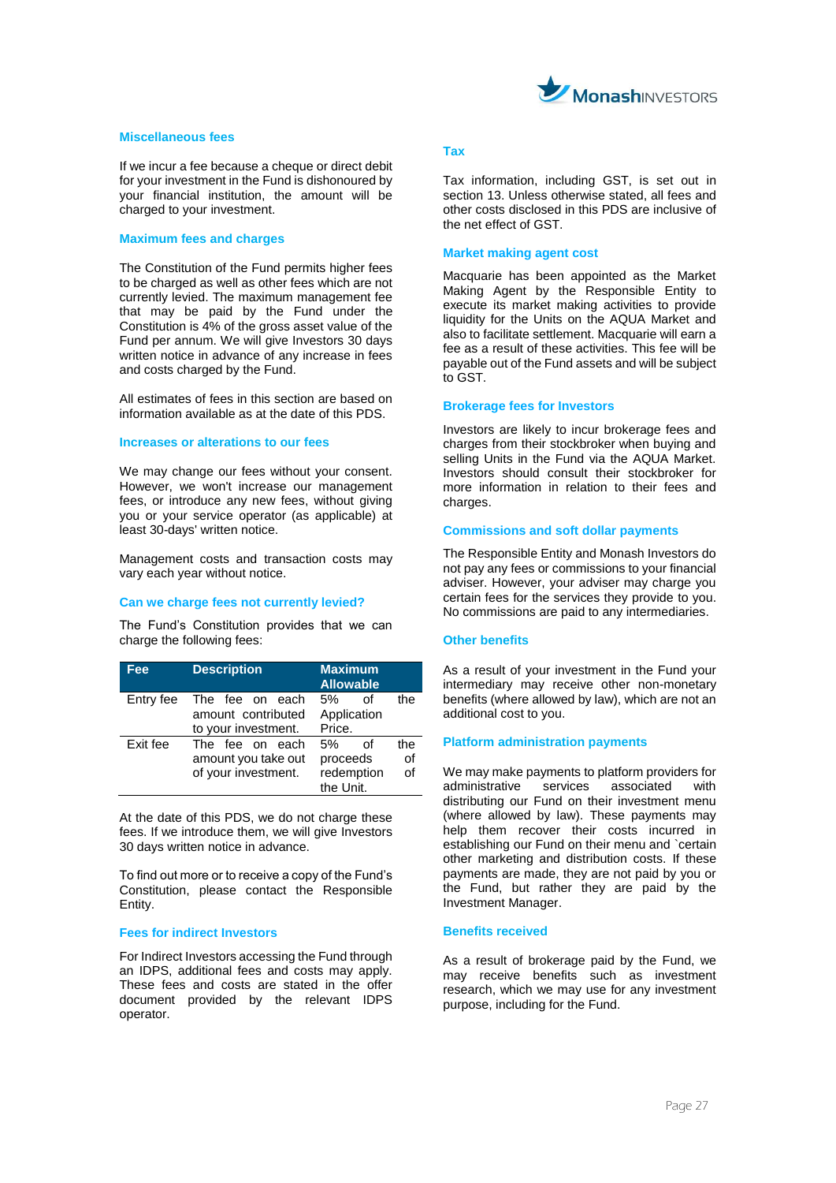### Miscellaneous fees

If we incur a fee because a cheque or direct debit for your investment in the Fund is dishonoured by your financial institution, the amount will be charged to your investment.

### Maximum fees and charges

The Constitution of the Fund permits higher fees to be charged as well as other fees which are not currently levied. The maximum management fee that may be paid by the Fund under the Constitution is 4% of the gross asset value of the Fund per annum. We will give Investors 30 days written notice in advance of any increase in fees and costs charged by the Fund.

All estimates of fees in this section are based on information available as at the date of this PDS.

### Increases or alterations to our fees

We may change our fees without your consent. However, we won't increase our management fees, or introduce any new fees, without giving you or your service operator (as applicable) at least 30-days' written notice.

Management costs and transaction costs may vary each year without notice.

### Can we charge fees not currently levied?

The Fund's Constitution provides that we can charge the following fees:

| Fee | Description | Maximum Allowable |
|---|---|---|
| Entry fee | The fee on each amount contributed to your investment. | 5% of the Application Price. |
| Exit fee | The fee on each amount you take out of your investment. | 5% of the proceeds of redemption of the Unit. |

At the date of this PDS, we do not charge these fees. If we introduce them, we will give Investors 30 days written notice in advance.

To find out more or to receive a copy of the Fund's Constitution, please contact the Responsible Entity.

### Fees for indirect Investors

For Indirect Investors accessing the Fund through an IDPS, additional fees and costs may apply. These fees and costs are stated in the offer document provided by the relevant IDPS operator.

### Tax

Tax information, including GST, is set out in section 13. Unless otherwise stated, all fees and other costs disclosed in this PDS are inclusive of the net effect of GST.

### Market making agent cost

Macquarie has been appointed as the Market Making Agent by the Responsible Entity to execute its market making activities to provide liquidity for the Units on the AQUA Market and also to facilitate settlement. Macquarie will earn a fee as a result of these activities. This fee will be payable out of the Fund assets and will be subject to GST.

### Brokerage fees for Investors

Investors are likely to incur brokerage fees and charges from their stockbroker when buying and selling Units in the Fund via the AQUA Market. Investors should consult their stockbroker for more information in relation to their fees and charges.

### Commissions and soft dollar payments

The Responsible Entity and Monash Investors do not pay any fees or commissions to your financial adviser. However, your adviser may charge you certain fees for the services they provide to you. No commissions are paid to any intermediaries.

### Other benefits

As a result of your investment in the Fund your intermediary may receive other non-monetary benefits (where allowed by law), which are not an additional cost to you.

### Platform administration payments

We may make payments to platform providers for administrative services associated with distributing our Fund on their investment menu (where allowed by law). These payments may help them recover their costs incurred in establishing our Fund on their menu and `certain other marketing and distribution costs. If these payments are made, they are not paid by you or the Fund, but rather they are paid by the Investment Manager.

### Benefits received

As a result of brokerage paid by the Fund, we may receive benefits such as investment research, which we may use for any investment purpose, including for the Fund.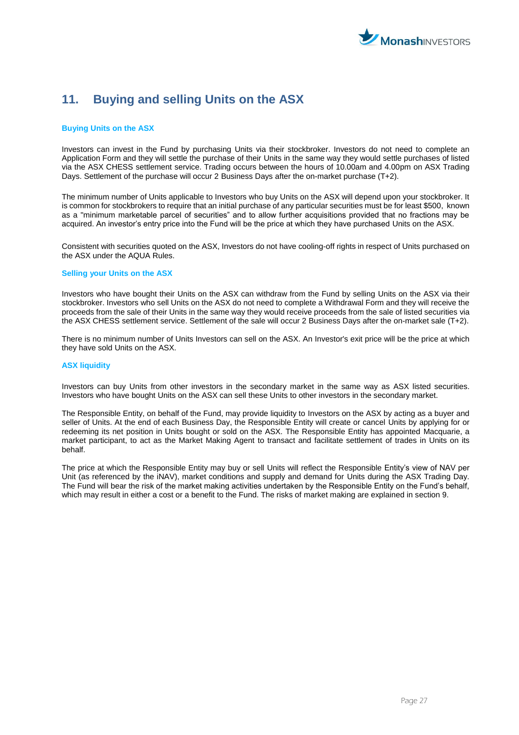# 11. Buying and selling Units on the ASX

### Buying Units on the ASX

Investors can invest in the Fund by purchasing Units via their stockbroker. Investors do not need to complete an Application Form and they will settle the purchase of their Units in the same way they would settle purchases of listed via the ASX CHESS settlement service. Trading occurs between the hours of 10.00am and 4.00pm on ASX Trading Days. Settlement of the purchase will occur 2 Business Days after the on-market purchase (T+2).

The minimum number of Units applicable to Investors who buy Units on the ASX will depend upon your stockbroker. It is common for stockbrokers to require that an initial purchase of any particular securities must be for least $500, known as a "minimum marketable parcel of securities" and to allow further acquisitions provided that no fractions may be acquired. An investor's entry price into the Fund will be the price at which they have purchased Units on the ASX.

Consistent with securities quoted on the ASX, Investors do not have cooling-off rights in respect of Units purchased on the ASX under the AQUA Rules.

### Selling your Units on the ASX

Investors who have bought their Units on the ASX can withdraw from the Fund by selling Units on the ASX via their stockbroker. Investors who sell Units on the ASX do not need to complete a Withdrawal Form and they will receive the proceeds from the sale of their Units in the same way they would receive proceeds from the sale of listed securities via the ASX CHESS settlement service. Settlement of the sale will occur 2 Business Days after the on-market sale (T+2).

There is no minimum number of Units Investors can sell on the ASX. An Investor's exit price will be the price at which they have sold Units on the ASX.

### ASX liquidity

Investors can buy Units from other investors in the secondary market in the same way as ASX listed securities. Investors who have bought Units on the ASX can sell these Units to other investors in the secondary market.

The Responsible Entity, on behalf of the Fund, may provide liquidity to Investors on the ASX by acting as a buyer and seller of Units. At the end of each Business Day, the Responsible Entity will create or cancel Units by applying for or redeeming its net position in Units bought or sold on the ASX. The Responsible Entity has appointed Macquarie, a market participant, to act as the Market Making Agent to transact and facilitate settlement of trades in Units on its behalf.

The price at which the Responsible Entity may buy or sell Units will reflect the Responsible Entity's view of NAV per Unit (as referenced by the iNAV), market conditions and supply and demand for Units during the ASX Trading Day. The Fund will bear the risk of the market making activities undertaken by the Responsible Entity on the Fund's behalf, which may result in either a cost or a benefit to the Fund. The risks of market making are explained in section 9.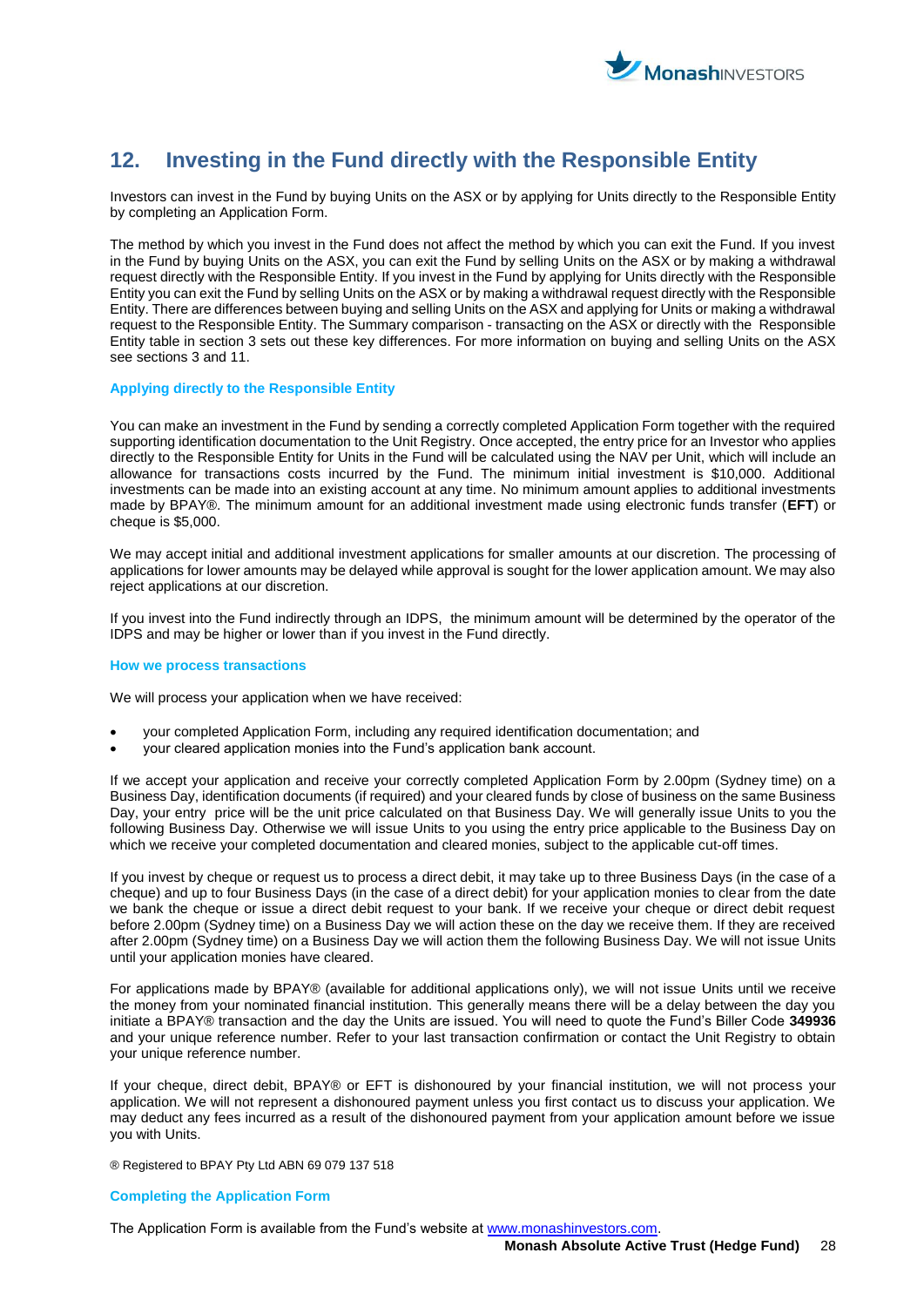## 12. Investing in the Fund directly with the Responsible Entity

Investors can invest in the Fund by buying Units on the ASX or by applying for Units directly to the Responsible Entity by completing an Application Form.

The method by which you invest in the Fund does not affect the method by which you can exit the Fund. If you invest in the Fund by buying Units on the ASX, you can exit the Fund by selling Units on the ASX or by making a withdrawal request directly with the Responsible Entity. If you invest in the Fund by applying for Units directly with the Responsible Entity you can exit the Fund by selling Units on the ASX or by making a withdrawal request directly with the Responsible Entity. There are differences between buying and selling Units on the ASX and applying for Units or making a withdrawal request to the Responsible Entity. The Summary comparison - transacting on the ASX or directly with the Responsible Entity table in section 3 sets out these key differences. For more information on buying and selling Units on the ASX see sections 3 and 11.

### Applying directly to the Responsible Entity

You can make an investment in the Fund by sending a correctly completed Application Form together with the required supporting identification documentation to the Unit Registry. Once accepted, the entry price for an Investor who applies directly to the Responsible Entity for Units in the Fund will be calculated using the NAV per Unit, which will include an allowance for transactions costs incurred by the Fund. The minimum initial investment is $10,000. Additional investments can be made into an existing account at any time. No minimum amount applies to additional investments made by BPAY®. The minimum amount for an additional investment made using electronic funds transfer (**EFT**) or cheque is $5,000.

We may accept initial and additional investment applications for smaller amounts at our discretion. The processing of applications for lower amounts may be delayed while approval is sought for the lower application amount. We may also reject applications at our discretion.

If you invest into the Fund indirectly through an IDPS, the minimum amount will be determined by the operator of the IDPS and may be higher or lower than if you invest in the Fund directly.

### How we process transactions

We will process your application when we have received:

- your completed Application Form, including any required identification documentation; and
- your cleared application monies into the Fund's application bank account.

If we accept your application and receive your correctly completed Application Form by 2.00pm (Sydney time) on a Business Day, identification documents (if required) and your cleared funds by close of business on the same Business Day, your entry price will be the unit price calculated on that Business Day. We will generally issue Units to you the following Business Day. Otherwise we will issue Units to you using the entry price applicable to the Business Day on which we receive your completed documentation and cleared monies, subject to the applicable cut-off times.

If you invest by cheque or request us to process a direct debit, it may take up to three Business Days (in the case of a cheque) and up to four Business Days (in the case of a direct debit) for your application monies to clear from the date we bank the cheque or issue a direct debit request to your bank. If we receive your cheque or direct debit request before 2.00pm (Sydney time) on a Business Day we will action these on the day we receive them. If they are received after 2.00pm (Sydney time) on a Business Day we will action them the following Business Day. We will not issue Units until your application monies have cleared.

For applications made by BPAY® (available for additional applications only), we will not issue Units until we receive the money from your nominated financial institution. This generally means there will be a delay between the day you initiate a BPAY® transaction and the day the Units are issued. You will need to quote the Fund's Biller Code **349936** and your unique reference number. Refer to your last transaction confirmation or contact the Unit Registry to obtain your unique reference number.

If your cheque, direct debit, BPAY® or EFT is dishonoured by your financial institution, we will not process your application. We will not represent a dishonoured payment unless you first contact us to discuss your application. We may deduct any fees incurred as a result of the dishonoured payment from your application amount before we issue you with Units.

® Registered to BPAY Pty Ltd ABN 69 079 137 518

### Completing the Application Form

The Application Form is available from the Fund's website at www.monashinvestors.com.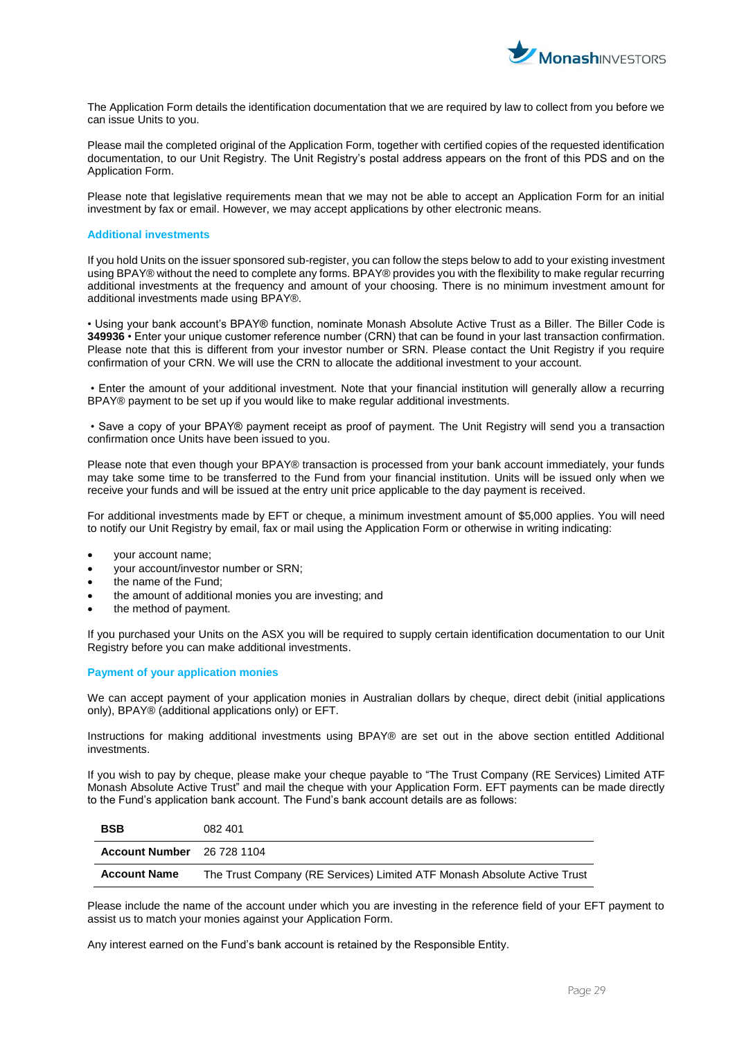The Application Form details the identification documentation that we are required by law to collect from you before we can issue Units to you.

Please mail the completed original of the Application Form, together with certified copies of the requested identification documentation, to our Unit Registry. The Unit Registry's postal address appears on the front of this PDS and on the Application Form.

Please note that legislative requirements mean that we may not be able to accept an Application Form for an initial investment by fax or email. However, we may accept applications by other electronic means.

### Additional investments

If you hold Units on the issuer sponsored sub-register, you can follow the steps below to add to your existing investment using BPAY® without the need to complete any forms. BPAY® provides you with the flexibility to make regular recurring additional investments at the frequency and amount of your choosing. There is no minimum investment amount for additional investments made using BPAY®.

• Using your bank account's BPAY® function, nominate Monash Absolute Active Trust as a Biller. The Biller Code is **349936** • Enter your unique customer reference number (CRN) that can be found in your last transaction confirmation. Please note that this is different from your investor number or SRN. Please contact the Unit Registry if you require confirmation of your CRN. We will use the CRN to allocate the additional investment to your account.

• Enter the amount of your additional investment. Note that your financial institution will generally allow a recurring BPAY® payment to be set up if you would like to make regular additional investments.

• Save a copy of your BPAY® payment receipt as proof of payment. The Unit Registry will send you a transaction confirmation once Units have been issued to you.

Please note that even though your BPAY® transaction is processed from your bank account immediately, your funds may take some time to be transferred to the Fund from your financial institution. Units will be issued only when we receive your funds and will be issued at the entry unit price applicable to the day payment is received.

For additional investments made by EFT or cheque, a minimum investment amount of $5,000 applies. You will need to notify our Unit Registry by email, fax or mail using the Application Form or otherwise in writing indicating:

- your account name;
- your account/investor number or SRN;
- the name of the Fund;
- the amount of additional monies you are investing; and
- the method of payment.

If you purchased your Units on the ASX you will be required to supply certain identification documentation to our Unit Registry before you can make additional investments.

### Payment of your application monies

We can accept payment of your application monies in Australian dollars by cheque, direct debit (initial applications only), BPAY® (additional applications only) or EFT.

Instructions for making additional investments using BPAY® are set out in the above section entitled Additional investments.

If you wish to pay by cheque, please make your cheque payable to "The Trust Company (RE Services) Limited ATF Monash Absolute Active Trust" and mail the cheque with your Application Form. EFT payments can be made directly to the Fund's application bank account. The Fund's bank account details are as follows:

| | |
|---|---|
| **BSB** | 082 401 |
| **Account Number** | 26 728 1104 |
| **Account Name** | The Trust Company (RE Services) Limited ATF Monash Absolute Active Trust |

Please include the name of the account under which you are investing in the reference field of your EFT payment to assist us to match your monies against your Application Form.

Any interest earned on the Fund's bank account is retained by the Responsible Entity.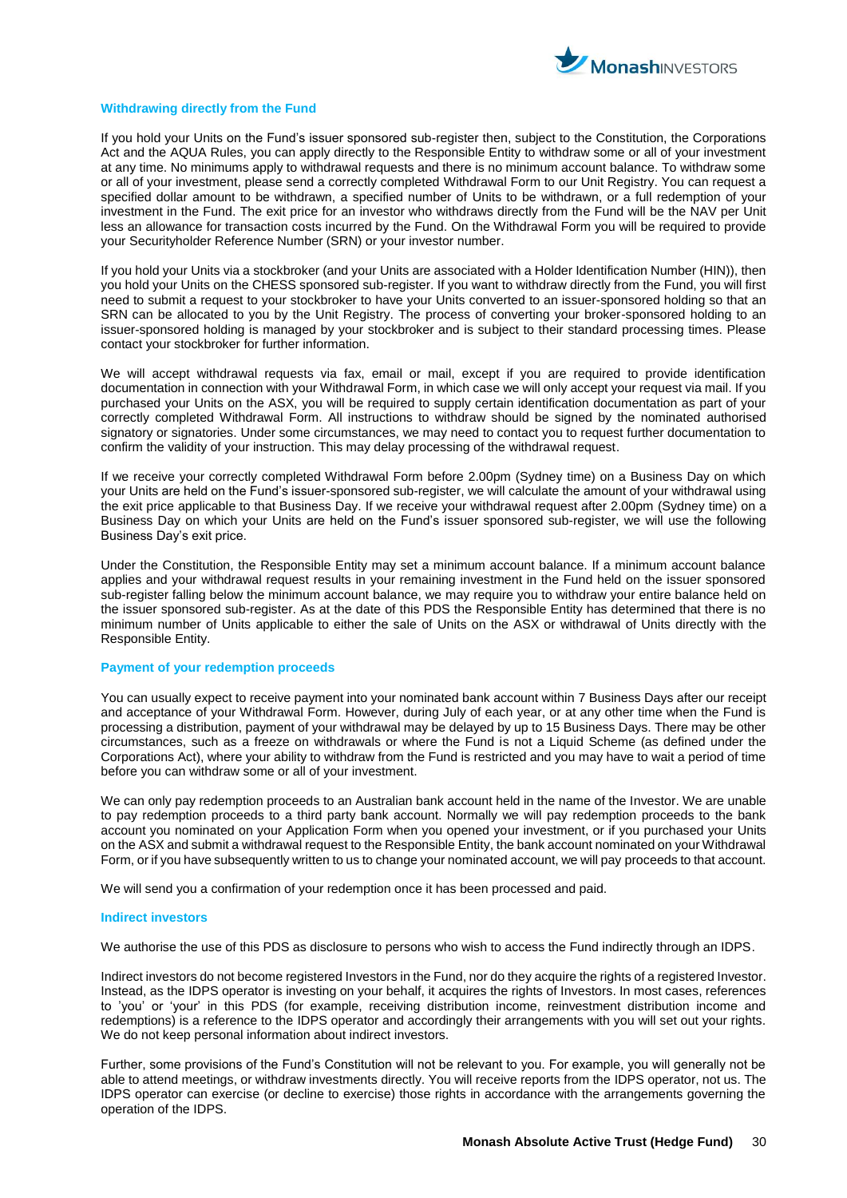### Withdrawing directly from the Fund

If you hold your Units on the Fund's issuer sponsored sub-register then, subject to the Constitution, the Corporations Act and the AQUA Rules, you can apply directly to the Responsible Entity to withdraw some or all of your investment at any time. No minimums apply to withdrawal requests and there is no minimum account balance. To withdraw some or all of your investment, please send a correctly completed Withdrawal Form to our Unit Registry. You can request a specified dollar amount to be withdrawn, a specified number of Units to be withdrawn, or a full redemption of your investment in the Fund. The exit price for an investor who withdraws directly from the Fund will be the NAV per Unit less an allowance for transaction costs incurred by the Fund. On the Withdrawal Form you will be required to provide your Securityholder Reference Number (SRN) or your investor number.

If you hold your Units via a stockbroker (and your Units are associated with a Holder Identification Number (HIN)), then you hold your Units on the CHESS sponsored sub-register. If you want to withdraw directly from the Fund, you will first need to submit a request to your stockbroker to have your Units converted to an issuer-sponsored holding so that an SRN can be allocated to you by the Unit Registry. The process of converting your broker-sponsored holding to an issuer-sponsored holding is managed by your stockbroker and is subject to their standard processing times. Please contact your stockbroker for further information.

We will accept withdrawal requests via fax, email or mail, except if you are required to provide identification documentation in connection with your Withdrawal Form, in which case we will only accept your request via mail. If you purchased your Units on the ASX, you will be required to supply certain identification documentation as part of your correctly completed Withdrawal Form. All instructions to withdraw should be signed by the nominated authorised signatory or signatories. Under some circumstances, we may need to contact you to request further documentation to confirm the validity of your instruction. This may delay processing of the withdrawal request.

If we receive your correctly completed Withdrawal Form before 2.00pm (Sydney time) on a Business Day on which your Units are held on the Fund's issuer-sponsored sub-register, we will calculate the amount of your withdrawal using the exit price applicable to that Business Day. If we receive your withdrawal request after 2.00pm (Sydney time) on a Business Day on which your Units are held on the Fund's issuer sponsored sub-register, we will use the following Business Day's exit price.

Under the Constitution, the Responsible Entity may set a minimum account balance. If a minimum account balance applies and your withdrawal request results in your remaining investment in the Fund held on the issuer sponsored sub-register falling below the minimum account balance, we may require you to withdraw your entire balance held on the issuer sponsored sub-register. As at the date of this PDS the Responsible Entity has determined that there is no minimum number of Units applicable to either the sale of Units on the ASX or withdrawal of Units directly with the Responsible Entity.

### Payment of your redemption proceeds

You can usually expect to receive payment into your nominated bank account within 7 Business Days after our receipt and acceptance of your Withdrawal Form. However, during July of each year, or at any other time when the Fund is processing a distribution, payment of your withdrawal may be delayed by up to 15 Business Days. There may be other circumstances, such as a freeze on withdrawals or where the Fund is not a Liquid Scheme (as defined under the Corporations Act), where your ability to withdraw from the Fund is restricted and you may have to wait a period of time before you can withdraw some or all of your investment.

We can only pay redemption proceeds to an Australian bank account held in the name of the Investor. We are unable to pay redemption proceeds to a third party bank account. Normally we will pay redemption proceeds to the bank account you nominated on your Application Form when you opened your investment, or if you purchased your Units on the ASX and submit a withdrawal request to the Responsible Entity, the bank account nominated on your Withdrawal Form, or if you have subsequently written to us to change your nominated account, we will pay proceeds to that account.

We will send you a confirmation of your redemption once it has been processed and paid.

### Indirect investors

We authorise the use of this PDS as disclosure to persons who wish to access the Fund indirectly through an IDPS.

Indirect investors do not become registered Investors in the Fund, nor do they acquire the rights of a registered Investor. Instead, as the IDPS operator is investing on your behalf, it acquires the rights of Investors. In most cases, references to 'you' or 'your' in this PDS (for example, receiving distribution income, reinvestment distribution income and redemptions) is a reference to the IDPS operator and accordingly their arrangements with you will set out your rights. We do not keep personal information about indirect investors.

Further, some provisions of the Fund's Constitution will not be relevant to you. For example, you will generally not be able to attend meetings, or withdraw investments directly. You will receive reports from the IDPS operator, not us. The IDPS operator can exercise (or decline to exercise) those rights in accordance with the arrangements governing the operation of the IDPS.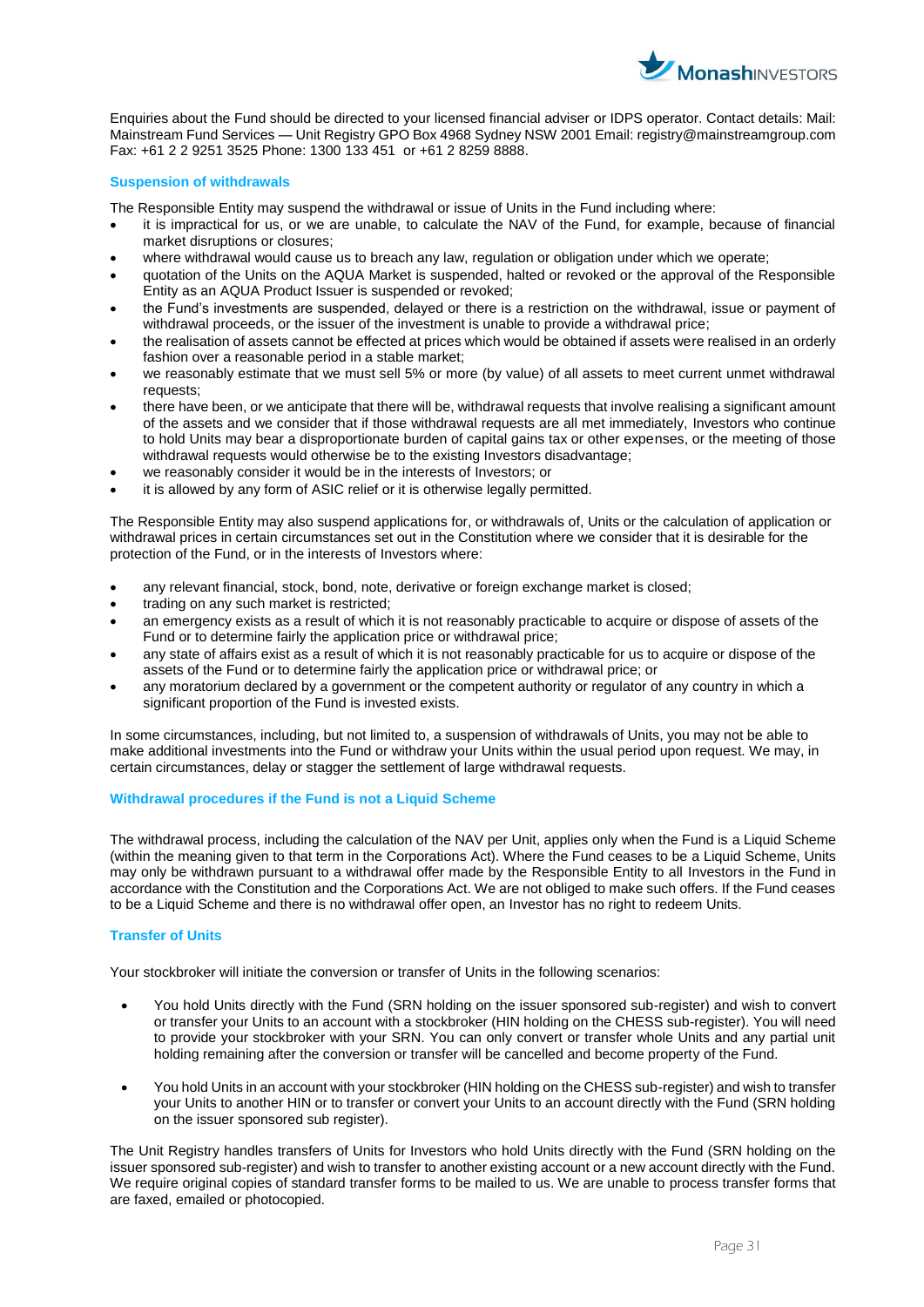Enquiries about the Fund should be directed to your licensed financial adviser or IDPS operator. Contact details: Mail: Mainstream Fund Services — Unit Registry GPO Box 4968 Sydney NSW 2001 Email: registry@mainstreamgroup.com Fax: +61 2 2 9251 3525 Phone: 1300 133 451 or +61 2 8259 8888.

### Suspension of withdrawals

The Responsible Entity may suspend the withdrawal or issue of Units in the Fund including where:

- it is impractical for us, or we are unable, to calculate the NAV of the Fund, for example, because of financial market disruptions or closures;
- where withdrawal would cause us to breach any law, regulation or obligation under which we operate;
- quotation of the Units on the AQUA Market is suspended, halted or revoked or the approval of the Responsible Entity as an AQUA Product Issuer is suspended or revoked;
- the Fund's investments are suspended, delayed or there is a restriction on the withdrawal, issue or payment of withdrawal proceeds, or the issuer of the investment is unable to provide a withdrawal price;
- the realisation of assets cannot be effected at prices which would be obtained if assets were realised in an orderly fashion over a reasonable period in a stable market;
- we reasonably estimate that we must sell 5% or more (by value) of all assets to meet current unmet withdrawal requests;
- there have been, or we anticipate that there will be, withdrawal requests that involve realising a significant amount of the assets and we consider that if those withdrawal requests are all met immediately, Investors who continue to hold Units may bear a disproportionate burden of capital gains tax or other expenses, or the meeting of those withdrawal requests would otherwise be to the existing Investors disadvantage;
- we reasonably consider it would be in the interests of Investors; or
- it is allowed by any form of ASIC relief or it is otherwise legally permitted.

The Responsible Entity may also suspend applications for, or withdrawals of, Units or the calculation of application or withdrawal prices in certain circumstances set out in the Constitution where we consider that it is desirable for the protection of the Fund, or in the interests of Investors where:

- any relevant financial, stock, bond, note, derivative or foreign exchange market is closed;
- trading on any such market is restricted;
- an emergency exists as a result of which it is not reasonably practicable to acquire or dispose of assets of the Fund or to determine fairly the application price or withdrawal price;
- any state of affairs exist as a result of which it is not reasonably practicable for us to acquire or dispose of the assets of the Fund or to determine fairly the application price or withdrawal price; or
- any moratorium declared by a government or the competent authority or regulator of any country in which a significant proportion of the Fund is invested exists.

In some circumstances, including, but not limited to, a suspension of withdrawals of Units, you may not be able to make additional investments into the Fund or withdraw your Units within the usual period upon request. We may, in certain circumstances, delay or stagger the settlement of large withdrawal requests.

### Withdrawal procedures if the Fund is not a Liquid Scheme

The withdrawal process, including the calculation of the NAV per Unit, applies only when the Fund is a Liquid Scheme (within the meaning given to that term in the Corporations Act). Where the Fund ceases to be a Liquid Scheme, Units may only be withdrawn pursuant to a withdrawal offer made by the Responsible Entity to all Investors in the Fund in accordance with the Constitution and the Corporations Act. We are not obliged to make such offers. If the Fund ceases to be a Liquid Scheme and there is no withdrawal offer open, an Investor has no right to redeem Units.

### Transfer of Units

Your stockbroker will initiate the conversion or transfer of Units in the following scenarios:

- You hold Units directly with the Fund (SRN holding on the issuer sponsored sub-register) and wish to convert or transfer your Units to an account with a stockbroker (HIN holding on the CHESS sub-register). You will need to provide your stockbroker with your SRN. You can only convert or transfer whole Units and any partial unit holding remaining after the conversion or transfer will be cancelled and become property of the Fund.
- You hold Units in an account with your stockbroker (HIN holding on the CHESS sub-register) and wish to transfer your Units to another HIN or to transfer or convert your Units to an account directly with the Fund (SRN holding on the issuer sponsored sub register).

The Unit Registry handles transfers of Units for Investors who hold Units directly with the Fund (SRN holding on the issuer sponsored sub-register) and wish to transfer to another existing account or a new account directly with the Fund. We require original copies of standard transfer forms to be mailed to us. We are unable to process transfer forms that are faxed, emailed or photocopied.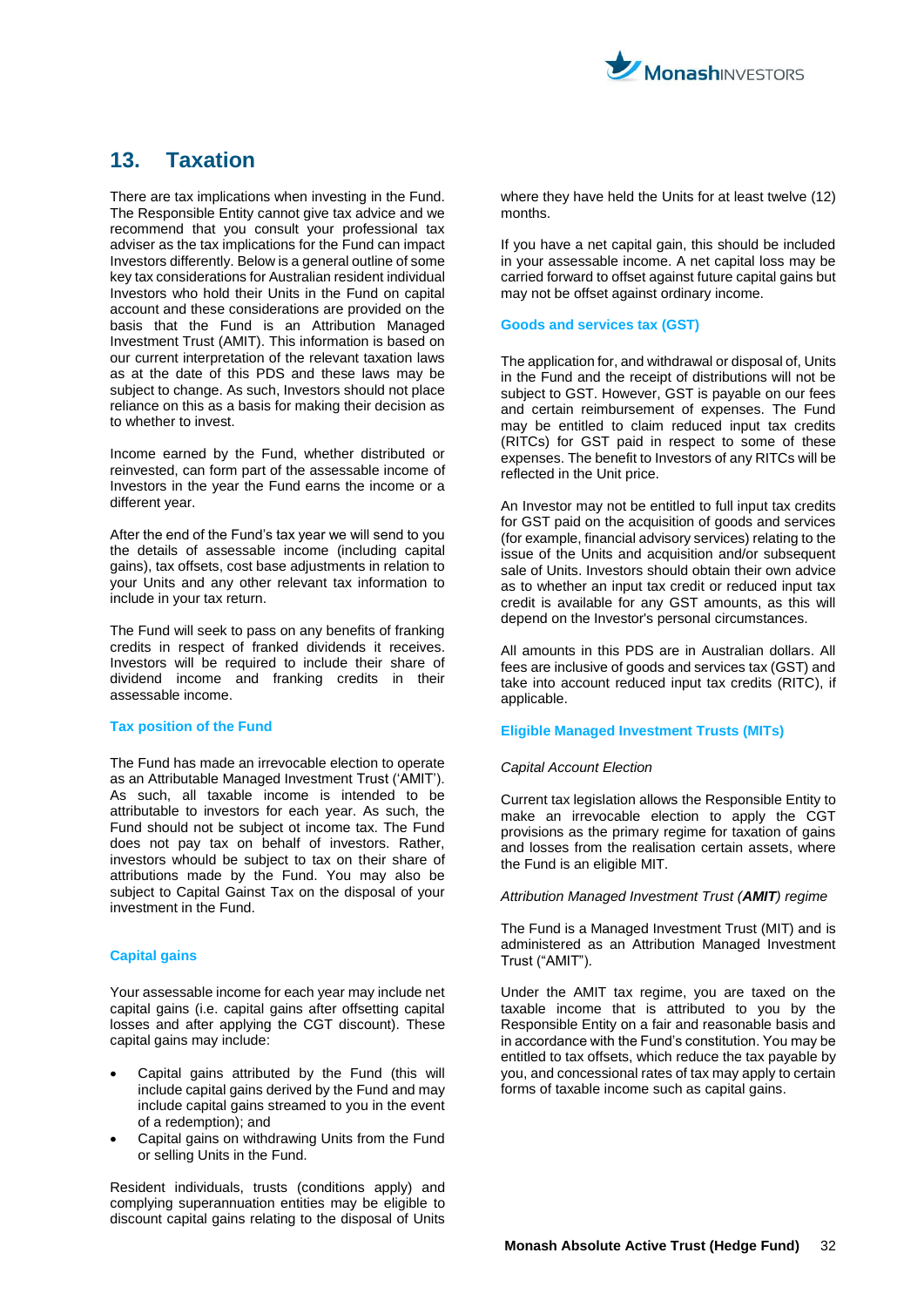## 13. Taxation

There are tax implications when investing in the Fund. The Responsible Entity cannot give tax advice and we recommend that you consult your professional tax adviser as the tax implications for the Fund can impact Investors differently. Below is a general outline of some key tax considerations for Australian resident individual Investors who hold their Units in the Fund on capital account and these considerations are provided on the basis that the Fund is an Attribution Managed Investment Trust (AMIT). This information is based on our current interpretation of the relevant taxation laws as at the date of this PDS and these laws may be subject to change. As such, Investors should not place reliance on this as a basis for making their decision as to whether to invest.

Income earned by the Fund, whether distributed or reinvested, can form part of the assessable income of Investors in the year the Fund earns the income or a different year.

After the end of the Fund's tax year we will send to you the details of assessable income (including capital gains), tax offsets, cost base adjustments in relation to your Units and any other relevant tax information to include in your tax return.

The Fund will seek to pass on any benefits of franking credits in respect of franked dividends it receives. Investors will be required to include their share of dividend income and franking credits in their assessable income.

### Tax position of the Fund

The Fund has made an irrevocable election to operate as an Attributable Managed Investment Trust ('AMIT'). As such, all taxable income is intended to be attributable to investors for each year. As such, the Fund should not be subject ot income tax. The Fund does not pay tax on behalf of investors. Rather, investors whould be subject to tax on their share of attributions made by the Fund. You may also be subject to Capital Gainst Tax on the disposal of your investment in the Fund.

### Capital gains

Your assessable income for each year may include net capital gains (i.e. capital gains after offsetting capital losses and after applying the CGT discount). These capital gains may include:

- Capital gains attributed by the Fund (this will include capital gains derived by the Fund and may include capital gains streamed to you in the event of a redemption); and
- Capital gains on withdrawing Units from the Fund or selling Units in the Fund.

Resident individuals, trusts (conditions apply) and complying superannuation entities may be eligible to discount capital gains relating to the disposal of Units where they have held the Units for at least twelve (12) months.

If you have a net capital gain, this should be included in your assessable income. A net capital loss may be carried forward to offset against future capital gains but may not be offset against ordinary income.

### Goods and services tax (GST)

The application for, and withdrawal or disposal of, Units in the Fund and the receipt of distributions will not be subject to GST. However, GST is payable on our fees and certain reimbursement of expenses. The Fund may be entitled to claim reduced input tax credits (RITCs) for GST paid in respect to some of these expenses. The benefit to Investors of any RITCs will be reflected in the Unit price.

An Investor may not be entitled to full input tax credits for GST paid on the acquisition of goods and services (for example, financial advisory services) relating to the issue of the Units and acquisition and/or subsequent sale of Units. Investors should obtain their own advice as to whether an input tax credit or reduced input tax credit is available for any GST amounts, as this will depend on the Investor's personal circumstances.

All amounts in this PDS are in Australian dollars. All fees are inclusive of goods and services tax (GST) and take into account reduced input tax credits (RITC), if applicable.

### Eligible Managed Investment Trusts (MITs)

*Capital Account Election*

Current tax legislation allows the Responsible Entity to make an irrevocable election to apply the CGT provisions as the primary regime for taxation of gains and losses from the realisation certain assets, where the Fund is an eligible MIT.

*Attribution Managed Investment Trust (**AMIT**) regime*

The Fund is a Managed Investment Trust (MIT) and is administered as an Attribution Managed Investment Trust ("AMIT").

Under the AMIT tax regime, you are taxed on the taxable income that is attributed to you by the Responsible Entity on a fair and reasonable basis and in accordance with the Fund's constitution. You may be entitled to tax offsets, which reduce the tax payable by you, and concessional rates of tax may apply to certain forms of taxable income such as capital gains.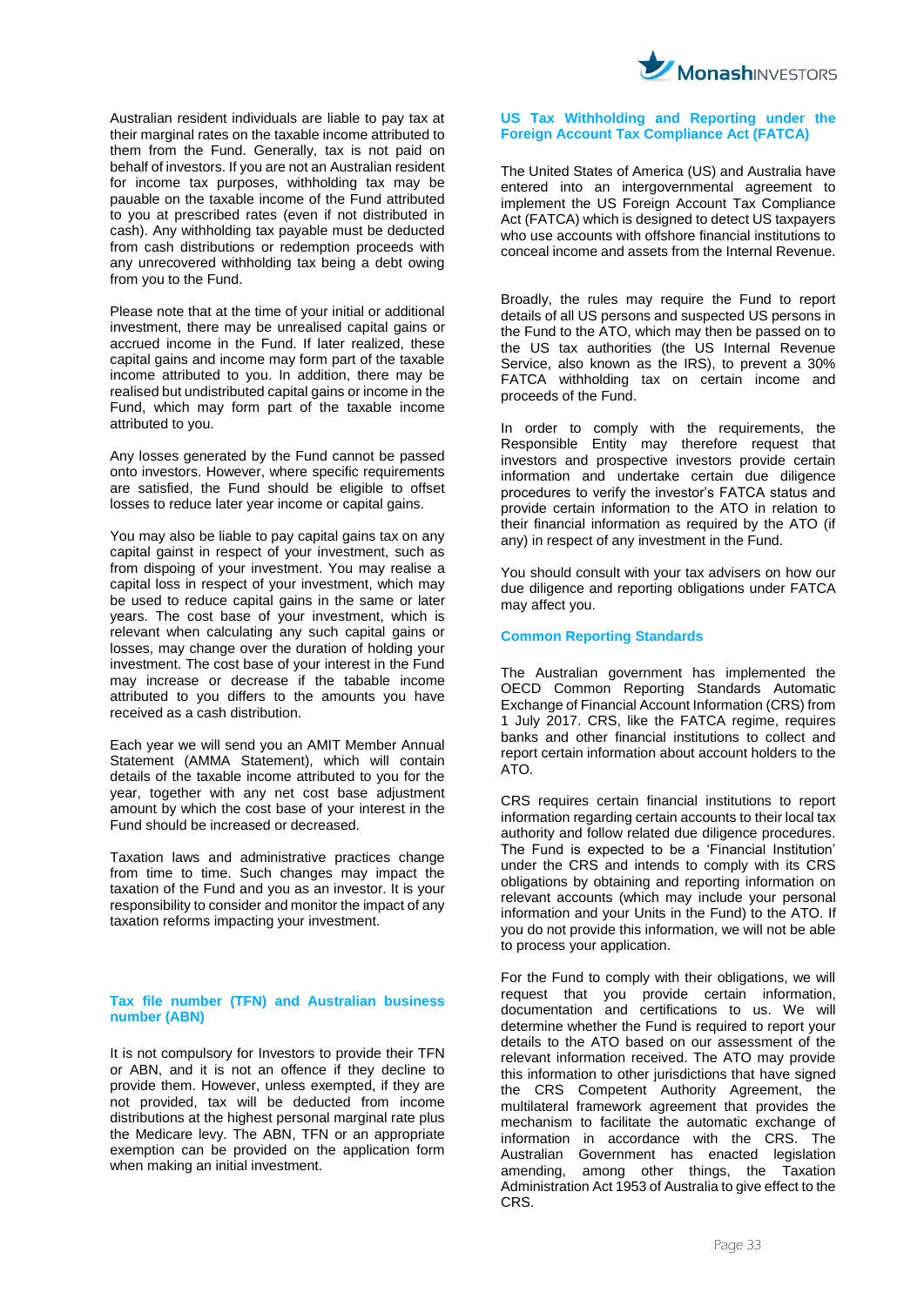Australian resident individuals are liable to pay tax at their marginal rates on the taxable income attributed to them from the Fund. Generally, tax is not paid on behalf of investors. If you are not an Australian resident for income tax purposes, withholding tax may be pauable on the taxable income of the Fund attributed to you at prescribed rates (even if not distributed in cash). Any withholding tax payable must be deducted from cash distributions or redemption proceeds with any unrecovered withholding tax being a debt owing from you to the Fund.

Please note that at the time of your initial or additional investment, there may be unrealised capital gains or accrued income in the Fund. If later realized, these capital gains and income may form part of the taxable income attributed to you. In addition, there may be realised but undistributed capital gains or income in the Fund, which may form part of the taxable income attributed to you.

Any losses generated by the Fund cannot be passed onto investors. However, where specific requirements are satisfied, the Fund should be eligible to offset losses to reduce later year income or capital gains.

You may also be liable to pay capital gains tax on any capital gainst in respect of your investment, such as from disposing of your investment. You may realise a capital loss in respect of your investment, which may be used to reduce capital gains in the same or later years. The cost base of your investment, which is relevant when calculating any such capital gains or losses, may change over the duration of holding your investment. The cost base of your interest in the Fund may increase or decrease if the tabable income attributed to you differs to the amounts you have received as a cash distribution.

Each year we will send you an AMIT Member Annual Statement (AMMA Statement), which will contain details of the taxable income attributed to you for the year, together with any net cost base adjustment amount by which the cost base of your interest in the Fund should be increased or decreased.

Taxation laws and administrative practices change from time to time. Such changes may impact the taxation of the Fund and you as an investor. It is your responsibility to consider and monitor the impact of any taxation reforms impacting your investment.

## Tax file number (TFN) and Australian business number (ABN)

It is not compulsory for Investors to provide their TFN or ABN, and it is not an offence if they decline to provide them. However, unless exempted, if they are not provided, tax will be deducted from income distributions at the highest personal marginal rate plus the Medicare levy. The ABN, TFN or an appropriate exemption can be provided on the application form when making an initial investment.

## US Tax Withholding and Reporting under the Foreign Account Tax Compliance Act (FATCA)

The United States of America (US) and Australia have entered into an intergovernmental agreement to implement the US Foreign Account Tax Compliance Act (FATCA) which is designed to detect US taxpayers who use accounts with offshore financial institutions to conceal income and assets from the Internal Revenue.

Broadly, the rules may require the Fund to report details of all US persons and suspected US persons in the Fund to the ATO, which may then be passed on to the US tax authorities (the US Internal Revenue Service, also known as the IRS), to prevent a 30% FATCA withholding tax on certain income and proceeds of the Fund.

In order to comply with the requirements, the Responsible Entity may therefore request that investors and prospective investors provide certain information and undertake certain due diligence procedures to verify the investor's FATCA status and provide certain information to the ATO in relation to their financial information as required by the ATO (if any) in respect of any investment in the Fund.

You should consult with your tax advisers on how our due diligence and reporting obligations under FATCA may affect you.

## Common Reporting Standards

The Australian government has implemented the OECD Common Reporting Standards Automatic Exchange of Financial Account Information (CRS) from 1 July 2017. CRS, like the FATCA regime, requires banks and other financial institutions to collect and report certain information about account holders to the ATO.

CRS requires certain financial institutions to report information regarding certain accounts to their local tax authority and follow related due diligence procedures. The Fund is expected to be a 'Financial Institution' under the CRS and intends to comply with its CRS obligations by obtaining and reporting information on relevant accounts (which may include your personal information and your Units in the Fund) to the ATO. If you do not provide this information, we will not be able to process your application.

For the Fund to comply with their obligations, we will request that you provide certain information, documentation and certifications to us. We will determine whether the Fund is required to report your details to the ATO based on our assessment of the relevant information received. The ATO may provide this information to other jurisdictions that have signed the CRS Competent Authority Agreement, the multilateral framework agreement that provides the mechanism to facilitate the automatic exchange of information in accordance with the CRS. The Australian Government has enacted legislation amending, among other things, the Taxation Administration Act 1953 of Australia to give effect to the CRS.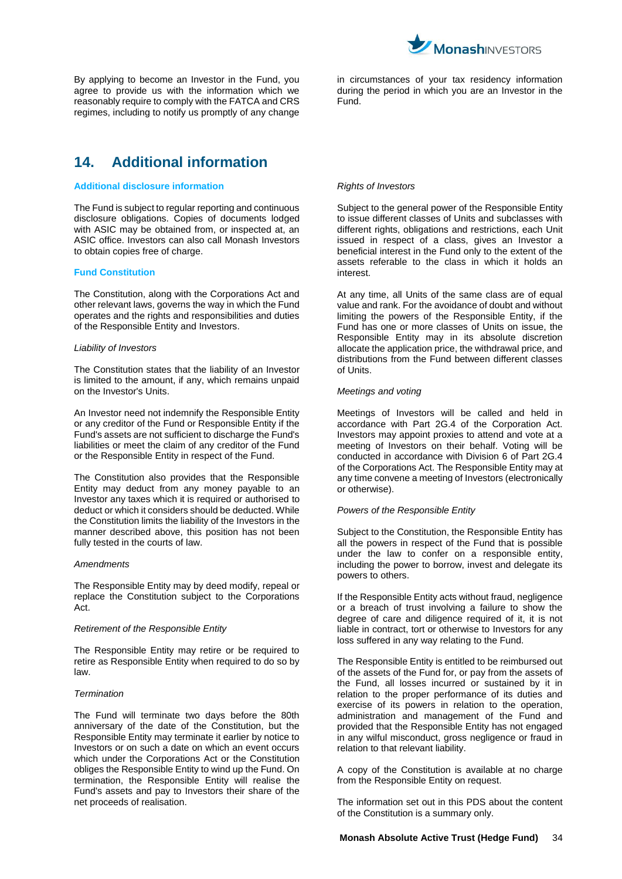By applying to become an Investor in the Fund, you agree to provide us with the information which we reasonably require to comply with the FATCA and CRS regimes, including to notify us promptly of any change in circumstances of your tax residency information during the period in which you are an Investor in the Fund.

## 14. Additional information

### Additional disclosure information

The Fund is subject to regular reporting and continuous disclosure obligations. Copies of documents lodged with ASIC may be obtained from, or inspected at, an ASIC office. Investors can also call Monash Investors to obtain copies free of charge.

### Fund Constitution

The Constitution, along with the Corporations Act and other relevant laws, governs the way in which the Fund operates and the rights and responsibilities and duties of the Responsible Entity and Investors.

*Liability of Investors*

The Constitution states that the liability of an Investor is limited to the amount, if any, which remains unpaid on the Investor's Units.

An Investor need not indemnify the Responsible Entity or any creditor of the Fund or Responsible Entity if the Fund's assets are not sufficient to discharge the Fund's liabilities or meet the claim of any creditor of the Fund or the Responsible Entity in respect of the Fund.

The Constitution also provides that the Responsible Entity may deduct from any money payable to an Investor any taxes which it is required or authorised to deduct or which it considers should be deducted. While the Constitution limits the liability of the Investors in the manner described above, this position has not been fully tested in the courts of law.

*Amendments*

The Responsible Entity may by deed modify, repeal or replace the Constitution subject to the Corporations Act.

*Retirement of the Responsible Entity*

The Responsible Entity may retire or be required to retire as Responsible Entity when required to do so by law.

*Termination*

The Fund will terminate two days before the 80th anniversary of the date of the Constitution, but the Responsible Entity may terminate it earlier by notice to Investors or on such a date on which an event occurs which under the Corporations Act or the Constitution obliges the Responsible Entity to wind up the Fund. On termination, the Responsible Entity will realise the Fund's assets and pay to Investors their share of the net proceeds of realisation.

*Rights of Investors*

Subject to the general power of the Responsible Entity to issue different classes of Units and subclasses with different rights, obligations and restrictions, each Unit issued in respect of a class, gives an Investor a beneficial interest in the Fund only to the extent of the assets referable to the class in which it holds an interest.

At any time, all Units of the same class are of equal value and rank. For the avoidance of doubt and without limiting the powers of the Responsible Entity, if the Fund has one or more classes of Units on issue, the Responsible Entity may in its absolute discretion allocate the application price, the withdrawal price, and distributions from the Fund between different classes of Units.

*Meetings and voting*

Meetings of Investors will be called and held in accordance with Part 2G.4 of the Corporation Act. Investors may appoint proxies to attend and vote at a meeting of Investors on their behalf. Voting will be conducted in accordance with Division 6 of Part 2G.4 of the Corporations Act. The Responsible Entity may at any time convene a meeting of Investors (electronically or otherwise).

*Powers of the Responsible Entity*

Subject to the Constitution, the Responsible Entity has all the powers in respect of the Fund that is possible under the law to confer on a responsible entity, including the power to borrow, invest and delegate its powers to others.

If the Responsible Entity acts without fraud, negligence or a breach of trust involving a failure to show the degree of care and diligence required of it, it is not liable in contract, tort or otherwise to Investors for any loss suffered in any way relating to the Fund.

The Responsible Entity is entitled to be reimbursed out of the assets of the Fund for, or pay from the assets of the Fund, all losses incurred or sustained by it in relation to the proper performance of its duties and exercise of its powers in relation to the operation, administration and management of the Fund and provided that the Responsible Entity has not engaged in any wilful misconduct, gross negligence or fraud in relation to that relevant liability.

A copy of the Constitution is available at no charge from the Responsible Entity on request.

The information set out in this PDS about the content of the Constitution is a summary only.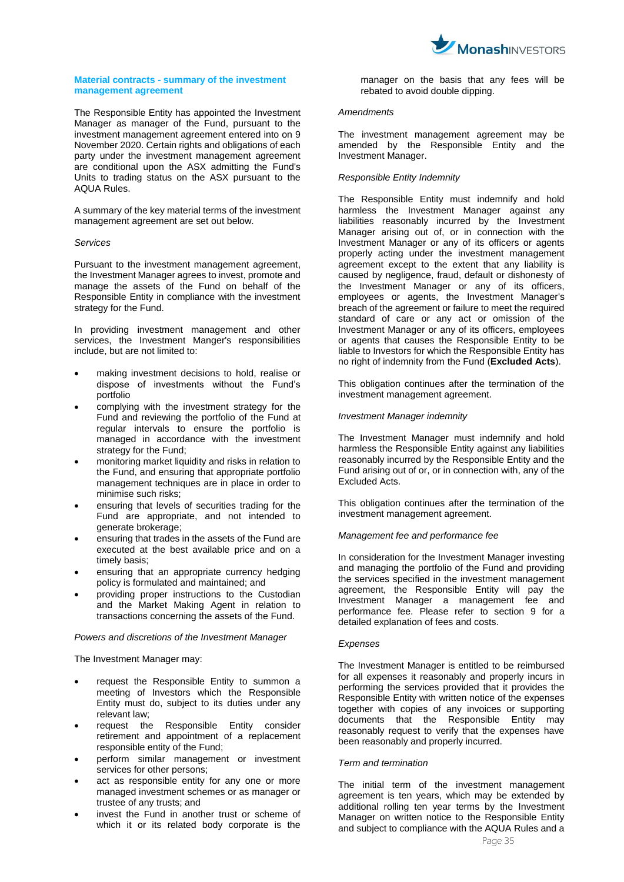## Material contracts - summary of the investment management agreement

The Responsible Entity has appointed the Investment Manager as manager of the Fund, pursuant to the investment management agreement entered into on 9 November 2020. Certain rights and obligations of each party under the investment management agreement are conditional upon the ASX admitting the Fund's Units to trading status on the ASX pursuant to the AQUA Rules.

A summary of the key material terms of the investment management agreement are set out below.

*Services*

Pursuant to the investment management agreement, the Investment Manager agrees to invest, promote and manage the assets of the Fund on behalf of the Responsible Entity in compliance with the investment strategy for the Fund.

In providing investment management and other services, the Investment Manger's responsibilities include, but are not limited to:

- making investment decisions to hold, realise or dispose of investments without the Fund's portfolio
- complying with the investment strategy for the Fund and reviewing the portfolio of the Fund at regular intervals to ensure the portfolio is managed in accordance with the investment strategy for the Fund;
- monitoring market liquidity and risks in relation to the Fund, and ensuring that appropriate portfolio management techniques are in place in order to minimise such risks;
- ensuring that levels of securities trading for the Fund are appropriate, and not intended to generate brokerage;
- ensuring that trades in the assets of the Fund are executed at the best available price and on a timely basis;
- ensuring that an appropriate currency hedging policy is formulated and maintained; and
- providing proper instructions to the Custodian and the Market Making Agent in relation to transactions concerning the assets of the Fund.

*Powers and discretions of the Investment Manager*

The Investment Manager may:

- request the Responsible Entity to summon a meeting of Investors which the Responsible Entity must do, subject to its duties under any relevant law;
- request the Responsible Entity consider retirement and appointment of a replacement responsible entity of the Fund;
- perform similar management or investment services for other persons;
- act as responsible entity for any one or more managed investment schemes or as manager or trustee of any trusts; and
- invest the Fund in another trust or scheme of which it or its related body corporate is the manager on the basis that any fees will be rebated to avoid double dipping.

*Amendments*

The investment management agreement may be amended by the Responsible Entity and the Investment Manager.

*Responsible Entity Indemnity*

The Responsible Entity must indemnify and hold harmless the Investment Manager against any liabilities reasonably incurred by the Investment Manager arising out of, or in connection with the Investment Manager or any of its officers or agents properly acting under the investment management agreement except to the extent that any liability is caused by negligence, fraud, default or dishonesty of the Investment Manager or any of its officers, employees or agents, the Investment Manager's breach of the agreement or failure to meet the required standard of care or any act or omission of the Investment Manager or any of its officers, employees or agents that causes the Responsible Entity to be liable to Investors for which the Responsible Entity has no right of indemnity from the Fund (**Excluded Acts**).

This obligation continues after the termination of the investment management agreement.

*Investment Manager indemnity*

The Investment Manager must indemnify and hold harmless the Responsible Entity against any liabilities reasonably incurred by the Responsible Entity and the Fund arising out of or, or in connection with, any of the Excluded Acts.

This obligation continues after the termination of the investment management agreement.

*Management fee and performance fee*

In consideration for the Investment Manager investing and managing the portfolio of the Fund and providing the services specified in the investment management agreement, the Responsible Entity will pay the Investment Manager a management fee and performance fee. Please refer to section 9 for a detailed explanation of fees and costs.

*Expenses*

The Investment Manager is entitled to be reimbursed for all expenses it reasonably and properly incurs in performing the services provided that it provides the Responsible Entity with written notice of the expenses together with copies of any invoices or supporting documents that the Responsible Entity may reasonably request to verify that the expenses have been reasonably and properly incurred.

*Term and termination*

The initial term of the investment management agreement is ten years, which may be extended by additional rolling ten year terms by the Investment Manager on written notice to the Responsible Entity and subject to compliance with the AQUA Rules and a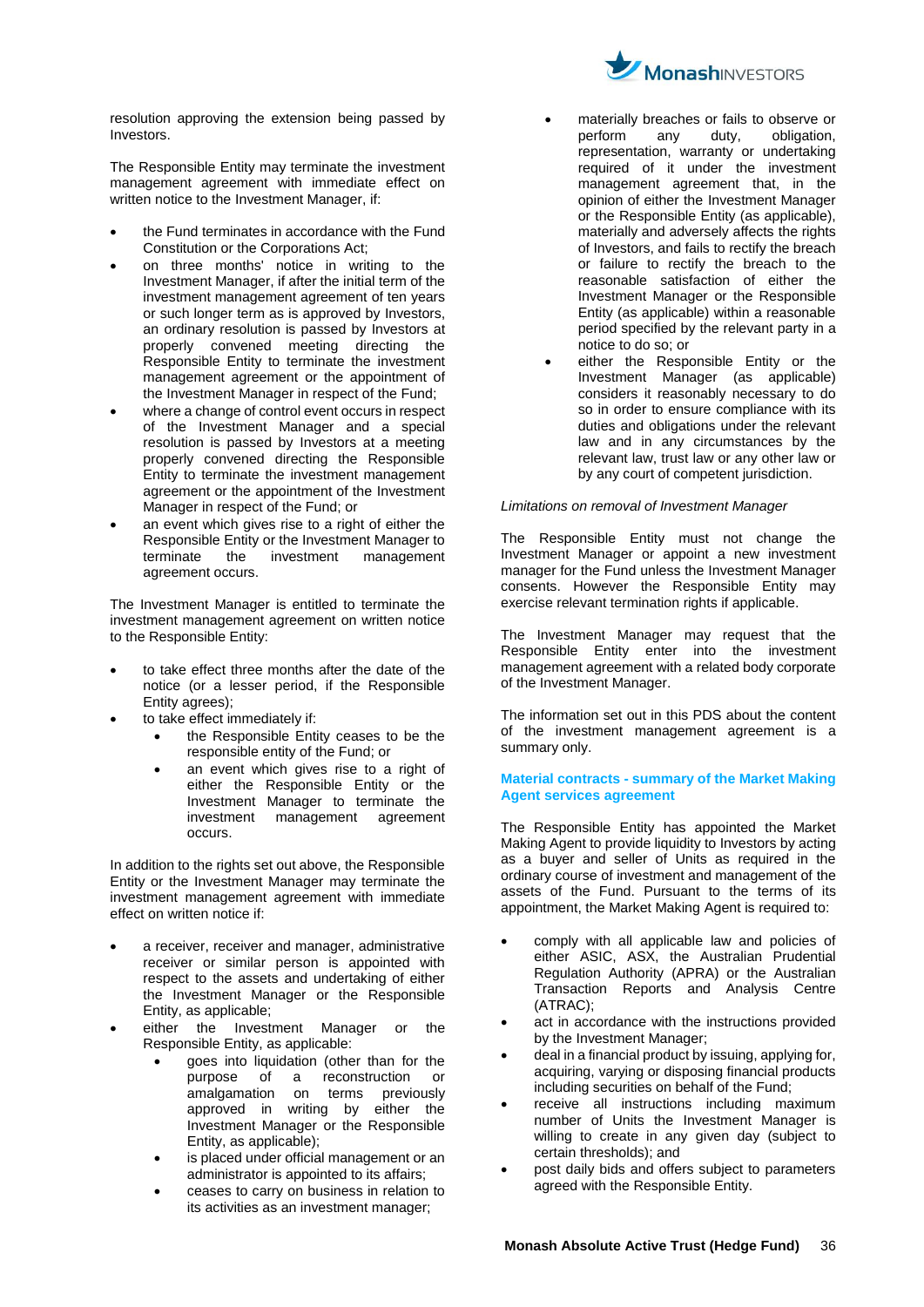resolution approving the extension being passed by Investors.

The Responsible Entity may terminate the investment management agreement with immediate effect on written notice to the Investment Manager, if:

- the Fund terminates in accordance with the Fund Constitution or the Corporations Act;
- on three months' notice in writing to the Investment Manager, if after the initial term of the investment management agreement of ten years or such longer term as is approved by Investors, an ordinary resolution is passed by Investors at properly convened meeting directing the Responsible Entity to terminate the investment management agreement or the appointment of the Investment Manager in respect of the Fund;
- where a change of control event occurs in respect of the Investment Manager and a special resolution is passed by Investors at a meeting properly convened directing the Responsible Entity to terminate the investment management agreement or the appointment of the Investment Manager in respect of the Fund; or
- an event which gives rise to a right of either the Responsible Entity or the Investment Manager to terminate the investment management agreement occurs.

The Investment Manager is entitled to terminate the investment management agreement on written notice to the Responsible Entity:

- to take effect three months after the date of the notice (or a lesser period, if the Responsible Entity agrees);
- to take effect immediately if:
  - the Responsible Entity ceases to be the responsible entity of the Fund; or
  - an event which gives rise to a right of either the Responsible Entity or the Investment Manager to terminate the investment management agreement occurs.

In addition to the rights set out above, the Responsible Entity or the Investment Manager may terminate the investment management agreement with immediate effect on written notice if:

- a receiver, receiver and manager, administrative receiver or similar person is appointed with respect to the assets and undertaking of either the Investment Manager or the Responsible Entity, as applicable;
- either the Investment Manager or the Responsible Entity, as applicable:
  - goes into liquidation (other than for the purpose of a reconstruction or amalgamation on terms previously approved in writing by either the Investment Manager or the Responsible Entity, as applicable);
  - is placed under official management or an administrator is appointed to its affairs;
  - ceases to carry on business in relation to its activities as an investment manager;
  - materially breaches or fails to observe or perform any duty, obligation, representation, warranty or undertaking required of it under the investment management agreement that, in the opinion of either the Investment Manager or the Responsible Entity (as applicable), materially and adversely affects the rights of Investors, and fails to rectify the breach or failure to rectify the breach to the reasonable satisfaction of either the Investment Manager or the Responsible Entity (as applicable) within a reasonable period specified by the relevant party in a notice to do so; or
- either the Responsible Entity or the Investment Manager (as applicable) considers it reasonably necessary to do so in order to ensure compliance with its duties and obligations under the relevant law and in any circumstances by the relevant law, trust law or any other law or by any court of competent jurisdiction.

*Limitations on removal of Investment Manager*

The Responsible Entity must not change the Investment Manager or appoint a new investment manager for the Fund unless the Investment Manager consents. However the Responsible Entity may exercise relevant termination rights if applicable.

The Investment Manager may request that the Responsible Entity enter into the investment management agreement with a related body corporate of the Investment Manager.

The information set out in this PDS about the content of the investment management agreement is a summary only.

### Material contracts - summary of the Market Making Agent services agreement

The Responsible Entity has appointed the Market Making Agent to provide liquidity to Investors by acting as a buyer and seller of Units as required in the ordinary course of investment and management of the assets of the Fund. Pursuant to the terms of its appointment, the Market Making Agent is required to:

- comply with all applicable law and policies of either ASIC, ASX, the Australian Prudential Regulation Authority (APRA) or the Australian Transaction Reports and Analysis Centre (ATRAC);
- act in accordance with the instructions provided by the Investment Manager;
- deal in a financial product by issuing, applying for, acquiring, varying or disposing financial products including securities on behalf of the Fund;
- receive all instructions including maximum number of Units the Investment Manager is willing to create in any given day (subject to certain thresholds); and
- post daily bids and offers subject to parameters agreed with the Responsible Entity.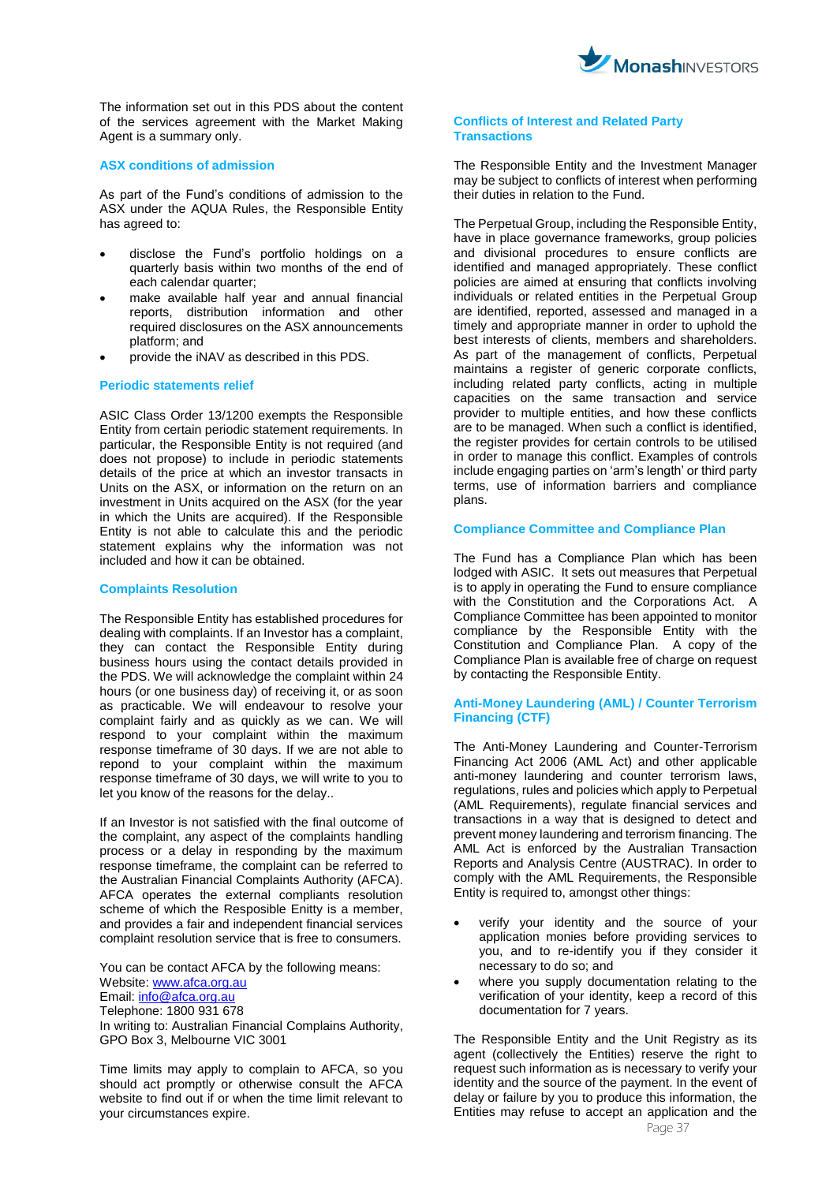The information set out in this PDS about the content of the services agreement with the Market Making Agent is a summary only.

### ASX conditions of admission

As part of the Fund's conditions of admission to the ASX under the AQUA Rules, the Responsible Entity has agreed to:

- disclose the Fund's portfolio holdings on a quarterly basis within two months of the end of each calendar quarter;
- make available half year and annual financial reports, distribution information and other required disclosures on the ASX announcements platform; and
- provide the iNAV as described in this PDS.

### Periodic statements relief

ASIC Class Order 13/1200 exempts the Responsible Entity from certain periodic statement requirements. In particular, the Responsible Entity is not required (and does not propose) to include in periodic statements details of the price at which an investor transacts in Units on the ASX, or information on the return on an investment in Units acquired on the ASX (for the year in which the Units are acquired). If the Responsible Entity is not able to calculate this and the periodic statement explains why the information was not included and how it can be obtained.

### Complaints Resolution

The Responsible Entity has established procedures for dealing with complaints. If an Investor has a complaint, they can contact the Responsible Entity during business hours using the contact details provided in the PDS. We will acknowledge the complaint within 24 hours (or one business day) of receiving it, or as soon as practicable. We will endeavour to resolve your complaint fairly and as quickly as we can. We will respond to your complaint within the maximum response timeframe of 30 days. If we are not able to repond to your complaint within the maximum response timeframe of 30 days, we will write to you to let you know of the reasons for the delay..

If an Investor is not satisfied with the final outcome of the complaint, any aspect of the complaints handling process or a delay in responding by the maximum response timeframe, the complaint can be referred to the Australian Financial Complaints Authority (AFCA). AFCA operates the external compliants resolution scheme of which the Resposible Enitty is a member, and provides a fair and independent financial services complaint resolution service that is free to consumers.

You can be contact AFCA by the following means:
Website: www.afca.org.au
Email: info@afca.org.au
Telephone: 1800 931 678
In writing to: Australian Financial Complains Authority, GPO Box 3, Melbourne VIC 3001

Time limits may apply to complain to AFCA, so you should act promptly or otherwise consult the AFCA website to find out if or when the time limit relevant to your circumstances expire.

### Conflicts of Interest and Related Party Transactions

The Responsible Entity and the Investment Manager may be subject to conflicts of interest when performing their duties in relation to the Fund.

The Perpetual Group, including the Responsible Entity, have in place governance frameworks, group policies and divisional procedures to ensure conflicts are identified and managed appropriately. These conflict policies are aimed at ensuring that conflicts involving individuals or related entities in the Perpetual Group are identified, reported, assessed and managed in a timely and appropriate manner in order to uphold the best interests of clients, members and shareholders. As part of the management of conflicts, Perpetual maintains a register of generic corporate conflicts, including related party conflicts, acting in multiple capacities on the same transaction and service provider to multiple entities, and how these conflicts are to be managed. When such a conflict is identified, the register provides for certain controls to be utilised in order to manage this conflict. Examples of controls include engaging parties on 'arm's length' or third party terms, use of information barriers and compliance plans.

### Compliance Committee and Compliance Plan

The Fund has a Compliance Plan which has been lodged with ASIC. It sets out measures that Perpetual is to apply in operating the Fund to ensure compliance with the Constitution and the Corporations Act. A Compliance Committee has been appointed to monitor compliance by the Responsible Entity with the Constitution and Compliance Plan. A copy of the Compliance Plan is available free of charge on request by contacting the Responsible Entity.

### Anti-Money Laundering (AML) / Counter Terrorism Financing (CTF)

The Anti-Money Laundering and Counter-Terrorism Financing Act 2006 (AML Act) and other applicable anti-money laundering and counter terrorism laws, regulations, rules and policies which apply to Perpetual (AML Requirements), regulate financial services and transactions in a way that is designed to detect and prevent money laundering and terrorism financing. The AML Act is enforced by the Australian Transaction Reports and Analysis Centre (AUSTRAC). In order to comply with the AML Requirements, the Responsible Entity is required to, amongst other things:

- verify your identity and the source of your application monies before providing services to you, and to re-identify you if they consider it necessary to do so; and
- where you supply documentation relating to the verification of your identity, keep a record of this documentation for 7 years.

The Responsible Entity and the Unit Registry as its agent (collectively the Entities) reserve the right to request such information as is necessary to verify your identity and the source of the payment. In the event of delay or failure by you to produce this information, the Entities may refuse to accept an application and the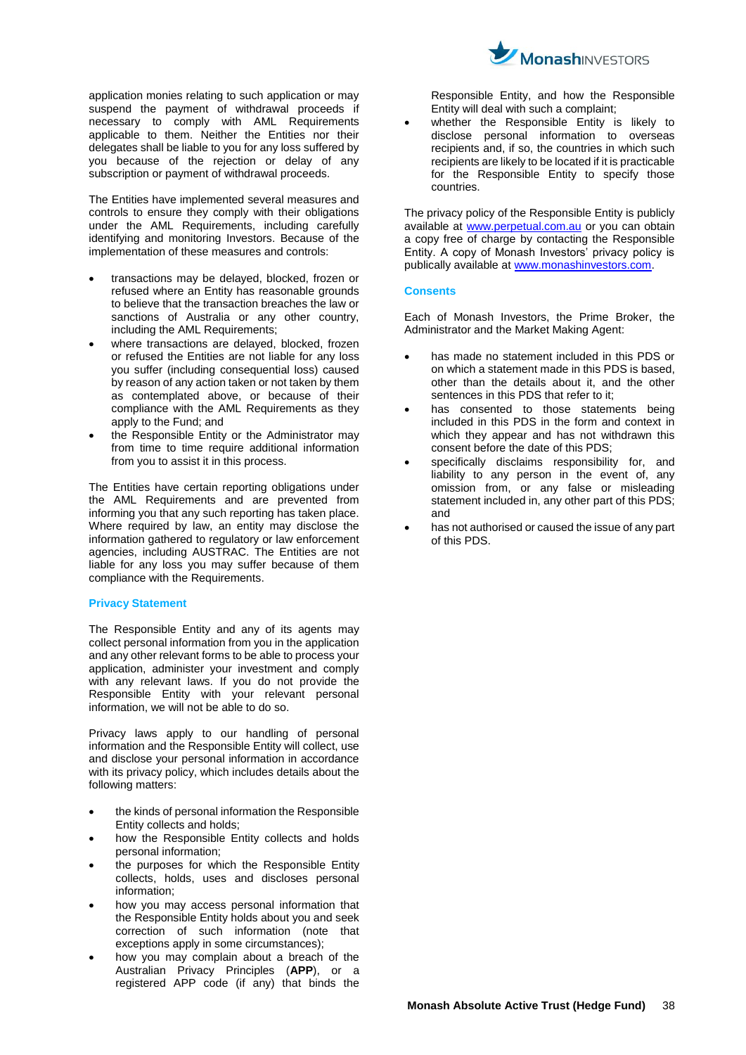application monies relating to such application or may suspend the payment of withdrawal proceeds if necessary to comply with AML Requirements applicable to them. Neither the Entities nor their delegates shall be liable to you for any loss suffered by you because of the rejection or delay of any subscription or payment of withdrawal proceeds.

The Entities have implemented several measures and controls to ensure they comply with their obligations under the AML Requirements, including carefully identifying and monitoring Investors. Because of the implementation of these measures and controls:

- transactions may be delayed, blocked, frozen or refused where an Entity has reasonable grounds to believe that the transaction breaches the law or sanctions of Australia or any other country, including the AML Requirements;
- where transactions are delayed, blocked, frozen or refused the Entities are not liable for any loss you suffer (including consequential loss) caused by reason of any action taken or not taken by them as contemplated above, or because of their compliance with the AML Requirements as they apply to the Fund; and
- the Responsible Entity or the Administrator may from time to time require additional information from you to assist it in this process.

The Entities have certain reporting obligations under the AML Requirements and are prevented from informing you that any such reporting has taken place. Where required by law, an entity may disclose the information gathered to regulatory or law enforcement agencies, including AUSTRAC. The Entities are not liable for any loss you may suffer because of them compliance with the Requirements.

## Privacy Statement

The Responsible Entity and any of its agents may collect personal information from you in the application and any other relevant forms to be able to process your application, administer your investment and comply with any relevant laws. If you do not provide the Responsible Entity with your relevant personal information, we will not be able to do so.

Privacy laws apply to our handling of personal information and the Responsible Entity will collect, use and disclose your personal information in accordance with its privacy policy, which includes details about the following matters:

- the kinds of personal information the Responsible Entity collects and holds;
- how the Responsible Entity collects and holds personal information;
- the purposes for which the Responsible Entity collects, holds, uses and discloses personal information;
- how you may access personal information that the Responsible Entity holds about you and seek correction of such information (note that exceptions apply in some circumstances);
- how you may complain about a breach of the Australian Privacy Principles (**APP**), or a registered APP code (if any) that binds the Responsible Entity, and how the Responsible Entity will deal with such a complaint;
- whether the Responsible Entity is likely to disclose personal information to overseas recipients and, if so, the countries in which such recipients are likely to be located if it is practicable for the Responsible Entity to specify those countries.

The privacy policy of the Responsible Entity is publicly available at www.perpetual.com.au or you can obtain a copy free of charge by contacting the Responsible Entity. A copy of Monash Investors' privacy policy is publically available at www.monashinvestors.com.

## Consents

Each of Monash Investors, the Prime Broker, the Administrator and the Market Making Agent:

- has made no statement included in this PDS or on which a statement made in this PDS is based, other than the details about it, and the other sentences in this PDS that refer to it;
- has consented to those statements being included in this PDS in the form and context in which they appear and has not withdrawn this consent before the date of this PDS;
- specifically disclaims responsibility for, and liability to any person in the event of, any omission from, or any false or misleading statement included in, any other part of this PDS; and
- has not authorised or caused the issue of any part of this PDS.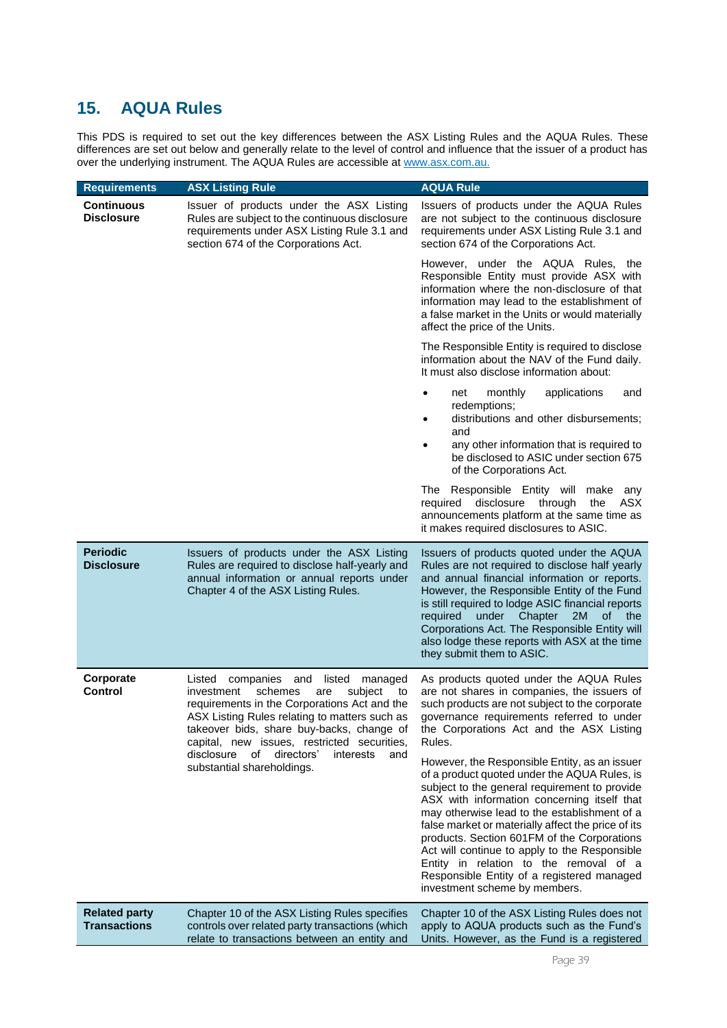## 15. AQUA Rules

This PDS is required to set out the key differences between the ASX Listing Rules and the AQUA Rules. These differences are set out below and generally relate to the level of control and influence that the issuer of a product has over the underlying instrument. The AQUA Rules are accessible at www.asx.com.au.

| Requirements | ASX Listing Rule | AQUA Rule |
|---|---|---|
| **Continuous Disclosure** | Issuer of products under the ASX Listing Rules are subject to the continuous disclosure requirements under ASX Listing Rule 3.1 and section 674 of the Corporations Act. | Issuers of products under the AQUA Rules are not subject to the continuous disclosure requirements under ASX Listing Rule 3.1 and section 674 of the Corporations Act.<br><br>However, under the AQUA Rules, the Responsible Entity must provide ASX with information where the non-disclosure of that information may lead to the establishment of a false market in the Units or would materially affect the price of the Units.<br><br>The Responsible Entity is required to disclose information about the NAV of the Fund daily. It must also disclose information about:<br><br>• net monthly applications and redemptions;<br>• distributions and other disbursements; and<br>• any other information that is required to be disclosed to ASIC under section 675 of the Corporations Act.<br><br>The Responsible Entity will make any required disclosure through the ASX announcements platform at the same time as it makes required disclosures to ASIC. |
| **Periodic Disclosure** | Issuers of products under the ASX Listing Rules are required to disclose half-yearly and annual financial information or annual reports under Chapter 4 of the ASX Listing Rules. | Issuers of products quoted under the AQUA Rules are not required to disclose half yearly and annual financial information or reports. However, the Responsible Entity of the Fund is still required to lodge ASIC financial reports required under Chapter 2M of the Corporations Act. The Responsible Entity will also lodge these reports with ASX at the time they submit them to ASIC. |
| **Corporate Control** | Listed companies and listed managed investment schemes are subject to requirements in the Corporations Act and the ASX Listing Rules relating to matters such as takeover bids, share buy-backs, change of capital, new issues, restricted securities, disclosure of directors' interests and substantial shareholdings. | As products quoted under the AQUA Rules are not shares in companies, the issuers of such products are not subject to the corporate governance requirements referred to under the Corporations Act and the ASX Listing Rules.<br><br>However, the Responsible Entity, as an issuer of a product quoted under the AQUA Rules, is subject to the general requirement to provide ASX with information concerning itself that may otherwise lead to the establishment of a false market or materially affect the price of its products. Section 601FM of the Corporations Act will continue to apply to the Responsible Entity in relation to the removal of a Responsible Entity of a registered managed investment scheme by members. |
| **Related party Transactions** | Chapter 10 of the ASX Listing Rules specifies controls over related party transactions (which relate to transactions between an entity and | Chapter 10 of the ASX Listing Rules does not apply to AQUA products such as the Fund's Units. However, as the Fund is a registered |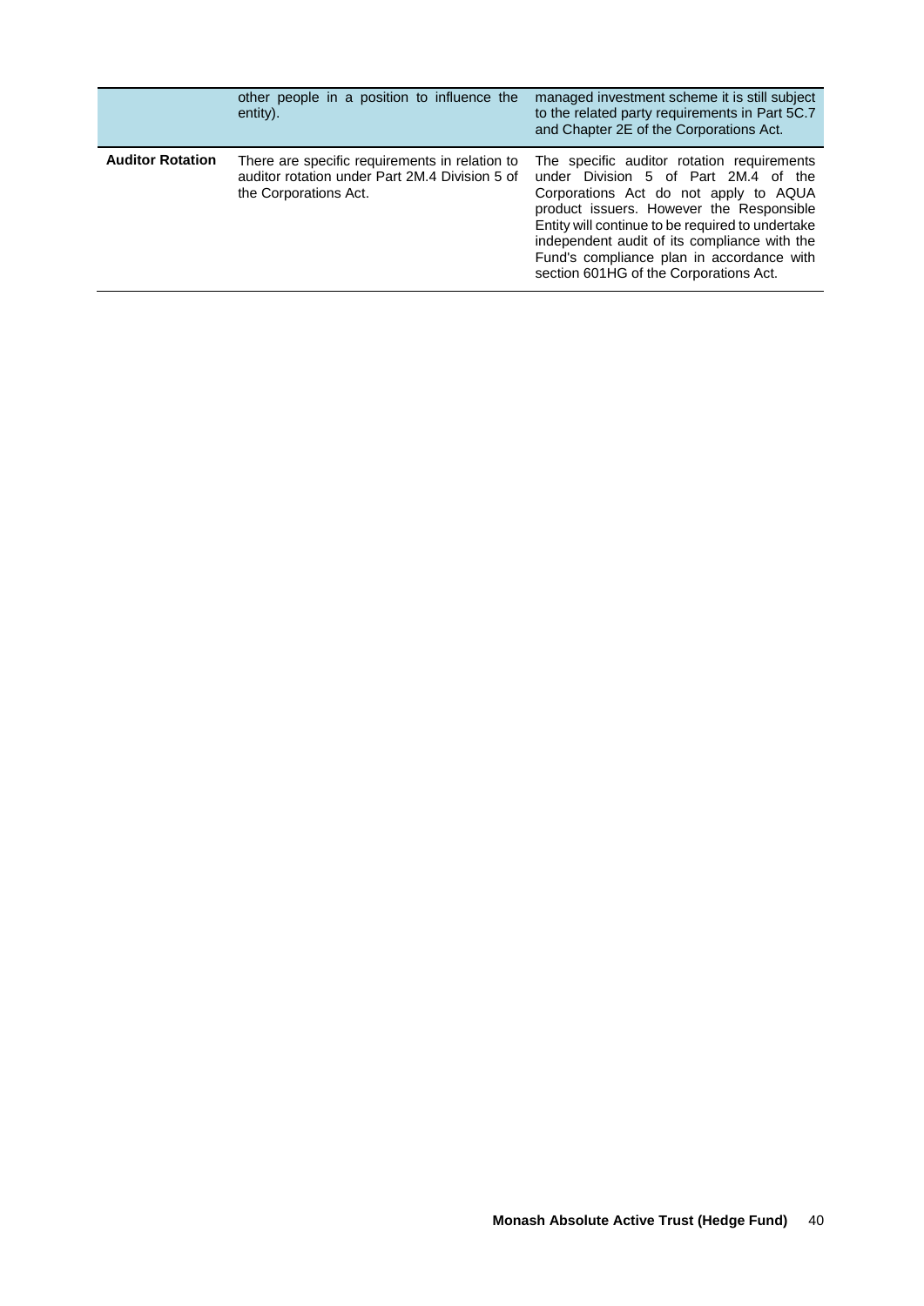| | | |
|---|---|---|
| | other people in a position to influence the entity). | managed investment scheme it is still subject to the related party requirements in Part 5C.7 and Chapter 2E of the Corporations Act. |
| **Auditor Rotation** | There are specific requirements in relation to auditor rotation under Part 2M.4 Division 5 of the Corporations Act. | The specific auditor rotation requirements under Division 5 of Part 2M.4 of the Corporations Act do not apply to AQUA product issuers. However the Responsible Entity will continue to be required to undertake independent audit of its compliance with the Fund's compliance plan in accordance with section 601HG of the Corporations Act. |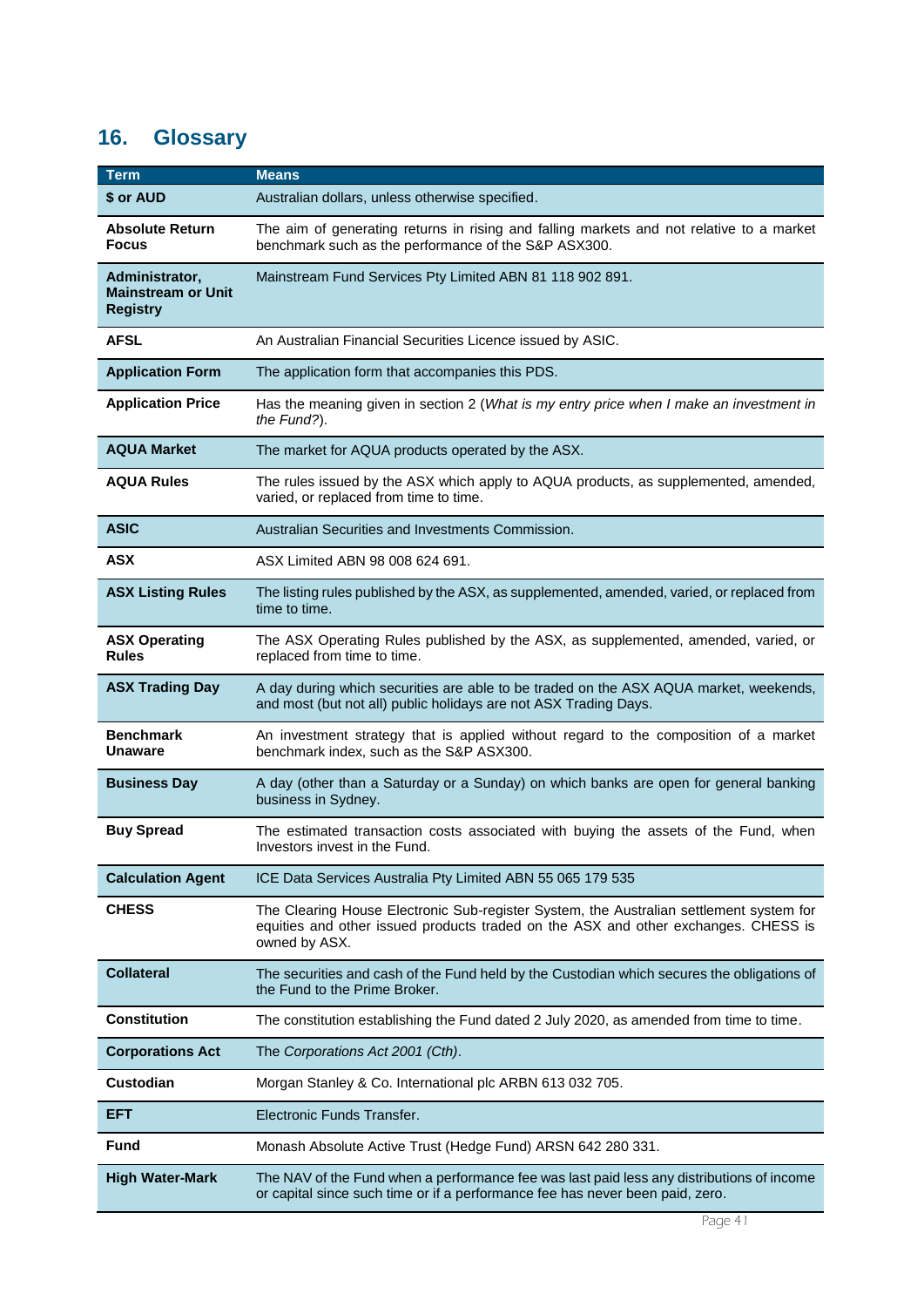## 16. Glossary

| Term | Means |
|---|---|
| **$ or AUD** | Australian dollars, unless otherwise specified. |
| **Absolute Return Focus** | The aim of generating returns in rising and falling markets and not relative to a market benchmark such as the performance of the S&P ASX300. |
| **Administrator, Mainstream or Unit Registry** | Mainstream Fund Services Pty Limited ABN 81 118 902 891. |
| **AFSL** | An Australian Financial Securities Licence issued by ASIC. |
| **Application Form** | The application form that accompanies this PDS. |
| **Application Price** | Has the meaning given in section 2 (*What is my entry price when I make an investment in the Fund?*). |
| **AQUA Market** | The market for AQUA products operated by the ASX. |
| **AQUA Rules** | The rules issued by the ASX which apply to AQUA products, as supplemented, amended, varied, or replaced from time to time. |
| **ASIC** | Australian Securities and Investments Commission. |
| **ASX** | ASX Limited ABN 98 008 624 691. |
| **ASX Listing Rules** | The listing rules published by the ASX, as supplemented, amended, varied, or replaced from time to time. |
| **ASX Operating Rules** | The ASX Operating Rules published by the ASX, as supplemented, amended, varied, or replaced from time to time. |
| **ASX Trading Day** | A day during which securities are able to be traded on the ASX AQUA market, weekends, and most (but not all) public holidays are not ASX Trading Days. |
| **Benchmark Unaware** | An investment strategy that is applied without regard to the composition of a market benchmark index, such as the S&P ASX300. |
| **Business Day** | A day (other than a Saturday or a Sunday) on which banks are open for general banking business in Sydney. |
| **Buy Spread** | The estimated transaction costs associated with buying the assets of the Fund, when Investors invest in the Fund. |
| **Calculation Agent** | ICE Data Services Australia Pty Limited ABN 55 065 179 535 |
| **CHESS** | The Clearing House Electronic Sub-register System, the Australian settlement system for equities and other issued products traded on the ASX and other exchanges. CHESS is owned by ASX. |
| **Collateral** | The securities and cash of the Fund held by the Custodian which secures the obligations of the Fund to the Prime Broker. |
| **Constitution** | The constitution establishing the Fund dated 2 July 2020, as amended from time to time. |
| **Corporations Act** | The *Corporations Act 2001 (Cth)*. |
| **Custodian** | Morgan Stanley & Co. International plc ARBN 613 032 705. |
| **EFT** | Electronic Funds Transfer. |
| **Fund** | Monash Absolute Active Trust (Hedge Fund) ARSN 642 280 331. |
| **High Water-Mark** | The NAV of the Fund when a performance fee was last paid less any distributions of income or capital since such time or if a performance fee has never been paid, zero. |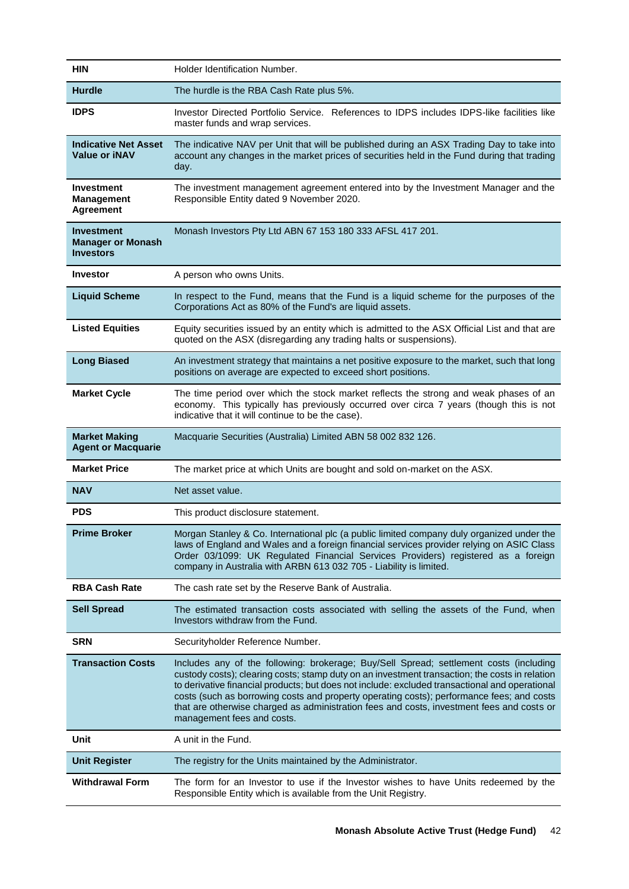| | |
|---|---|
| **HIN** | Holder Identification Number. |
| **Hurdle** | The hurdle is the RBA Cash Rate plus 5%. |
| **IDPS** | Investor Directed Portfolio Service. References to IDPS includes IDPS-like facilities like master funds and wrap services. |
| **Indicative Net Asset Value or iNAV** | The indicative NAV per Unit that will be published during an ASX Trading Day to take into account any changes in the market prices of securities held in the Fund during that trading day. |
| **Investment Management Agreement** | The investment management agreement entered into by the Investment Manager and the Responsible Entity dated 9 November 2020. |
| **Investment Manager or Monash Investors** | Monash Investors Pty Ltd ABN 67 153 180 333 AFSL 417 201. |
| **Investor** | A person who owns Units. |
| **Liquid Scheme** | In respect to the Fund, means that the Fund is a liquid scheme for the purposes of the Corporations Act as 80% of the Fund's are liquid assets. |
| **Listed Equities** | Equity securities issued by an entity which is admitted to the ASX Official List and that are quoted on the ASX (disregarding any trading halts or suspensions). |
| **Long Biased** | An investment strategy that maintains a net positive exposure to the market, such that long positions on average are expected to exceed short positions. |
| **Market Cycle** | The time period over which the stock market reflects the strong and weak phases of an economy. This typically has previously occurred over circa 7 years (though this is not indicative that it will continue to be the case). |
| **Market Making Agent or Macquarie** | Macquarie Securities (Australia) Limited ABN 58 002 832 126. |
| **Market Price** | The market price at which Units are bought and sold on-market on the ASX. |
| **NAV** | Net asset value. |
| **PDS** | This product disclosure statement. |
| **Prime Broker** | Morgan Stanley & Co. International plc (a public limited company duly organized under the laws of England and Wales and a foreign financial services provider relying on ASIC Class Order 03/1099: UK Regulated Financial Services Providers) registered as a foreign company in Australia with ARBN 613 032 705 - Liability is limited. |
| **RBA Cash Rate** | The cash rate set by the Reserve Bank of Australia. |
| **Sell Spread** | The estimated transaction costs associated with selling the assets of the Fund, when Investors withdraw from the Fund. |
| **SRN** | Securityholder Reference Number. |
| **Transaction Costs** | Includes any of the following: brokerage; Buy/Sell Spread; settlement costs (including custody costs); clearing costs; stamp duty on an investment transaction; the costs in relation to derivative financial products; but does not include: excluded transactional and operational costs (such as borrowing costs and property operating costs); performance fees; and costs that are otherwise charged as administration fees and costs, investment fees and costs or management fees and costs. |
| **Unit** | A unit in the Fund. |
| **Unit Register** | The registry for the Units maintained by the Administrator. |
| **Withdrawal Form** | The form for an Investor to use if the Investor wishes to have Units redeemed by the Responsible Entity which is available from the Unit Registry. |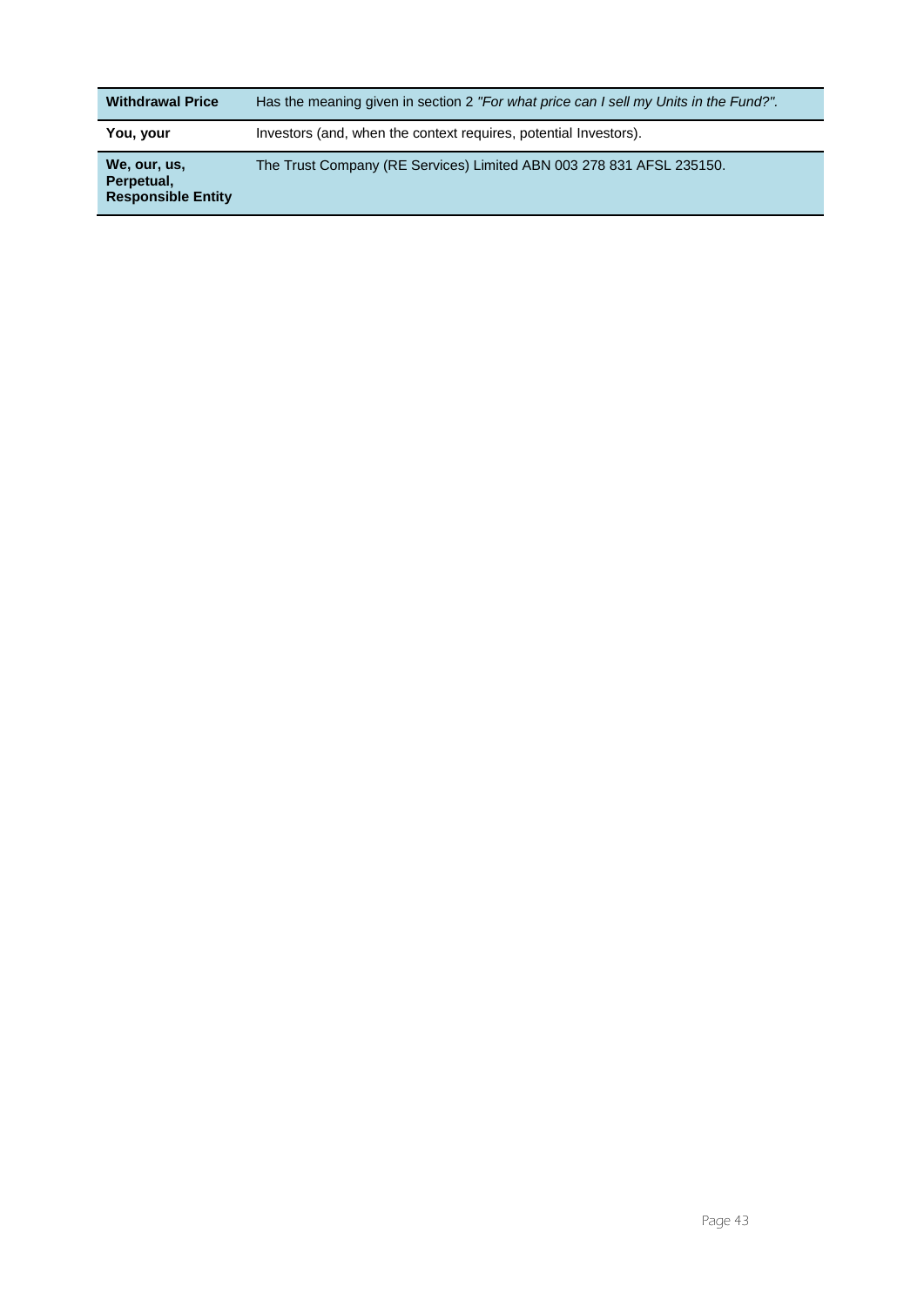| | |
|---|---|
| **Withdrawal Price** | Has the meaning given in section 2 *"For what price can I sell my Units in the Fund?"*. |
| **You, your** | Investors (and, when the context requires, potential Investors). |
| **We, our, us, Perpetual, Responsible Entity** | The Trust Company (RE Services) Limited ABN 003 278 831 AFSL 235150. |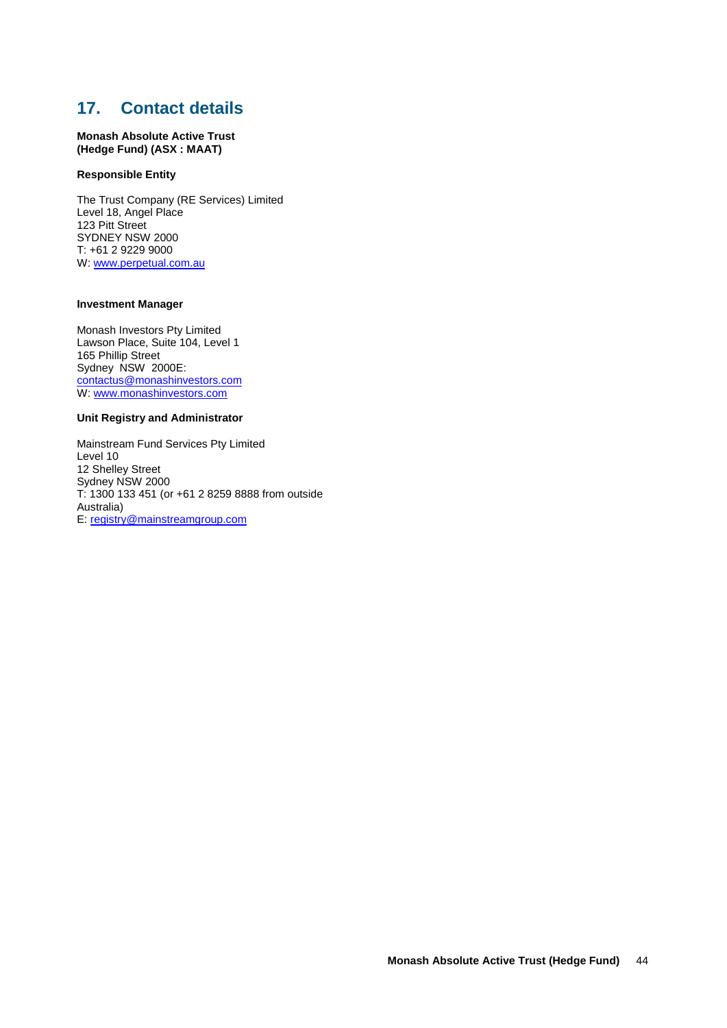## 17. Contact details

**Monash Absolute Active Trust (Hedge Fund) (ASX : MAAT)**

**Responsible Entity**

The Trust Company (RE Services) Limited
Level 18, Angel Place
123 Pitt Street
SYDNEY NSW 2000
T: +61 2 9229 9000
W: www.perpetual.com.au

**Investment Manager**

Monash Investors Pty Limited
Lawson Place, Suite 104, Level 1
165 Phillip Street
Sydney NSW 2000E:
contactus@monashinvestors.com
W: www.monashinvestors.com

**Unit Registry and Administrator**

Mainstream Fund Services Pty Limited
Level 10
12 Shelley Street
Sydney NSW 2000
T: 1300 133 451 (or +61 2 8259 8888 from outside Australia)
E: registry@mainstreamgroup.com